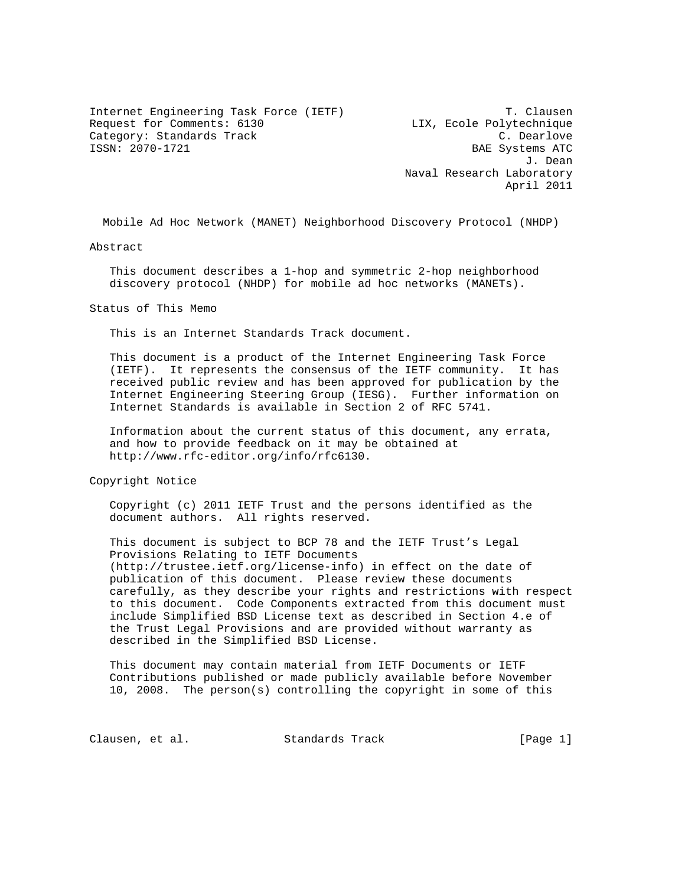Internet Engineering Task Force (IETF)  
Request for Comments: 6130  
Category: Standards Track  
ISSN: 2070-1721

T. Clausen  
LIX, Ecole Polytechnique  
C. Dearlove  
BAE Systems ATC  
J. Dean  
Naval Research Laboratory  
April 2011

# Mobile Ad Hoc Network (MANET) Neighborhood Discovery Protocol (NHDP)

## Abstract

This document describes a 1-hop and symmetric 2-hop neighborhood discovery protocol (NHDP) for mobile ad hoc networks (MANETs).

## Status of This Memo

This is an Internet Standards Track document.

This document is a product of the Internet Engineering Task Force (IETF). It represents the consensus of the IETF community. It has received public review and has been approved for publication by the Internet Engineering Steering Group (IESG). Further information on Internet Standards is available in Section 2 of RFC 5741.

Information about the current status of this document, any errata, and how to provide feedback on it may be obtained at http://www.rfc-editor.org/info/rfc6130.

## Copyright Notice

Copyright (c) 2011 IETF Trust and the persons identified as the document authors. All rights reserved.

This document is subject to BCP 78 and the IETF Trust's Legal Provisions Relating to IETF Documents (http://trustee.ietf.org/license-info) in effect on the date of publication of this document. Please review these documents carefully, as they describe your rights and restrictions with respect to this document. Code Components extracted from this document must include Simplified BSD License text as described in Section 4.e of the Trust Legal Provisions and are provided without warranty as described in the Simplified BSD License.

This document may contain material from IETF Documents or IETF Contributions published or made publicly available before November 10, 2008. The person(s) controlling the copyright in some of this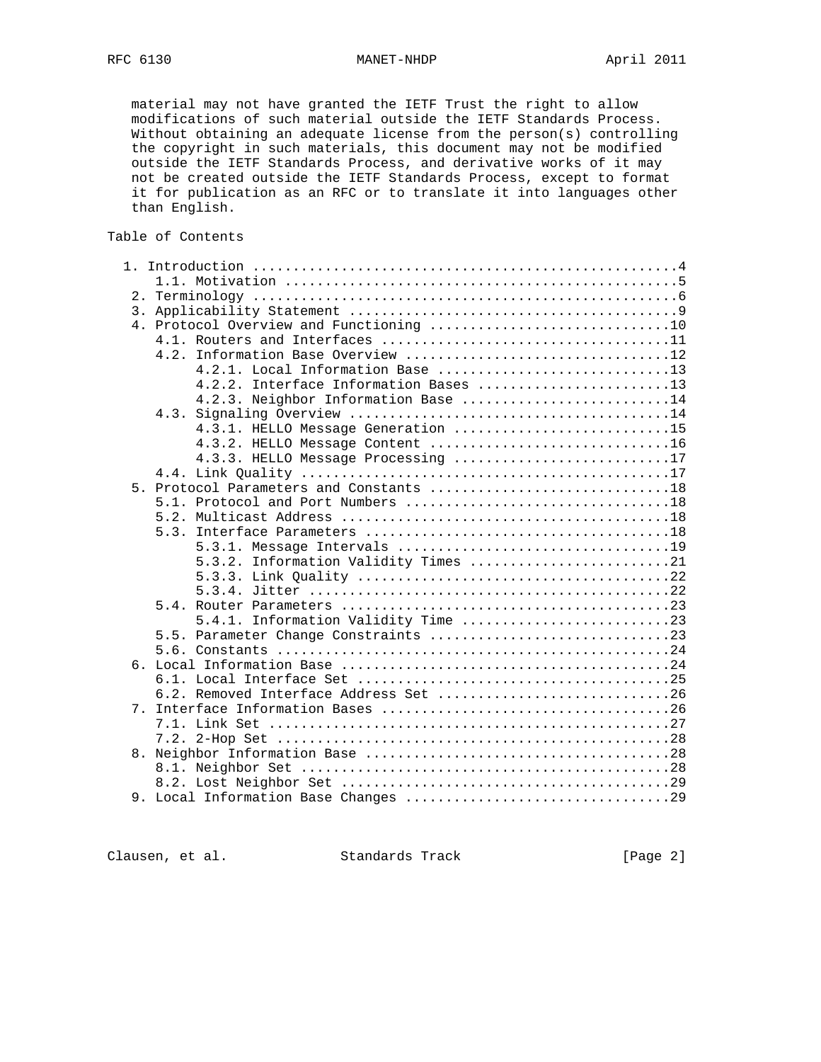material may not have granted the IETF Trust the right to allow modifications of such material outside the IETF Standards Process. Without obtaining an adequate license from the person(s) controlling the copyright in such materials, this document may not be modified outside the IETF Standards Process, and derivative works of it may not be created outside the IETF Standards Process, except to format it for publication as an RFC or to translate it into languages other than English.

## Table of Contents

```
   1. Introduction ....................................................4
      1.1. Motivation .................................................5
   2. Terminology .....................................................6
   3. Applicability Statement .........................................9
   4. Protocol Overview and Functioning ..............................10
      4.1. Routers and Interfaces ....................................11
      4.2. Information Base Overview .................................12
           4.2.1. Local Information Base .............................13
           4.2.2. Interface Information Bases ........................13
           4.2.3. Neighbor Information Base ..........................14
      4.3. Signaling Overview ........................................14
           4.3.1. HELLO Message Generation ...........................15
           4.3.2. HELLO Message Content ..............................16
           4.3.3. HELLO Message Processing ...........................17
      4.4. Link Quality ..............................................17
   5. Protocol Parameters and Constants ..............................18
      5.1. Protocol and Port Numbers .................................18
      5.2. Multicast Address .........................................18
      5.3. Interface Parameters ......................................18
           5.3.1. Message Intervals ..................................19
           5.3.2. Information Validity Times .........................21
           5.3.3. Link Quality .......................................22
           5.3.4. Jitter .............................................22
      5.4. Router Parameters .........................................23
           5.4.1. Information Validity Time ..........................23
      5.5. Parameter Change Constraints ..............................23
      5.6. Constants .................................................24
   6. Local Information Base .........................................24
      6.1. Local Interface Set .......................................25
      6.2. Removed Interface Address Set .............................26
   7. Interface Information Bases ....................................26
      7.1. Link Set ..................................................27
      7.2. 2-Hop Set .................................................28
   8. Neighbor Information Base ......................................28
      8.1. Neighbor Set ..............................................28
      8.2. Lost Neighbor Set .........................................29
   9. Local Information Base Changes .................................29
```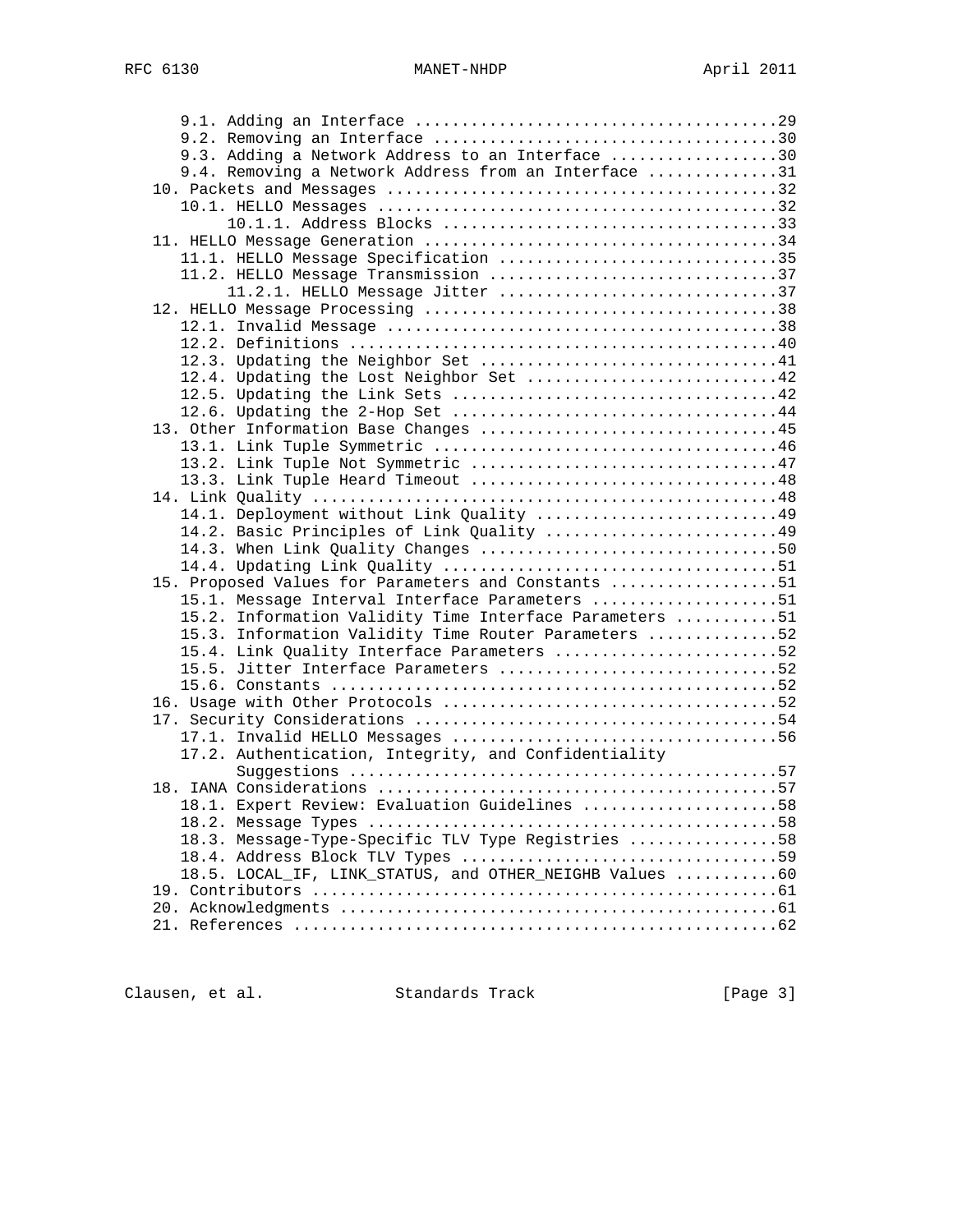```
      9.1. Adding an Interface ......................................29
      9.2. Removing an Interface ....................................30
      9.3. Adding a Network Address to an Interface .................30
      9.4. Removing a Network Address from an Interface .............31
   10. Packets and Messages .........................................32
      10.1. HELLO Messages ..........................................32
           10.1.1. Address Blocks ...................................33
   11. HELLO Message Generation .....................................34
      11.1. HELLO Message Specification .............................35
      11.2. HELLO Message Transmission ..............................37
           11.2.1. HELLO Message Jitter .............................37
   12. HELLO Message Processing .....................................38
      12.1. Invalid Message .........................................38
      12.2. Definitions .............................................40
      12.3. Updating the Neighbor Set ...............................41
      12.4. Updating the Lost Neighbor Set ..........................42
      12.5. Updating the Link Sets ..................................42
      12.6. Updating the 2-Hop Set ..................................44
   13. Other Information Base Changes ...............................45
      13.1. Link Tuple Symmetric ....................................46
      13.2. Link Tuple Not Symmetric ................................47
      13.3. Link Tuple Heard Timeout ................................48
   14. Link Quality .................................................48
      14.1. Deployment without Link Quality .........................49
      14.2. Basic Principles of Link Quality ........................49
      14.3. When Link Quality Changes ...............................50
      14.4. Updating Link Quality ...................................51
   15. Proposed Values for Parameters and Constants .................51
      15.1. Message Interval Interface Parameters ...................51
      15.2. Information Validity Time Interface Parameters ..........51
      15.3. Information Validity Time Router Parameters .............52
      15.4. Link Quality Interface Parameters .......................52
      15.5. Jitter Interface Parameters .............................52
      15.6. Constants ...............................................52
   16. Usage with Other Protocols ...................................52
   17. Security Considerations ......................................54
      17.1. Invalid HELLO Messages ..................................56
      17.2. Authentication, Integrity, and Confidentiality
            Suggestions .............................................57
   18. IANA Considerations ..........................................57
      18.1. Expert Review: Evaluation Guidelines ....................58
      18.2. Message Types ...........................................58
      18.3. Message-Type-Specific TLV Type Registries ...............58
      18.4. Address Block TLV Types .................................59
      18.5. LOCAL_IF, LINK_STATUS, and OTHER_NEIGHB Values ..........60
   19. Contributors .................................................61
   20. Acknowledgments ..............................................61
   21. References ...................................................62
```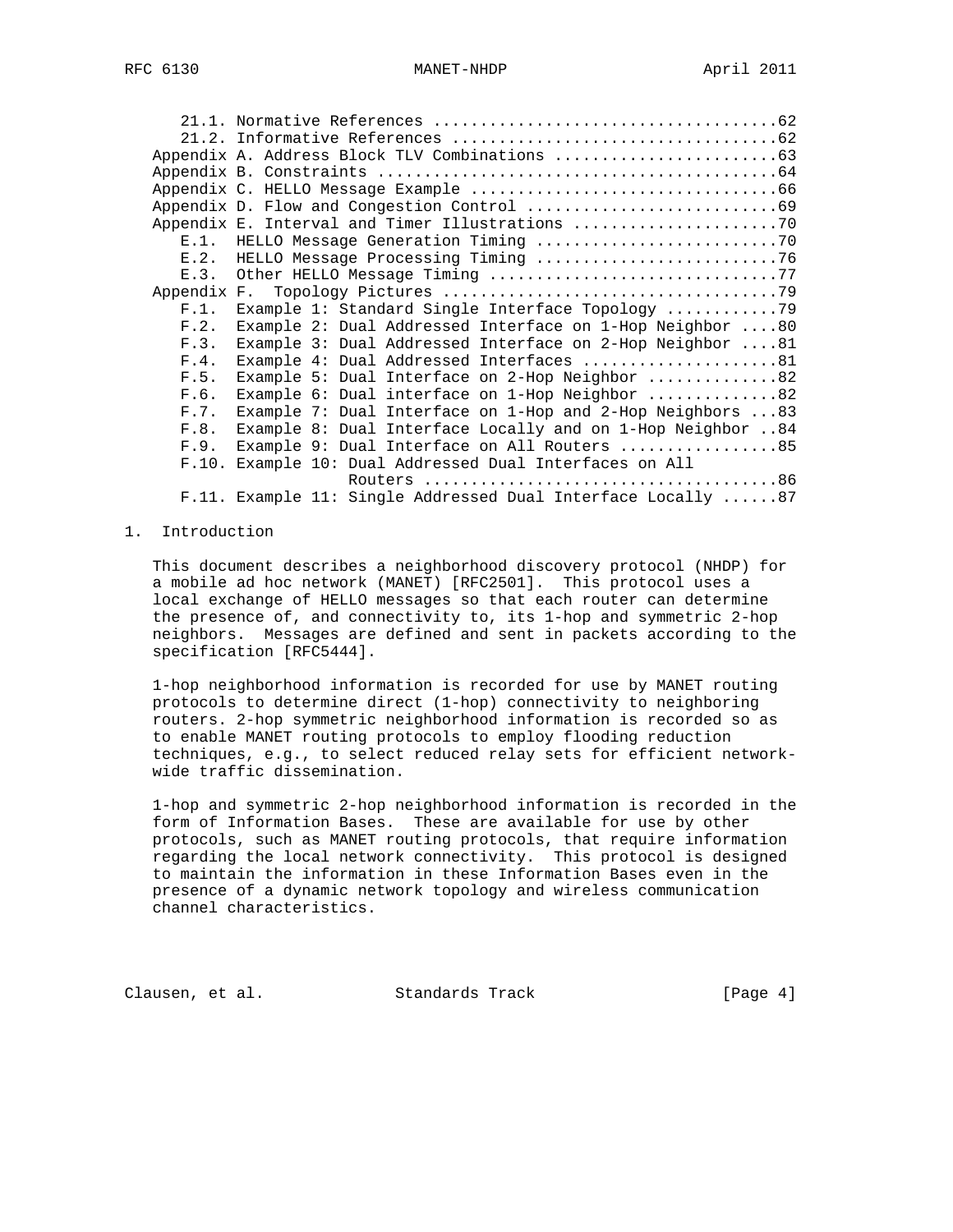21.1. Normative References ....................................62
21.2. Informative References ..................................62
Appendix A. Address Block TLV Combinations ........................63
Appendix B. Constraints ...........................................64
Appendix C. HELLO Message Example .................................66
Appendix D. Flow and Congestion Control ...........................69
Appendix E. Interval and Timer Illustrations ......................70
E.1. HELLO Message Generation Timing ..........................70
E.2. HELLO Message Processing Timing ..........................76
E.3. Other HELLO Message Timing ...............................77
Appendix F. Topology Pictures ...................................79
F.1. Example 1: Standard Single Interface Topology ............79
F.2. Example 2: Dual Addressed Interface on 1-Hop Neighbor ....80
F.3. Example 3: Dual Addressed Interface on 2-Hop Neighbor ....81
F.4. Example 4: Dual Addressed Interfaces .....................81
F.5. Example 5: Dual Interface on 2-Hop Neighbor ..............82
F.6. Example 6: Dual interface on 1-Hop Neighbor ..............82
F.7. Example 7: Dual Interface on 1-Hop and 2-Hop Neighbors ...83
F.8. Example 8: Dual Interface Locally and on 1-Hop Neighbor ..84
F.9. Example 9: Dual Interface on All Routers .................85
F.10. Example 10: Dual Addressed Dual Interfaces on All Routers ......................................86
F.11. Example 11: Single Addressed Dual Interface Locally ......87

# 1. Introduction

This document describes a neighborhood discovery protocol (NHDP) for a mobile ad hoc network (MANET) [RFC2501]. This protocol uses a local exchange of HELLO messages so that each router can determine the presence of, and connectivity to, its 1-hop and symmetric 2-hop neighbors. Messages are defined and sent in packets according to the specification [RFC5444].

1-hop neighborhood information is recorded for use by MANET routing protocols to determine direct (1-hop) connectivity to neighboring routers. 2-hop symmetric neighborhood information is recorded so as to enable MANET routing protocols to employ flooding reduction techniques, e.g., to select reduced relay sets for efficient network-wide traffic dissemination.

1-hop and symmetric 2-hop neighborhood information is recorded in the form of Information Bases. These are available for use by other protocols, such as MANET routing protocols, that require information regarding the local network connectivity. This protocol is designed to maintain the information in these Information Bases even in the presence of a dynamic network topology and wireless communication channel characteristics.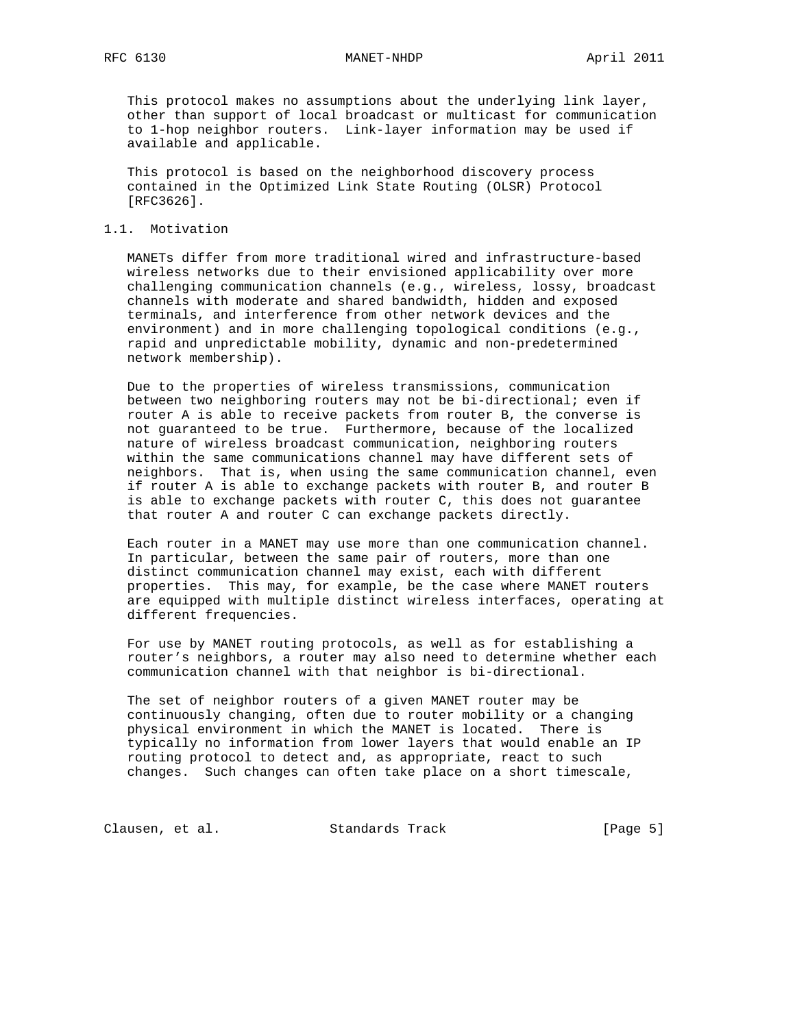This protocol makes no assumptions about the underlying link layer, other than support of local broadcast or multicast for communication to 1-hop neighbor routers. Link-layer information may be used if available and applicable.

This protocol is based on the neighborhood discovery process contained in the Optimized Link State Routing (OLSR) Protocol [RFC3626].

## 1.1. Motivation

MANETs differ from more traditional wired and infrastructure-based wireless networks due to their envisioned applicability over more challenging communication channels (e.g., wireless, lossy, broadcast channels with moderate and shared bandwidth, hidden and exposed terminals, and interference from other network devices and the environment) and in more challenging topological conditions (e.g., rapid and unpredictable mobility, dynamic and non-predetermined network membership).

Due to the properties of wireless transmissions, communication between two neighboring routers may not be bi-directional; even if router A is able to receive packets from router B, the converse is not guaranteed to be true. Furthermore, because of the localized nature of wireless broadcast communication, neighboring routers within the same communications channel may have different sets of neighbors. That is, when using the same communication channel, even if router A is able to exchange packets with router B, and router B is able to exchange packets with router C, this does not guarantee that router A and router C can exchange packets directly.

Each router in a MANET may use more than one communication channel. In particular, between the same pair of routers, more than one distinct communication channel may exist, each with different properties. This may, for example, be the case where MANET routers are equipped with multiple distinct wireless interfaces, operating at different frequencies.

For use by MANET routing protocols, as well as for establishing a router's neighbors, a router may also need to determine whether each communication channel with that neighbor is bi-directional.

The set of neighbor routers of a given MANET router may be continuously changing, often due to router mobility or a changing physical environment in which the MANET is located. There is typically no information from lower layers that would enable an IP routing protocol to detect and, as appropriate, react to such changes. Such changes can often take place on a short timescale,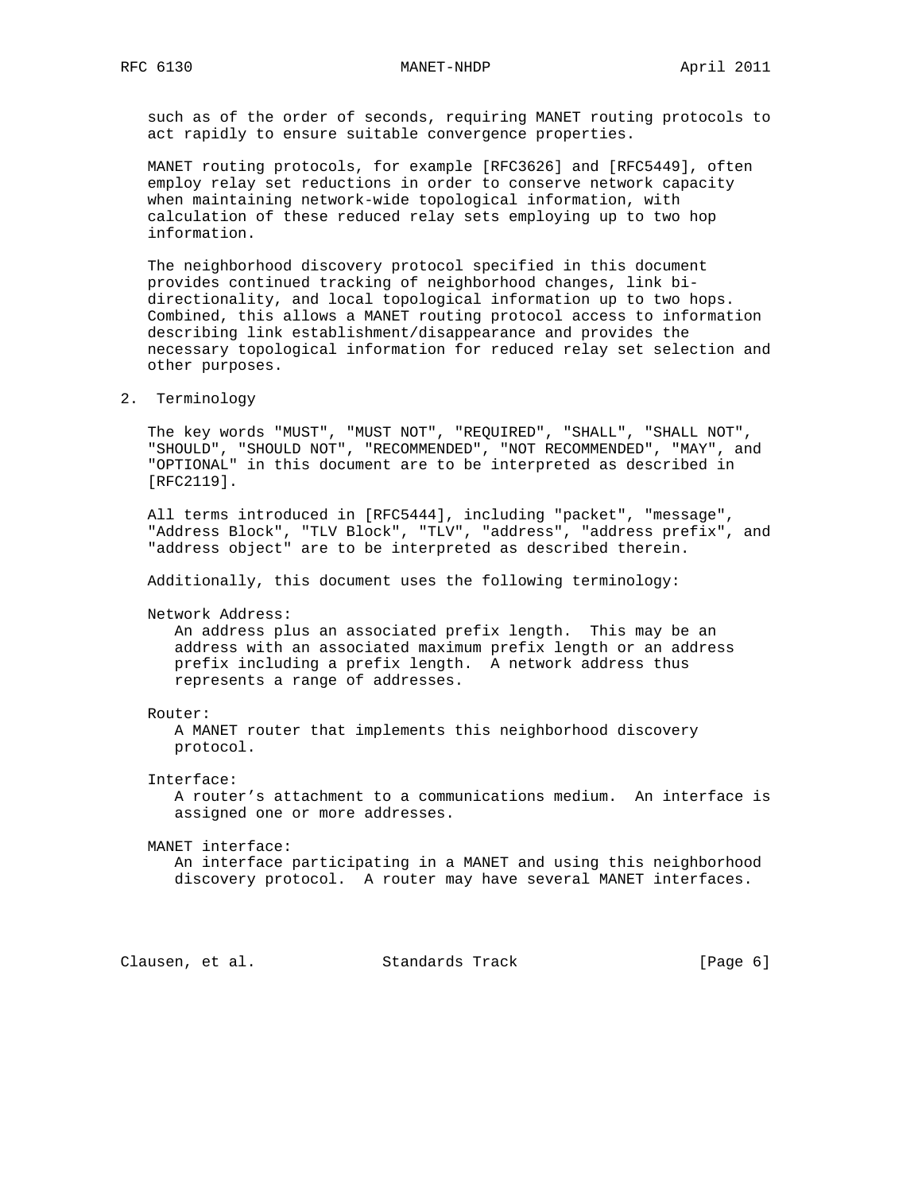such as of the order of seconds, requiring MANET routing protocols to act rapidly to ensure suitable convergence properties.

MANET routing protocols, for example [RFC3626] and [RFC5449], often employ relay set reductions in order to conserve network capacity when maintaining network-wide topological information, with calculation of these reduced relay sets employing up to two hop information.

The neighborhood discovery protocol specified in this document provides continued tracking of neighborhood changes, link bi-directionality, and local topological information up to two hops. Combined, this allows a MANET routing protocol access to information describing link establishment/disappearance and provides the necessary topological information for reduced relay set selection and other purposes.

## 2. Terminology

The key words "MUST", "MUST NOT", "REQUIRED", "SHALL", "SHALL NOT", "SHOULD", "SHOULD NOT", "RECOMMENDED", "NOT RECOMMENDED", "MAY", and "OPTIONAL" in this document are to be interpreted as described in [RFC2119].

All terms introduced in [RFC5444], including "packet", "message", "Address Block", "TLV Block", "TLV", "address", "address prefix", and "address object" are to be interpreted as described therein.

Additionally, this document uses the following terminology:

Network Address:
An address plus an associated prefix length. This may be an address with an associated maximum prefix length or an address prefix including a prefix length. A network address thus represents a range of addresses.

Router:
A MANET router that implements this neighborhood discovery protocol.

Interface:
A router's attachment to a communications medium. An interface is assigned one or more addresses.

MANET interface:
An interface participating in a MANET and using this neighborhood discovery protocol. A router may have several MANET interfaces.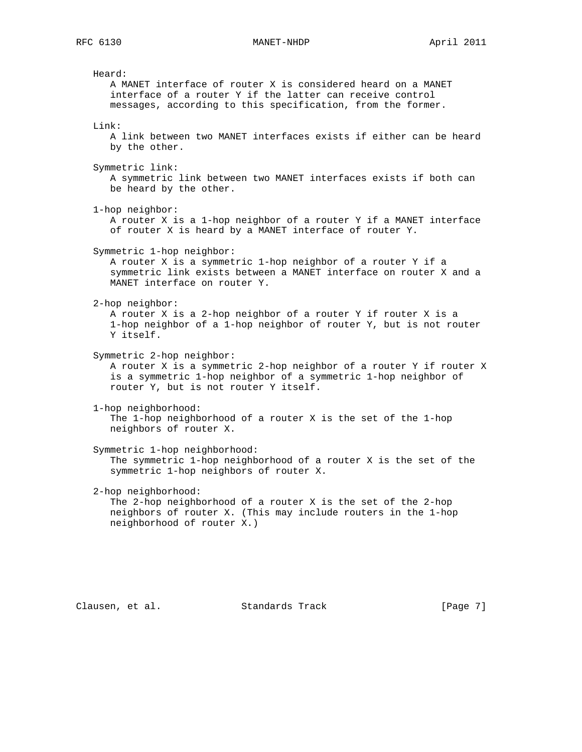Heard:
A MANET interface of router X is considered heard on a MANET interface of a router Y if the latter can receive control messages, according to this specification, from the former.

Link:
A link between two MANET interfaces exists if either can be heard by the other.

Symmetric link:
A symmetric link between two MANET interfaces exists if both can be heard by the other.

1-hop neighbor:
A router X is a 1-hop neighbor of a router Y if a MANET interface of router X is heard by a MANET interface of router Y.

Symmetric 1-hop neighbor:
A router X is a symmetric 1-hop neighbor of a router Y if a symmetric link exists between a MANET interface on router X and a MANET interface on router Y.

2-hop neighbor:
A router X is a 2-hop neighbor of a router Y if router X is a 1-hop neighbor of a 1-hop neighbor of router Y, but is not router Y itself.

Symmetric 2-hop neighbor:
A router X is a symmetric 2-hop neighbor of a router Y if router X is a symmetric 1-hop neighbor of a symmetric 1-hop neighbor of router Y, but is not router Y itself.

1-hop neighborhood:
The 1-hop neighborhood of a router X is the set of the 1-hop neighbors of router X.

Symmetric 1-hop neighborhood:
The symmetric 1-hop neighborhood of a router X is the set of the symmetric 1-hop neighbors of router X.

2-hop neighborhood:
The 2-hop neighborhood of a router X is the set of the 2-hop neighbors of router X. (This may include routers in the 1-hop neighborhood of router X.)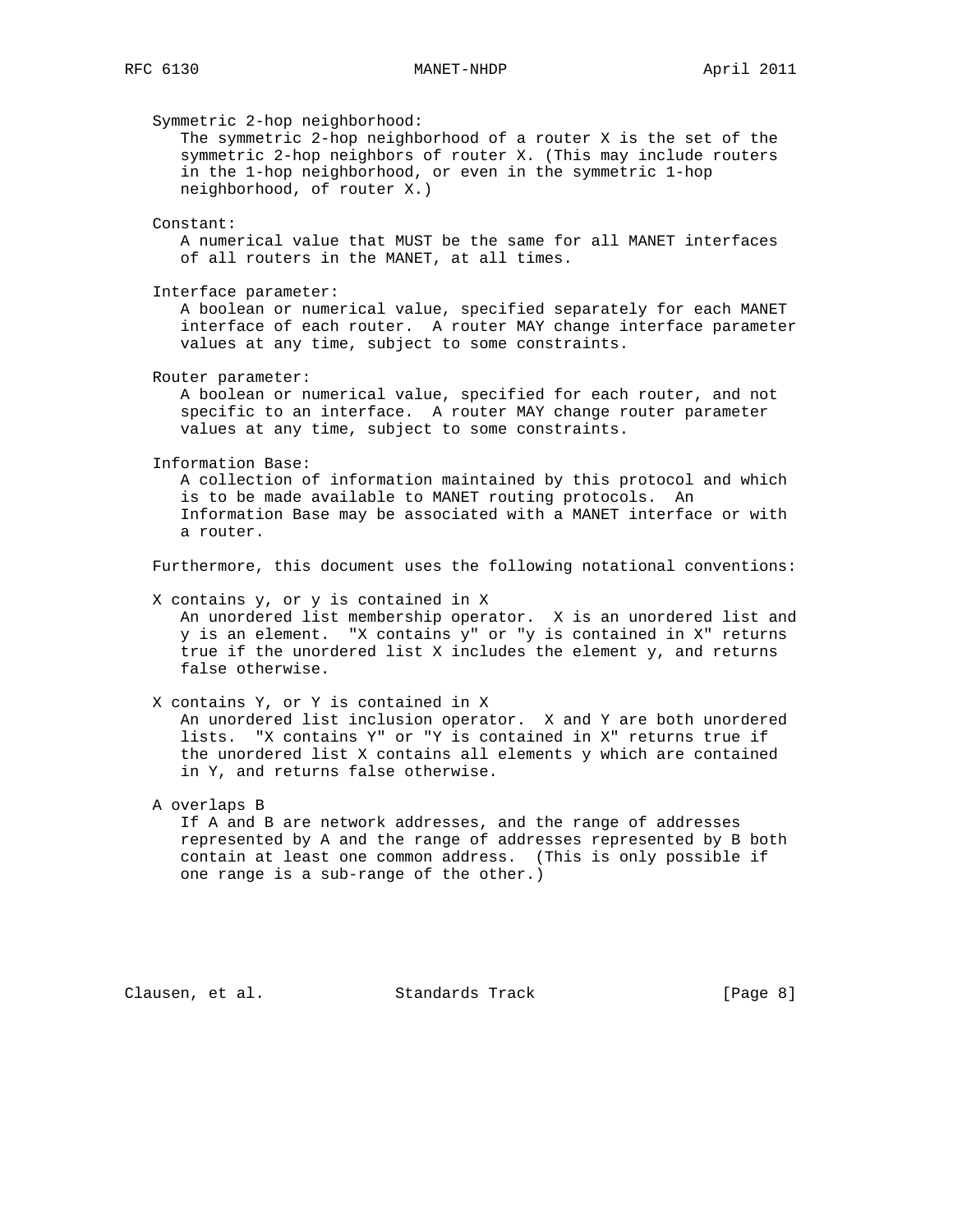Symmetric 2-hop neighborhood:
The symmetric 2-hop neighborhood of a router X is the set of the symmetric 2-hop neighbors of router X. (This may include routers in the 1-hop neighborhood, or even in the symmetric 1-hop neighborhood, of router X.)

Constant:
A numerical value that MUST be the same for all MANET interfaces of all routers in the MANET, at all times.

Interface parameter:
A boolean or numerical value, specified separately for each MANET interface of each router. A router MAY change interface parameter values at any time, subject to some constraints.

Router parameter:
A boolean or numerical value, specified for each router, and not specific to an interface. A router MAY change router parameter values at any time, subject to some constraints.

Information Base:
A collection of information maintained by this protocol and which is to be made available to MANET routing protocols. An Information Base may be associated with a MANET interface or with a router.

Furthermore, this document uses the following notational conventions:

X contains y, or y is contained in X
An unordered list membership operator. X is an unordered list and y is an element. "X contains y" or "y is contained in X" returns true if the unordered list X includes the element y, and returns false otherwise.

X contains Y, or Y is contained in X
An unordered list inclusion operator. X and Y are both unordered lists. "X contains Y" or "Y is contained in X" returns true if the unordered list X contains all elements y which are contained in Y, and returns false otherwise.

A overlaps B
If A and B are network addresses, and the range of addresses represented by A and the range of addresses represented by B both contain at least one common address. (This is only possible if one range is a sub-range of the other.)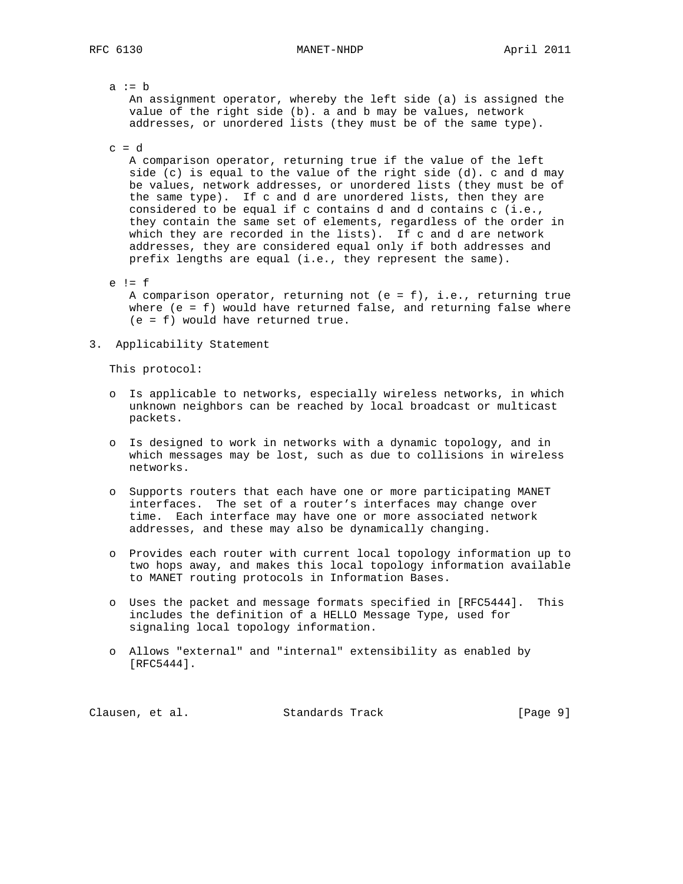a := b
: An assignment operator, whereby the left side (a) is assigned the value of the right side (b). a and b may be values, network addresses, or unordered lists (they must be of the same type).

c = d
: A comparison operator, returning true if the value of the left side (c) is equal to the value of the right side (d). c and d may be values, network addresses, or unordered lists (they must be of the same type). If c and d are unordered lists, then they are considered to be equal if c contains d and d contains c (i.e., they contain the same set of elements, regardless of the order in which they are recorded in the lists). If c and d are network addresses, they are considered equal only if both addresses and prefix lengths are equal (i.e., they represent the same).

e != f
: A comparison operator, returning not (e = f), i.e., returning true where (e = f) would have returned false, and returning false where (e = f) would have returned true.

## 3. Applicability Statement

This protocol:

- Is applicable to networks, especially wireless networks, in which unknown neighbors can be reached by local broadcast or multicast packets.
- Is designed to work in networks with a dynamic topology, and in which messages may be lost, such as due to collisions in wireless networks.
- Supports routers that each have one or more participating MANET interfaces. The set of a router's interfaces may change over time. Each interface may have one or more associated network addresses, and these may also be dynamically changing.
- Provides each router with current local topology information up to two hops away, and makes this local topology information available to MANET routing protocols in Information Bases.
- Uses the packet and message formats specified in [RFC5444]. This includes the definition of a HELLO Message Type, used for signaling local topology information.
- Allows "external" and "internal" extensibility as enabled by [RFC5444].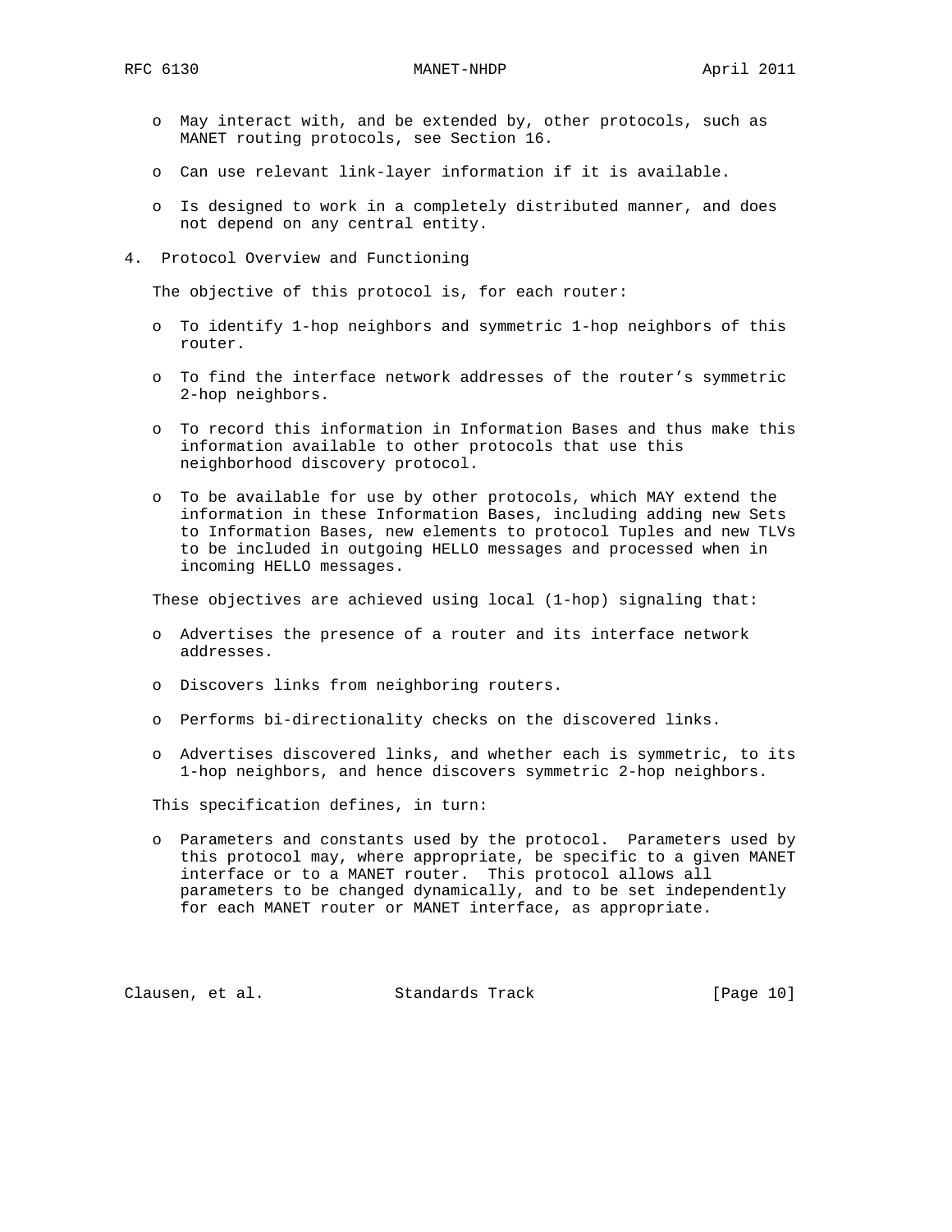- May interact with, and be extended by, other protocols, such as MANET routing protocols, see Section 16.

- Can use relevant link-layer information if it is available.

- Is designed to work in a completely distributed manner, and does not depend on any central entity.

## 4. Protocol Overview and Functioning

The objective of this protocol is, for each router:

- To identify 1-hop neighbors and symmetric 1-hop neighbors of this router.

- To find the interface network addresses of the router's symmetric 2-hop neighbors.

- To record this information in Information Bases and thus make this information available to other protocols that use this neighborhood discovery protocol.

- To be available for use by other protocols, which MAY extend the information in these Information Bases, including adding new Sets to Information Bases, new elements to protocol Tuples and new TLVs to be included in outgoing HELLO messages and processed when in incoming HELLO messages.

These objectives are achieved using local (1-hop) signaling that:

- Advertises the presence of a router and its interface network addresses.

- Discovers links from neighboring routers.

- Performs bi-directionality checks on the discovered links.

- Advertises discovered links, and whether each is symmetric, to its 1-hop neighbors, and hence discovers symmetric 2-hop neighbors.

This specification defines, in turn:

- Parameters and constants used by the protocol. Parameters used by this protocol may, where appropriate, be specific to a given MANET interface or to a MANET router. This protocol allows all parameters to be changed dynamically, and to be set independently for each MANET router or MANET interface, as appropriate.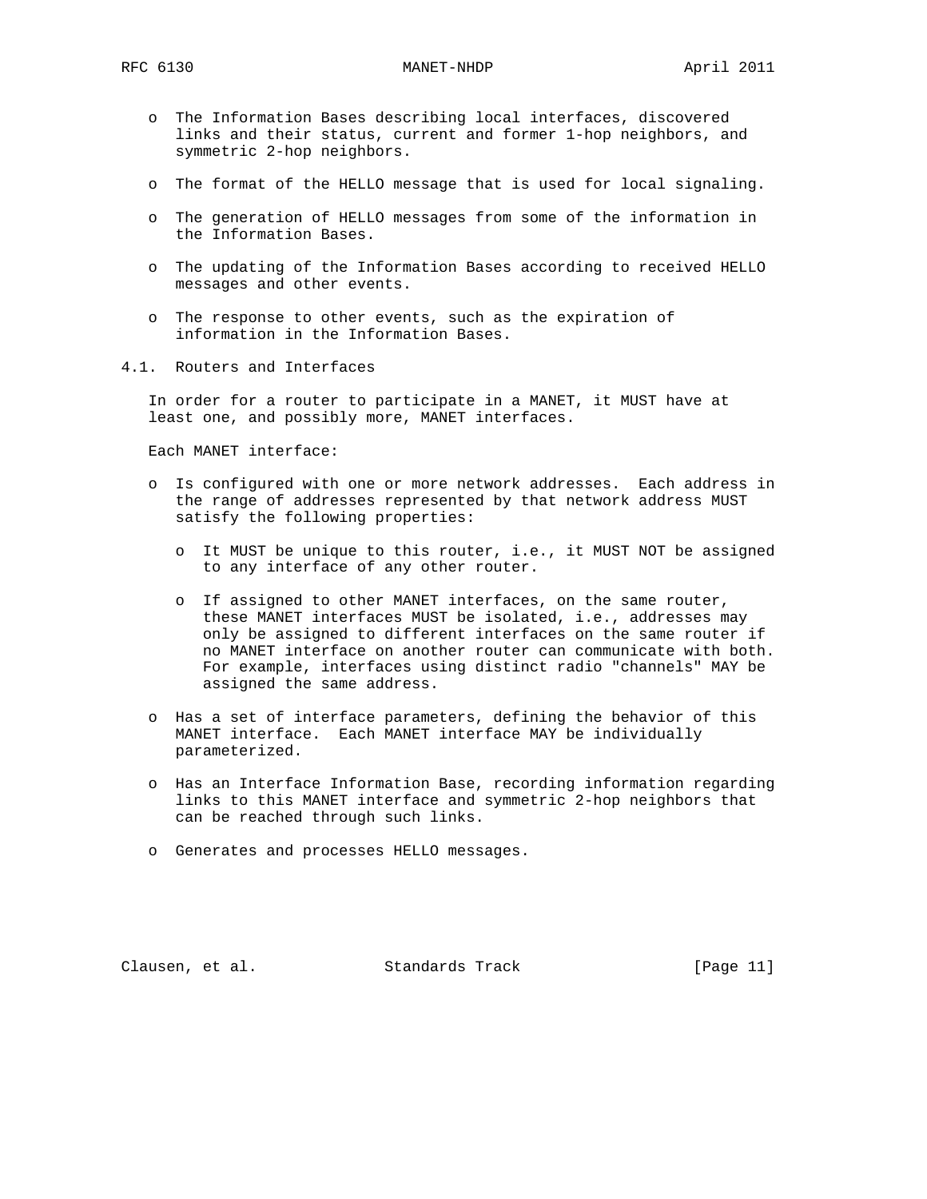- The Information Bases describing local interfaces, discovered links and their status, current and former 1-hop neighbors, and symmetric 2-hop neighbors.
- The format of the HELLO message that is used for local signaling.
- The generation of HELLO messages from some of the information in the Information Bases.
- The updating of the Information Bases according to received HELLO messages and other events.
- The response to other events, such as the expiration of information in the Information Bases.

## 4.1. Routers and Interfaces

In order for a router to participate in a MANET, it MUST have at least one, and possibly more, MANET interfaces.

Each MANET interface:

- Is configured with one or more network addresses. Each address in the range of addresses represented by that network address MUST satisfy the following properties:
  - It MUST be unique to this router, i.e., it MUST NOT be assigned to any interface of any other router.
  - If assigned to other MANET interfaces, on the same router, these MANET interfaces MUST be isolated, i.e., addresses may only be assigned to different interfaces on the same router if no MANET interface on another router can communicate with both. For example, interfaces using distinct radio "channels" MAY be assigned the same address.
- Has a set of interface parameters, defining the behavior of this MANET interface. Each MANET interface MAY be individually parameterized.
- Has an Interface Information Base, recording information regarding links to this MANET interface and symmetric 2-hop neighbors that can be reached through such links.
- Generates and processes HELLO messages.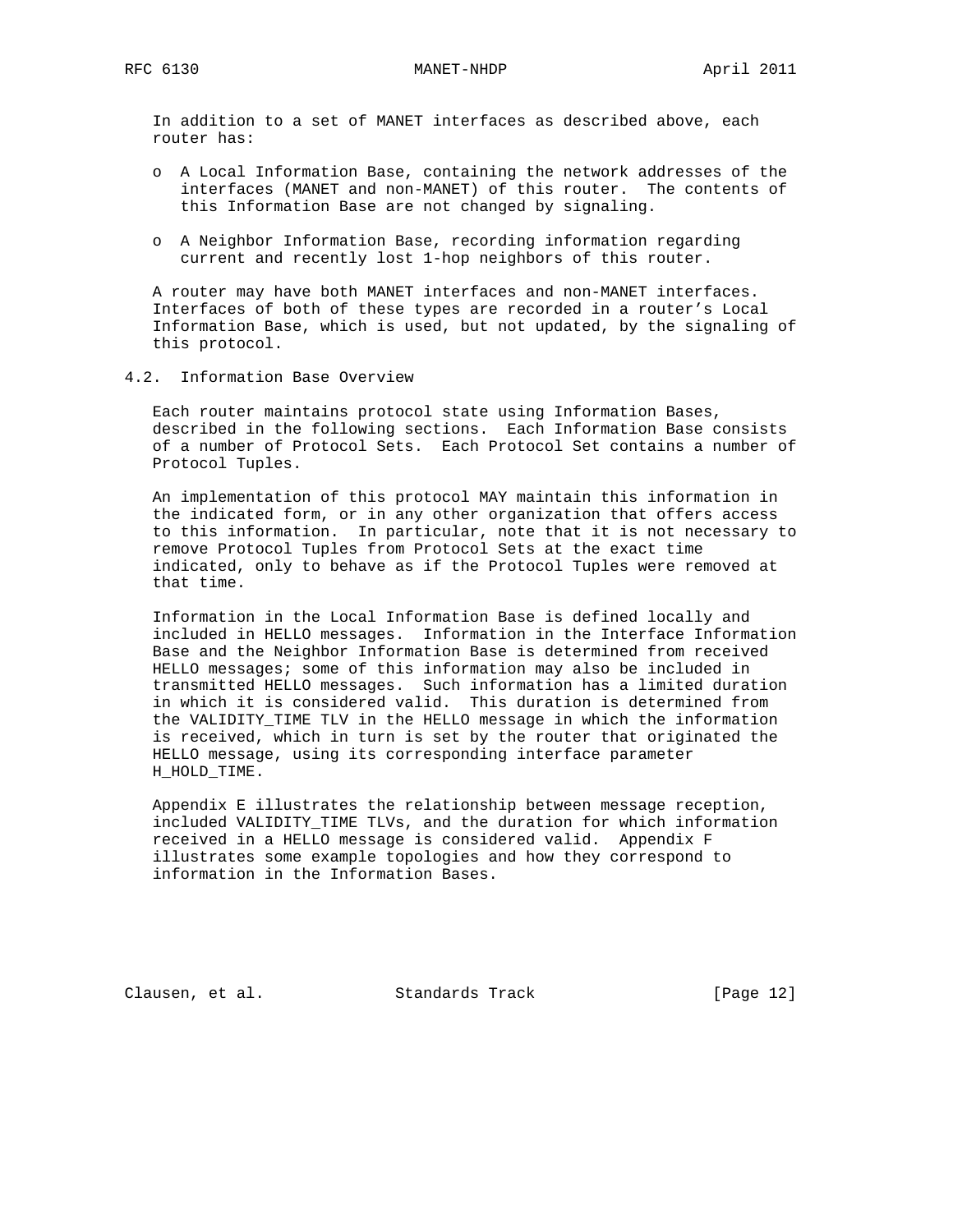In addition to a set of MANET interfaces as described above, each router has:

- A Local Information Base, containing the network addresses of the interfaces (MANET and non-MANET) of this router. The contents of this Information Base are not changed by signaling.

- A Neighbor Information Base, recording information regarding current and recently lost 1-hop neighbors of this router.

A router may have both MANET interfaces and non-MANET interfaces. Interfaces of both of these types are recorded in a router's Local Information Base, which is used, but not updated, by the signaling of this protocol.

## 4.2. Information Base Overview

Each router maintains protocol state using Information Bases, described in the following sections. Each Information Base consists of a number of Protocol Sets. Each Protocol Set contains a number of Protocol Tuples.

An implementation of this protocol MAY maintain this information in the indicated form, or in any other organization that offers access to this information. In particular, note that it is not necessary to remove Protocol Tuples from Protocol Sets at the exact time indicated, only to behave as if the Protocol Tuples were removed at that time.

Information in the Local Information Base is defined locally and included in HELLO messages. Information in the Interface Information Base and the Neighbor Information Base is determined from received HELLO messages; some of this information may also be included in transmitted HELLO messages. Such information has a limited duration in which it is considered valid. This duration is determined from the VALIDITY_TIME TLV in the HELLO message in which the information is received, which in turn is set by the router that originated the HELLO message, using its corresponding interface parameter H_HOLD_TIME.

Appendix E illustrates the relationship between message reception, included VALIDITY_TIME TLVs, and the duration for which information received in a HELLO message is considered valid. Appendix F illustrates some example topologies and how they correspond to information in the Information Bases.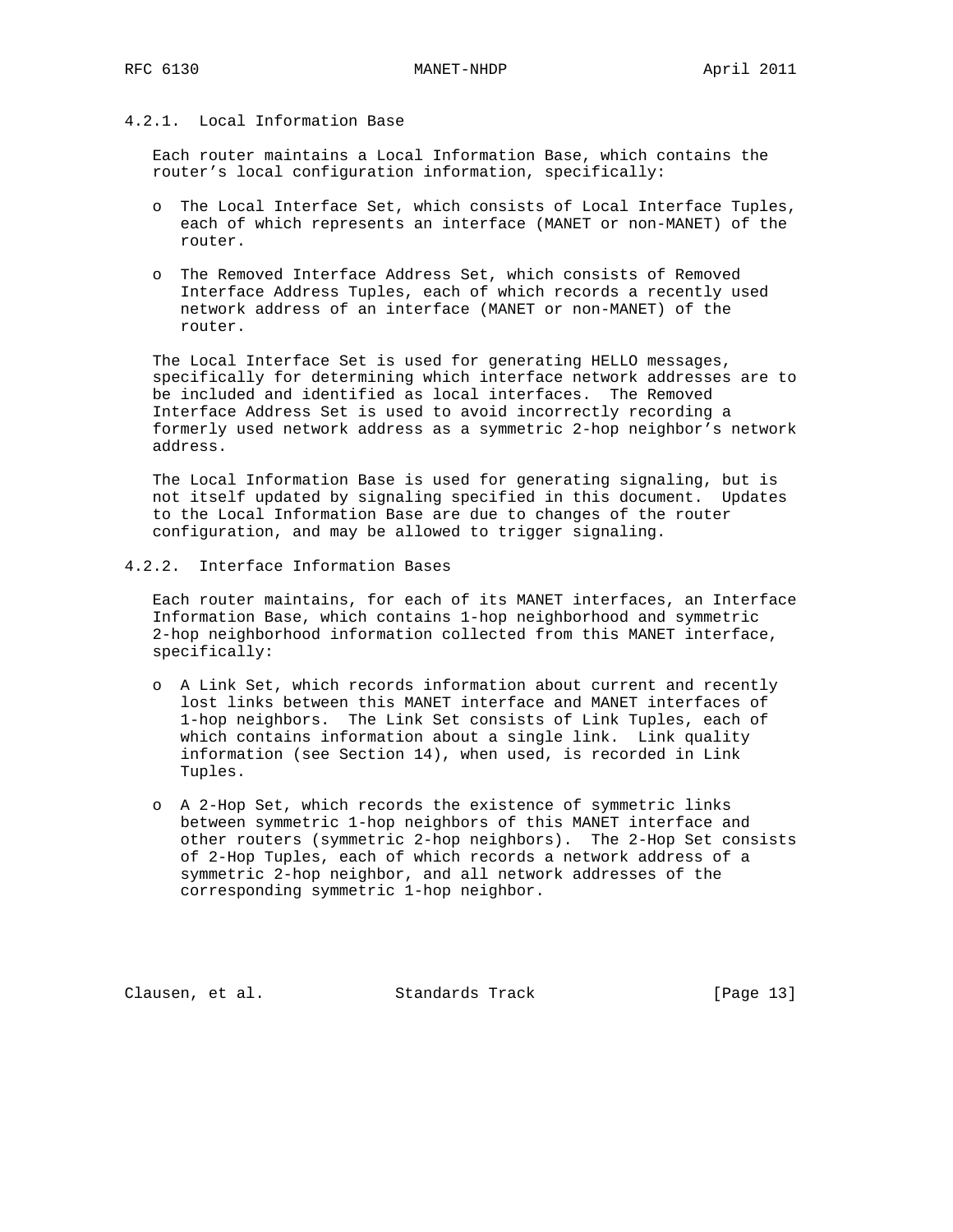#### 4.2.1. Local Information Base

Each router maintains a Local Information Base, which contains the router's local configuration information, specifically:

- The Local Interface Set, which consists of Local Interface Tuples, each of which represents an interface (MANET or non-MANET) of the router.
- The Removed Interface Address Set, which consists of Removed Interface Address Tuples, each of which records a recently used network address of an interface (MANET or non-MANET) of the router.

The Local Interface Set is used for generating HELLO messages, specifically for determining which interface network addresses are to be included and identified as local interfaces. The Removed Interface Address Set is used to avoid incorrectly recording a formerly used network address as a symmetric 2-hop neighbor's network address.

The Local Information Base is used for generating signaling, but is not itself updated by signaling specified in this document. Updates to the Local Information Base are due to changes of the router configuration, and may be allowed to trigger signaling.

#### 4.2.2. Interface Information Bases

Each router maintains, for each of its MANET interfaces, an Interface Information Base, which contains 1-hop neighborhood and symmetric 2-hop neighborhood information collected from this MANET interface, specifically:

- A Link Set, which records information about current and recently lost links between this MANET interface and MANET interfaces of 1-hop neighbors. The Link Set consists of Link Tuples, each of which contains information about a single link. Link quality information (see Section 14), when used, is recorded in Link Tuples.
- A 2-Hop Set, which records the existence of symmetric links between symmetric 1-hop neighbors of this MANET interface and other routers (symmetric 2-hop neighbors). The 2-Hop Set consists of 2-Hop Tuples, each of which records a network address of a symmetric 2-hop neighbor, and all network addresses of the corresponding symmetric 1-hop neighbor.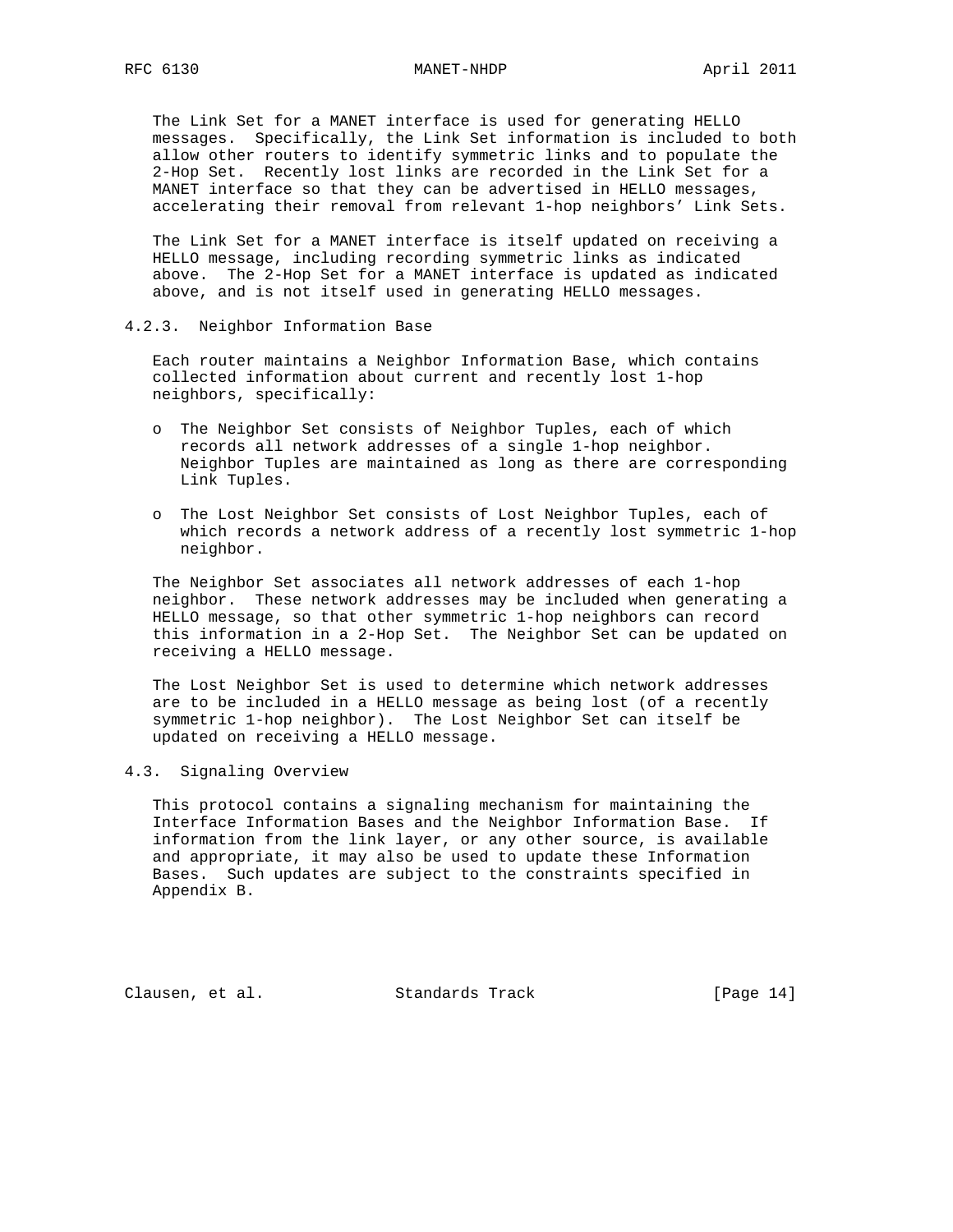The Link Set for a MANET interface is used for generating HELLO messages. Specifically, the Link Set information is included to both allow other routers to identify symmetric links and to populate the 2-Hop Set. Recently lost links are recorded in the Link Set for a MANET interface so that they can be advertised in HELLO messages, accelerating their removal from relevant 1-hop neighbors' Link Sets.

The Link Set for a MANET interface is itself updated on receiving a HELLO message, including recording symmetric links as indicated above. The 2-Hop Set for a MANET interface is updated as indicated above, and is not itself used in generating HELLO messages.

### 4.2.3. Neighbor Information Base

Each router maintains a Neighbor Information Base, which contains collected information about current and recently lost 1-hop neighbors, specifically:

- The Neighbor Set consists of Neighbor Tuples, each of which records all network addresses of a single 1-hop neighbor. Neighbor Tuples are maintained as long as there are corresponding Link Tuples.
- The Lost Neighbor Set consists of Lost Neighbor Tuples, each of which records a network address of a recently lost symmetric 1-hop neighbor.

The Neighbor Set associates all network addresses of each 1-hop neighbor. These network addresses may be included when generating a HELLO message, so that other symmetric 1-hop neighbors can record this information in a 2-Hop Set. The Neighbor Set can be updated on receiving a HELLO message.

The Lost Neighbor Set is used to determine which network addresses are to be included in a HELLO message as being lost (of a recently symmetric 1-hop neighbor). The Lost Neighbor Set can itself be updated on receiving a HELLO message.

## 4.3. Signaling Overview

This protocol contains a signaling mechanism for maintaining the Interface Information Bases and the Neighbor Information Base. If information from the link layer, or any other source, is available and appropriate, it may also be used to update these Information Bases. Such updates are subject to the constraints specified in Appendix B.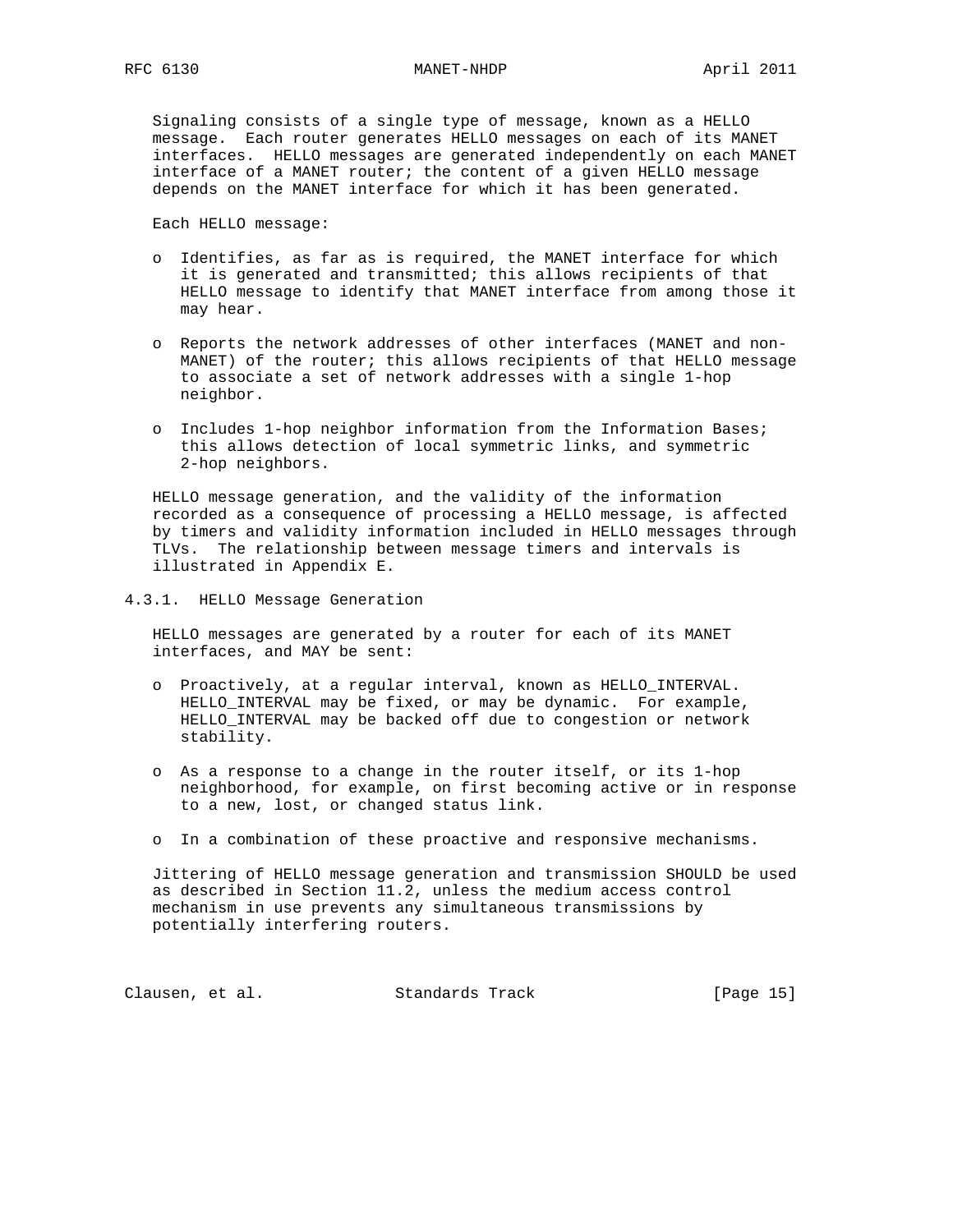Signaling consists of a single type of message, known as a HELLO message. Each router generates HELLO messages on each of its MANET interfaces. HELLO messages are generated independently on each MANET interface of a MANET router; the content of a given HELLO message depends on the MANET interface for which it has been generated.

Each HELLO message:

- Identifies, as far as is required, the MANET interface for which it is generated and transmitted; this allows recipients of that HELLO message to identify that MANET interface from among those it may hear.
- Reports the network addresses of other interfaces (MANET and non-MANET) of the router; this allows recipients of that HELLO message to associate a set of network addresses with a single 1-hop neighbor.
- Includes 1-hop neighbor information from the Information Bases; this allows detection of local symmetric links, and symmetric 2-hop neighbors.

HELLO message generation, and the validity of the information recorded as a consequence of processing a HELLO message, is affected by timers and validity information included in HELLO messages through TLVs. The relationship between message timers and intervals is illustrated in Appendix E.

### 4.3.1. HELLO Message Generation

HELLO messages are generated by a router for each of its MANET interfaces, and MAY be sent:

- Proactively, at a regular interval, known as HELLO_INTERVAL. HELLO_INTERVAL may be fixed, or may be dynamic. For example, HELLO_INTERVAL may be backed off due to congestion or network stability.
- As a response to a change in the router itself, or its 1-hop neighborhood, for example, on first becoming active or in response to a new, lost, or changed status link.
- In a combination of these proactive and responsive mechanisms.

Jittering of HELLO message generation and transmission SHOULD be used as described in Section 11.2, unless the medium access control mechanism in use prevents any simultaneous transmissions by potentially interfering routers.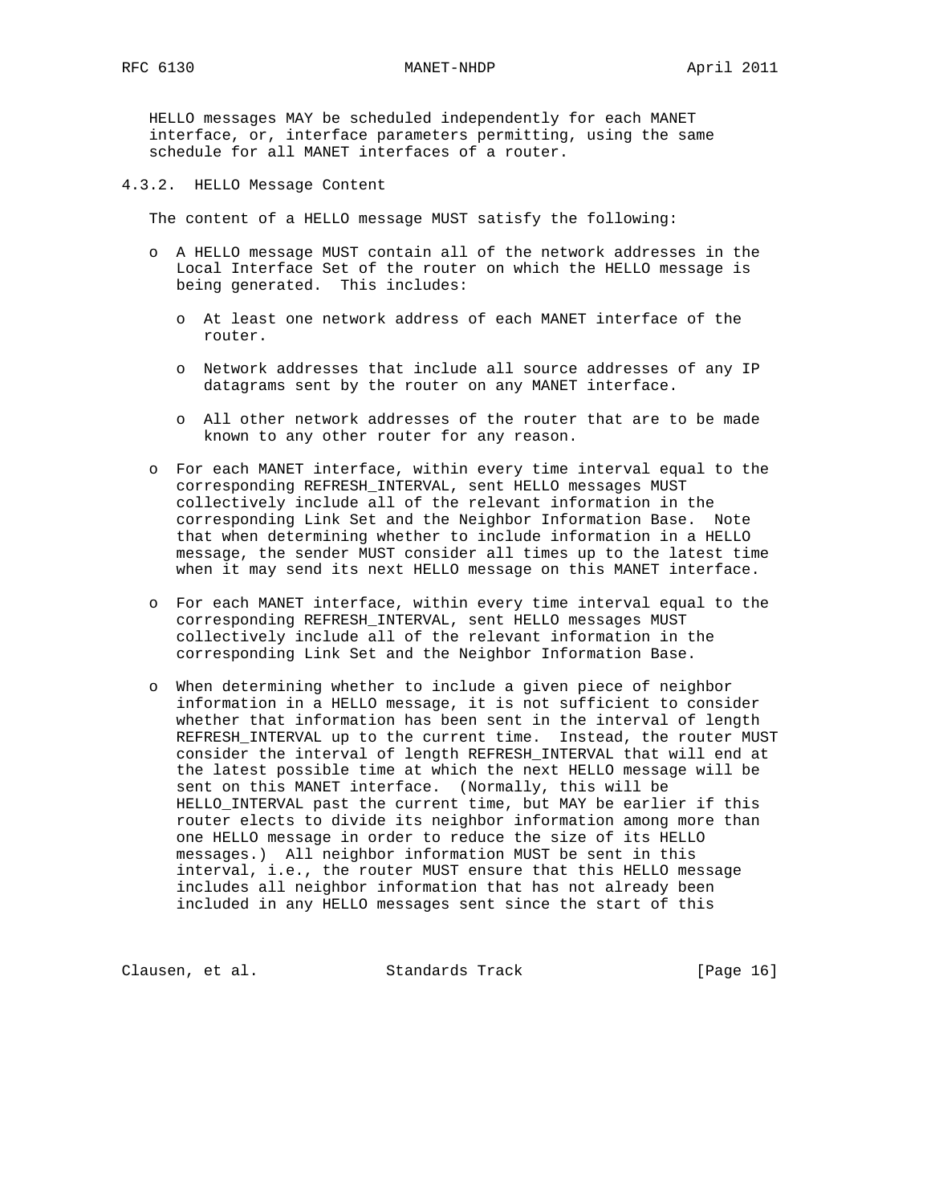HELLO messages MAY be scheduled independently for each MANET interface, or, interface parameters permitting, using the same schedule for all MANET interfaces of a router.

### 4.3.2. HELLO Message Content

The content of a HELLO message MUST satisfy the following:

- A HELLO message MUST contain all of the network addresses in the Local Interface Set of the router on which the HELLO message is being generated. This includes:

  - At least one network address of each MANET interface of the router.

  - Network addresses that include all source addresses of any IP datagrams sent by the router on any MANET interface.

  - All other network addresses of the router that are to be made known to any other router for any reason.

- For each MANET interface, within every time interval equal to the corresponding REFRESH_INTERVAL, sent HELLO messages MUST collectively include all of the relevant information in the corresponding Link Set and the Neighbor Information Base. Note that when determining whether to include information in a HELLO message, the sender MUST consider all times up to the latest time when it may send its next HELLO message on this MANET interface.

- For each MANET interface, within every time interval equal to the corresponding REFRESH_INTERVAL, sent HELLO messages MUST collectively include all of the relevant information in the corresponding Link Set and the Neighbor Information Base.

- When determining whether to include a given piece of neighbor information in a HELLO message, it is not sufficient to consider whether that information has been sent in the interval of length REFRESH_INTERVAL up to the current time. Instead, the router MUST consider the interval of length REFRESH_INTERVAL that will end at the latest possible time at which the next HELLO message will be sent on this MANET interface. (Normally, this will be HELLO_INTERVAL past the current time, but MAY be earlier if this router elects to divide its neighbor information among more than one HELLO message in order to reduce the size of its HELLO messages.) All neighbor information MUST be sent in this interval, i.e., the router MUST ensure that this HELLO message includes all neighbor information that has not already been included in any HELLO messages sent since the start of this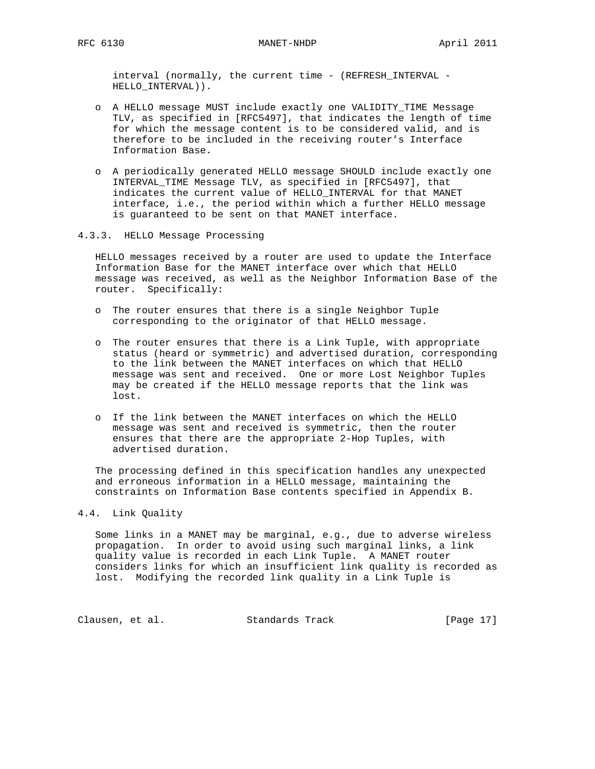interval (normally, the current time - (REFRESH_INTERVAL - HELLO_INTERVAL)).

- A HELLO message MUST include exactly one VALIDITY_TIME Message TLV, as specified in [RFC5497], that indicates the length of time for which the message content is to be considered valid, and is therefore to be included in the receiving router's Interface Information Base.

- A periodically generated HELLO message SHOULD include exactly one INTERVAL_TIME Message TLV, as specified in [RFC5497], that indicates the current value of HELLO_INTERVAL for that MANET interface, i.e., the period within which a further HELLO message is guaranteed to be sent on that MANET interface.

#### 4.3.3. HELLO Message Processing

HELLO messages received by a router are used to update the Interface Information Base for the MANET interface over which that HELLO message was received, as well as the Neighbor Information Base of the router. Specifically:

- The router ensures that there is a single Neighbor Tuple corresponding to the originator of that HELLO message.

- The router ensures that there is a Link Tuple, with appropriate status (heard or symmetric) and advertised duration, corresponding to the link between the MANET interfaces on which that HELLO message was sent and received. One or more Lost Neighbor Tuples may be created if the HELLO message reports that the link was lost.

- If the link between the MANET interfaces on which the HELLO message was sent and received is symmetric, then the router ensures that there are the appropriate 2-Hop Tuples, with advertised duration.

The processing defined in this specification handles any unexpected and erroneous information in a HELLO message, maintaining the constraints on Information Base contents specified in Appendix B.

### 4.4. Link Quality

Some links in a MANET may be marginal, e.g., due to adverse wireless propagation. In order to avoid using such marginal links, a link quality value is recorded in each Link Tuple. A MANET router considers links for which an insufficient link quality is recorded as lost. Modifying the recorded link quality in a Link Tuple is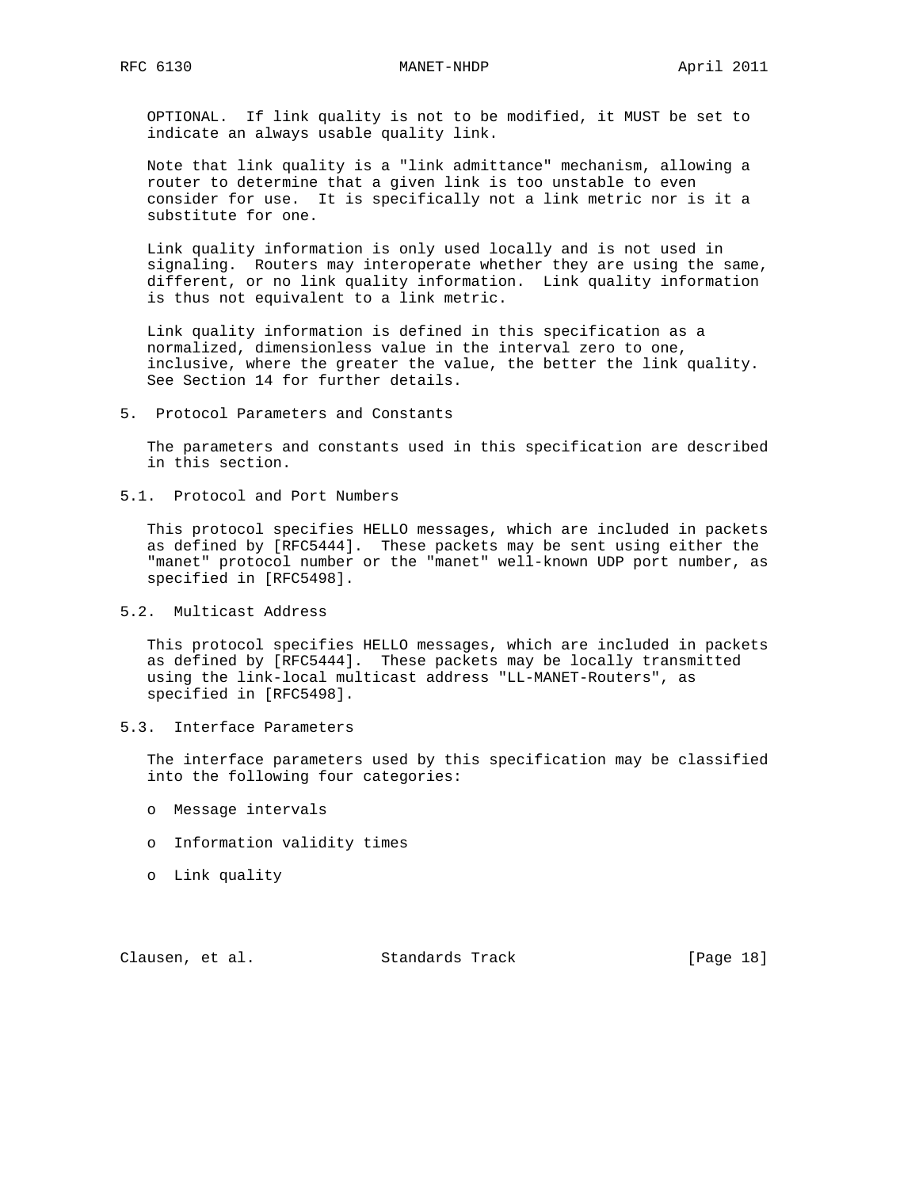OPTIONAL. If link quality is not to be modified, it MUST be set to indicate an always usable quality link.

Note that link quality is a "link admittance" mechanism, allowing a router to determine that a given link is too unstable to even consider for use. It is specifically not a link metric nor is it a substitute for one.

Link quality information is only used locally and is not used in signaling. Routers may interoperate whether they are using the same, different, or no link quality information. Link quality information is thus not equivalent to a link metric.

Link quality information is defined in this specification as a normalized, dimensionless value in the interval zero to one, inclusive, where the greater the value, the better the link quality. See Section 14 for further details.

# 5. Protocol Parameters and Constants

The parameters and constants used in this specification are described in this section.

## 5.1. Protocol and Port Numbers

This protocol specifies HELLO messages, which are included in packets as defined by [RFC5444]. These packets may be sent using either the "manet" protocol number or the "manet" well-known UDP port number, as specified in [RFC5498].

## 5.2. Multicast Address

This protocol specifies HELLO messages, which are included in packets as defined by [RFC5444]. These packets may be locally transmitted using the link-local multicast address "LL-MANET-Routers", as specified in [RFC5498].

## 5.3. Interface Parameters

The interface parameters used by this specification may be classified into the following four categories:

- Message intervals
- Information validity times
- Link quality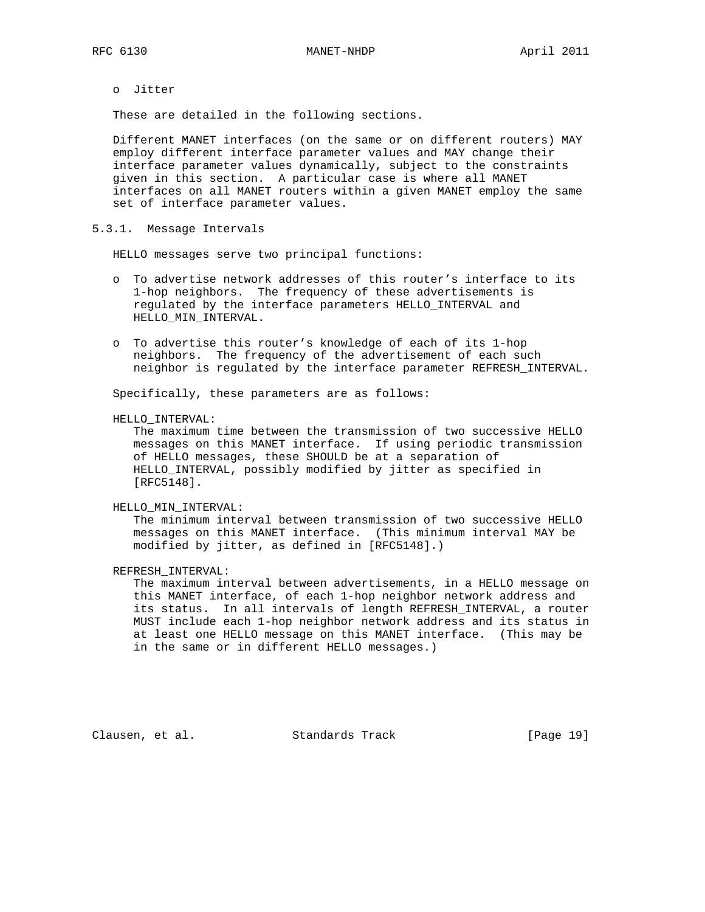- Jitter

These are detailed in the following sections.

Different MANET interfaces (on the same or on different routers) MAY employ different interface parameter values and MAY change their interface parameter values dynamically, subject to the constraints given in this section. A particular case is where all MANET interfaces on all MANET routers within a given MANET employ the same set of interface parameter values.

### 5.3.1. Message Intervals

HELLO messages serve two principal functions:

- To advertise network addresses of this router's interface to its 1-hop neighbors. The frequency of these advertisements is regulated by the interface parameters HELLO_INTERVAL and HELLO_MIN_INTERVAL.
- To advertise this router's knowledge of each of its 1-hop neighbors. The frequency of the advertisement of each such neighbor is regulated by the interface parameter REFRESH_INTERVAL.

Specifically, these parameters are as follows:

HELLO_INTERVAL:
: The maximum time between the transmission of two successive HELLO messages on this MANET interface. If using periodic transmission of HELLO messages, these SHOULD be at a separation of HELLO_INTERVAL, possibly modified by jitter as specified in [RFC5148].

HELLO_MIN_INTERVAL:
: The minimum interval between transmission of two successive HELLO messages on this MANET interface. (This minimum interval MAY be modified by jitter, as defined in [RFC5148].)

REFRESH_INTERVAL:
: The maximum interval between advertisements, in a HELLO message on this MANET interface, of each 1-hop neighbor network address and its status. In all intervals of length REFRESH_INTERVAL, a router MUST include each 1-hop neighbor network address and its status in at least one HELLO message on this MANET interface. (This may be in the same or in different HELLO messages.)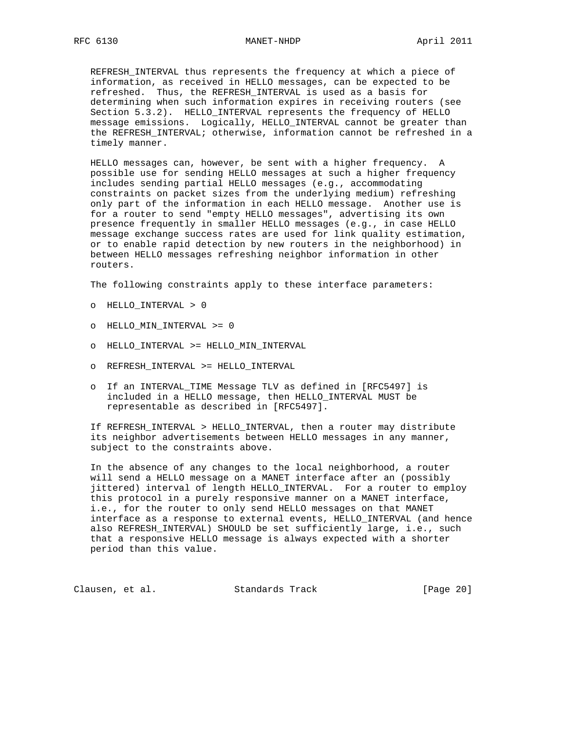REFRESH_INTERVAL thus represents the frequency at which a piece of information, as received in HELLO messages, can be expected to be refreshed. Thus, the REFRESH_INTERVAL is used as a basis for determining when such information expires in receiving routers (see Section 5.3.2). HELLO_INTERVAL represents the frequency of HELLO message emissions. Logically, HELLO_INTERVAL cannot be greater than the REFRESH_INTERVAL; otherwise, information cannot be refreshed in a timely manner.

HELLO messages can, however, be sent with a higher frequency. A possible use for sending HELLO messages at such a higher frequency includes sending partial HELLO messages (e.g., accommodating constraints on packet sizes from the underlying medium) refreshing only part of the information in each HELLO message. Another use is for a router to send "empty HELLO messages", advertising its own presence frequently in smaller HELLO messages (e.g., in case HELLO message exchange success rates are used for link quality estimation, or to enable rapid detection by new routers in the neighborhood) in between HELLO messages refreshing neighbor information in other routers.

The following constraints apply to these interface parameters:

- HELLO_INTERVAL > 0
- HELLO_MIN_INTERVAL >= 0
- HELLO_INTERVAL >= HELLO_MIN_INTERVAL
- REFRESH_INTERVAL >= HELLO_INTERVAL
- If an INTERVAL_TIME Message TLV as defined in [RFC5497] is included in a HELLO message, then HELLO_INTERVAL MUST be representable as described in [RFC5497].

If REFRESH_INTERVAL > HELLO_INTERVAL, then a router may distribute its neighbor advertisements between HELLO messages in any manner, subject to the constraints above.

In the absence of any changes to the local neighborhood, a router will send a HELLO message on a MANET interface after an (possibly jittered) interval of length HELLO_INTERVAL. For a router to employ this protocol in a purely responsive manner on a MANET interface, i.e., for the router to only send HELLO messages on that MANET interface as a response to external events, HELLO_INTERVAL (and hence also REFRESH_INTERVAL) SHOULD be set sufficiently large, i.e., such that a responsive HELLO message is always expected with a shorter period than this value.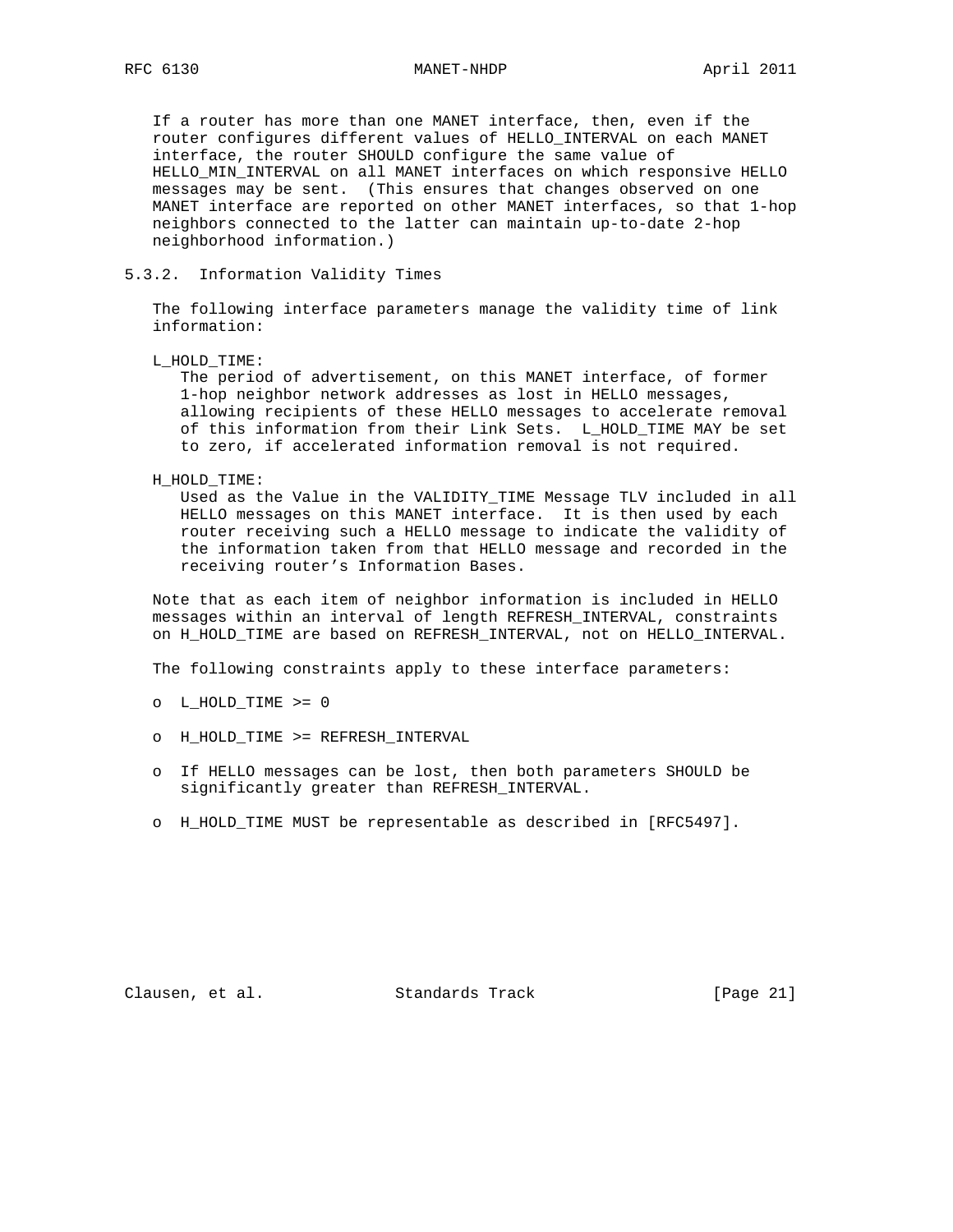If a router has more than one MANET interface, then, even if the router configures different values of HELLO_INTERVAL on each MANET interface, the router SHOULD configure the same value of HELLO_MIN_INTERVAL on all MANET interfaces on which responsive HELLO messages may be sent. (This ensures that changes observed on one MANET interface are reported on other MANET interfaces, so that 1-hop neighbors connected to the latter can maintain up-to-date 2-hop neighborhood information.)

### 5.3.2. Information Validity Times

The following interface parameters manage the validity time of link information:

L_HOLD_TIME:
The period of advertisement, on this MANET interface, of former 1-hop neighbor network addresses as lost in HELLO messages, allowing recipients of these HELLO messages to accelerate removal of this information from their Link Sets. L_HOLD_TIME MAY be set to zero, if accelerated information removal is not required.

H_HOLD_TIME:
Used as the Value in the VALIDITY_TIME Message TLV included in all HELLO messages on this MANET interface. It is then used by each router receiving such a HELLO message to indicate the validity of the information taken from that HELLO message and recorded in the receiving router's Information Bases.

Note that as each item of neighbor information is included in HELLO messages within an interval of length REFRESH_INTERVAL, constraints on H_HOLD_TIME are based on REFRESH_INTERVAL, not on HELLO_INTERVAL.

The following constraints apply to these interface parameters:

- L_HOLD_TIME >= 0
- H_HOLD_TIME >= REFRESH_INTERVAL
- If HELLO messages can be lost, then both parameters SHOULD be significantly greater than REFRESH_INTERVAL.
- H_HOLD_TIME MUST be representable as described in [RFC5497].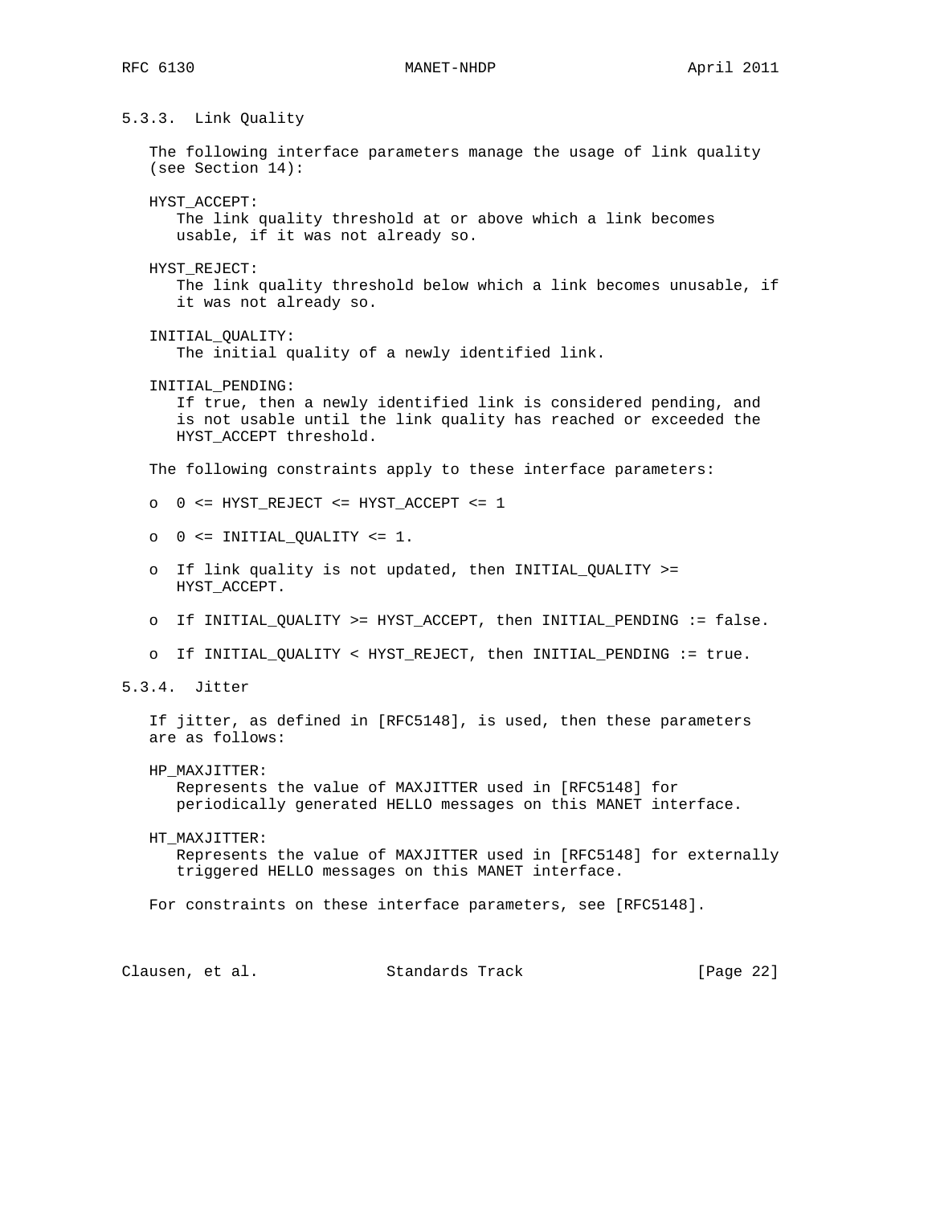### 5.3.3. Link Quality

The following interface parameters manage the usage of link quality (see Section 14):

HYST_ACCEPT:
: The link quality threshold at or above which a link becomes usable, if it was not already so.

HYST_REJECT:
: The link quality threshold below which a link becomes unusable, if it was not already so.

INITIAL_QUALITY:
: The initial quality of a newly identified link.

INITIAL_PENDING:
: If true, then a newly identified link is considered pending, and is not usable until the link quality has reached or exceeded the HYST_ACCEPT threshold.

The following constraints apply to these interface parameters:

- 0 <= HYST_REJECT <= HYST_ACCEPT <= 1
- 0 <= INITIAL_QUALITY <= 1.
- If link quality is not updated, then INITIAL_QUALITY >= HYST_ACCEPT.
- If INITIAL_QUALITY >= HYST_ACCEPT, then INITIAL_PENDING := false.
- If INITIAL_QUALITY < HYST_REJECT, then INITIAL_PENDING := true.

### 5.3.4. Jitter

If jitter, as defined in [RFC5148], is used, then these parameters are as follows:

HP_MAXJITTER:
: Represents the value of MAXJITTER used in [RFC5148] for periodically generated HELLO messages on this MANET interface.

HT_MAXJITTER:
: Represents the value of MAXJITTER used in [RFC5148] for externally triggered HELLO messages on this MANET interface.

For constraints on these interface parameters, see [RFC5148].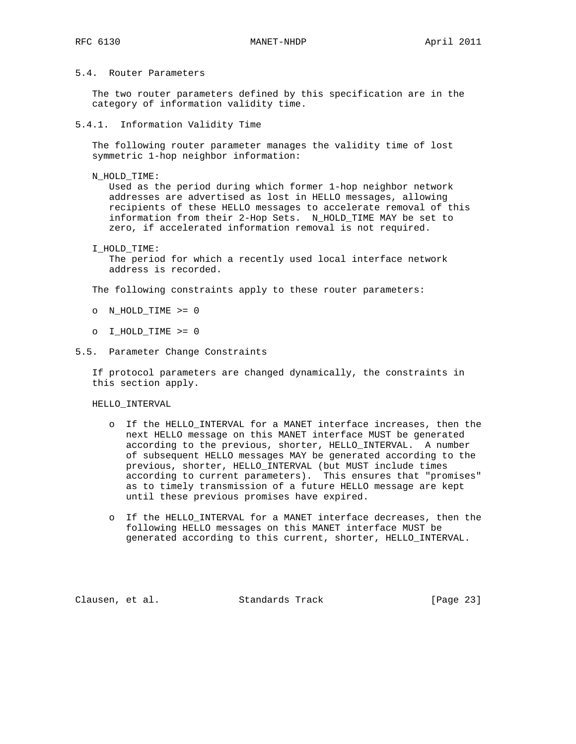## 5.4. Router Parameters

The two router parameters defined by this specification are in the category of information validity time.

### 5.4.1. Information Validity Time

The following router parameter manages the validity time of lost symmetric 1-hop neighbor information:

N_HOLD_TIME:
: Used as the period during which former 1-hop neighbor network addresses are advertised as lost in HELLO messages, allowing recipients of these HELLO messages to accelerate removal of this information from their 2-Hop Sets. N_HOLD_TIME MAY be set to zero, if accelerated information removal is not required.

I_HOLD_TIME:
: The period for which a recently used local interface network address is recorded.

The following constraints apply to these router parameters:

- N_HOLD_TIME >= 0
- I_HOLD_TIME >= 0

## 5.5. Parameter Change Constraints

If protocol parameters are changed dynamically, the constraints in this section apply.

HELLO_INTERVAL

- If the HELLO_INTERVAL for a MANET interface increases, then the next HELLO message on this MANET interface MUST be generated according to the previous, shorter, HELLO_INTERVAL. A number of subsequent HELLO messages MAY be generated according to the previous, shorter, HELLO_INTERVAL (but MUST include times according to current parameters). This ensures that "promises" as to timely transmission of a future HELLO message are kept until these previous promises have expired.
- If the HELLO_INTERVAL for a MANET interface decreases, then the following HELLO messages on this MANET interface MUST be generated according to this current, shorter, HELLO_INTERVAL.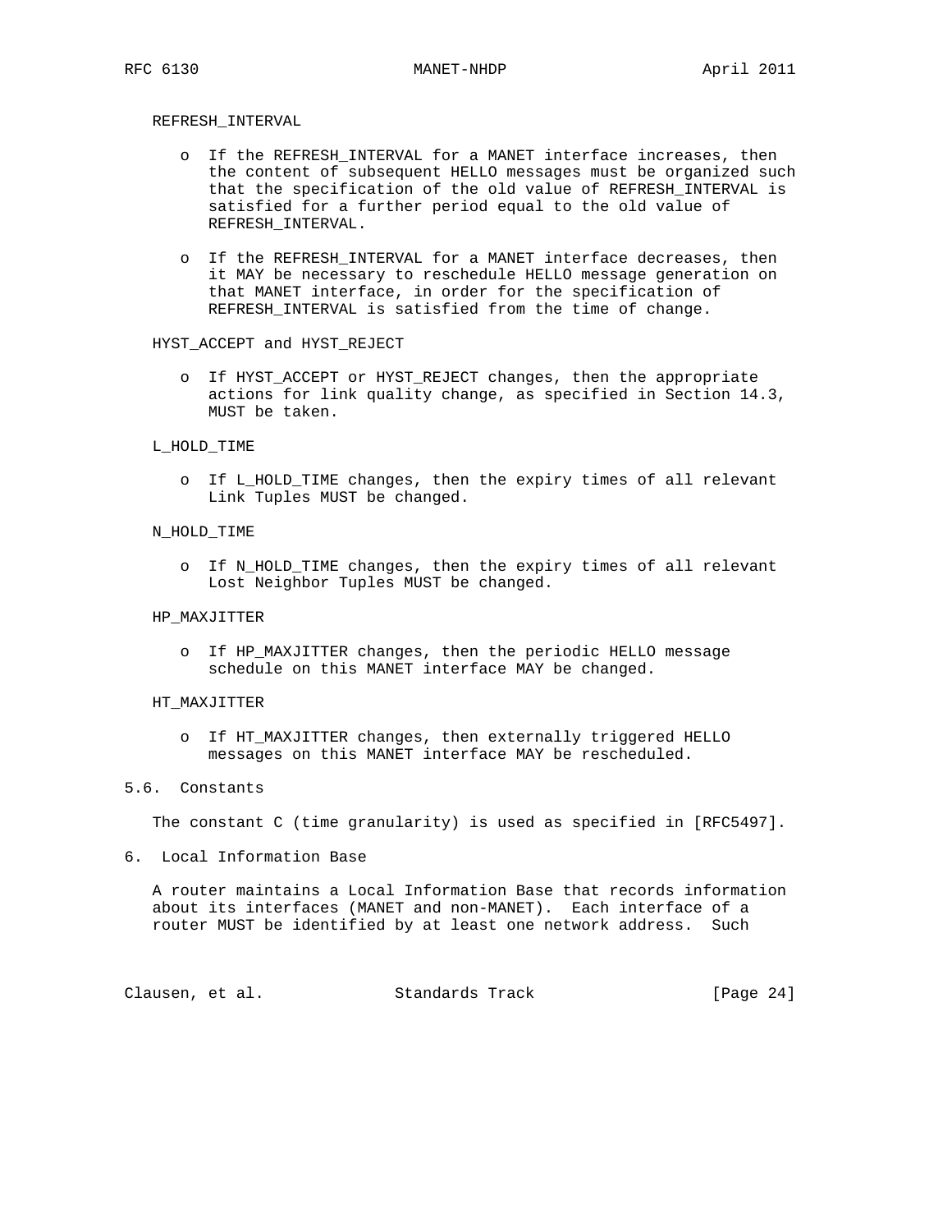REFRESH_INTERVAL

- o If the REFRESH_INTERVAL for a MANET interface increases, then the content of subsequent HELLO messages must be organized such that the specification of the old value of REFRESH_INTERVAL is satisfied for a further period equal to the old value of REFRESH_INTERVAL.

- o If the REFRESH_INTERVAL for a MANET interface decreases, then it MAY be necessary to reschedule HELLO message generation on that MANET interface, in order for the specification of REFRESH_INTERVAL is satisfied from the time of change.

HYST_ACCEPT and HYST_REJECT

- o If HYST_ACCEPT or HYST_REJECT changes, then the appropriate actions for link quality change, as specified in Section 14.3, MUST be taken.

L_HOLD_TIME

- o If L_HOLD_TIME changes, then the expiry times of all relevant Link Tuples MUST be changed.

N_HOLD_TIME

- o If N_HOLD_TIME changes, then the expiry times of all relevant Lost Neighbor Tuples MUST be changed.

HP_MAXJITTER

- o If HP_MAXJITTER changes, then the periodic HELLO message schedule on this MANET interface MAY be changed.

HT_MAXJITTER

- o If HT_MAXJITTER changes, then externally triggered HELLO messages on this MANET interface MAY be rescheduled.

## 5.6. Constants

The constant C (time granularity) is used as specified in [RFC5497].

# 6. Local Information Base

A router maintains a Local Information Base that records information about its interfaces (MANET and non-MANET). Each interface of a router MUST be identified by at least one network address. Such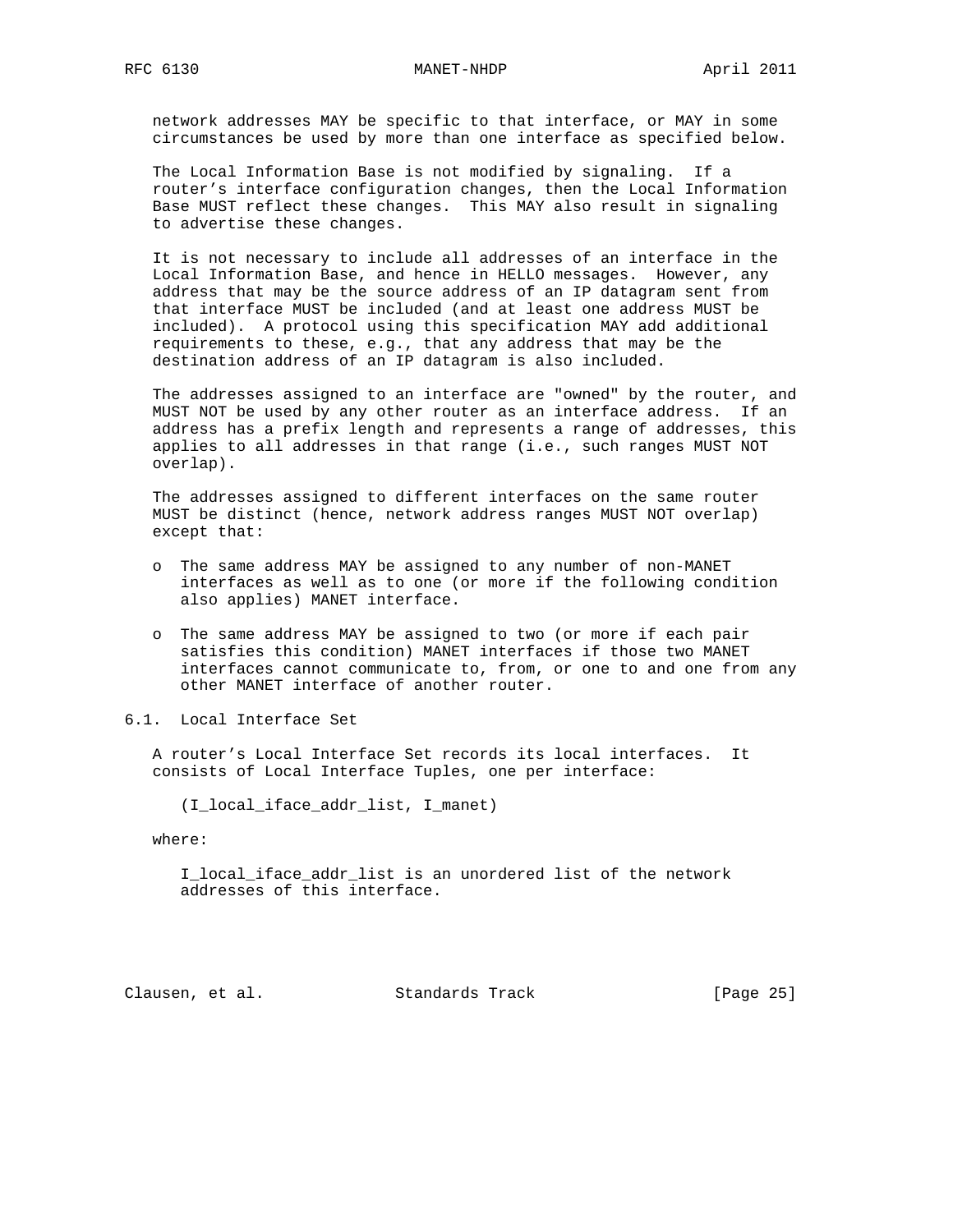network addresses MAY be specific to that interface, or MAY in some circumstances be used by more than one interface as specified below.

The Local Information Base is not modified by signaling. If a router's interface configuration changes, then the Local Information Base MUST reflect these changes. This MAY also result in signaling to advertise these changes.

It is not necessary to include all addresses of an interface in the Local Information Base, and hence in HELLO messages. However, any address that may be the source address of an IP datagram sent from that interface MUST be included (and at least one address MUST be included). A protocol using this specification MAY add additional requirements to these, e.g., that any address that may be the destination address of an IP datagram is also included.

The addresses assigned to an interface are "owned" by the router, and MUST NOT be used by any other router as an interface address. If an address has a prefix length and represents a range of addresses, this applies to all addresses in that range (i.e., such ranges MUST NOT overlap).

The addresses assigned to different interfaces on the same router MUST be distinct (hence, network address ranges MUST NOT overlap) except that:

- The same address MAY be assigned to any number of non-MANET interfaces as well as to one (or more if the following condition also applies) MANET interface.
- The same address MAY be assigned to two (or more if each pair satisfies this condition) MANET interfaces if those two MANET interfaces cannot communicate to, from, or one to and one from any other MANET interface of another router.

## 6.1. Local Interface Set

A router's Local Interface Set records its local interfaces. It consists of Local Interface Tuples, one per interface:

(I_local_iface_addr_list, I_manet)

where:

I_local_iface_addr_list is an unordered list of the network addresses of this interface.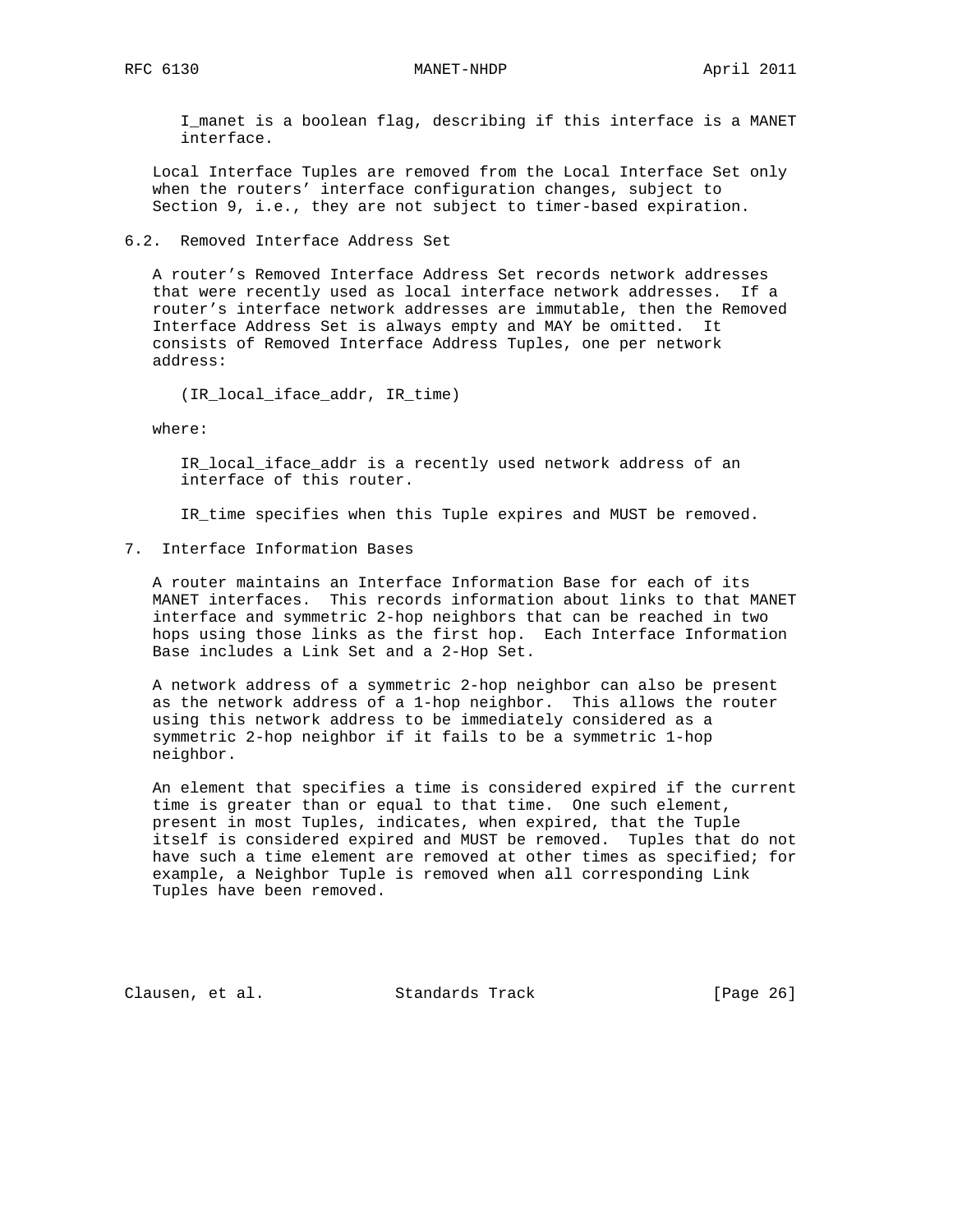I_manet is a boolean flag, describing if this interface is a MANET interface.

Local Interface Tuples are removed from the Local Interface Set only when the routers' interface configuration changes, subject to Section 9, i.e., they are not subject to timer-based expiration.

## 6.2. Removed Interface Address Set

A router's Removed Interface Address Set records network addresses that were recently used as local interface network addresses. If a router's interface network addresses are immutable, then the Removed Interface Address Set is always empty and MAY be omitted. It consists of Removed Interface Address Tuples, one per network address:

(IR_local_iface_addr, IR_time)

where:

IR_local_iface_addr is a recently used network address of an interface of this router.

IR_time specifies when this Tuple expires and MUST be removed.

# 7. Interface Information Bases

A router maintains an Interface Information Base for each of its MANET interfaces. This records information about links to that MANET interface and symmetric 2-hop neighbors that can be reached in two hops using those links as the first hop. Each Interface Information Base includes a Link Set and a 2-Hop Set.

A network address of a symmetric 2-hop neighbor can also be present as the network address of a 1-hop neighbor. This allows the router using this network address to be immediately considered as a symmetric 2-hop neighbor if it fails to be a symmetric 1-hop neighbor.

An element that specifies a time is considered expired if the current time is greater than or equal to that time. One such element, present in most Tuples, indicates, when expired, that the Tuple itself is considered expired and MUST be removed. Tuples that do not have such a time element are removed at other times as specified; for example, a Neighbor Tuple is removed when all corresponding Link Tuples have been removed.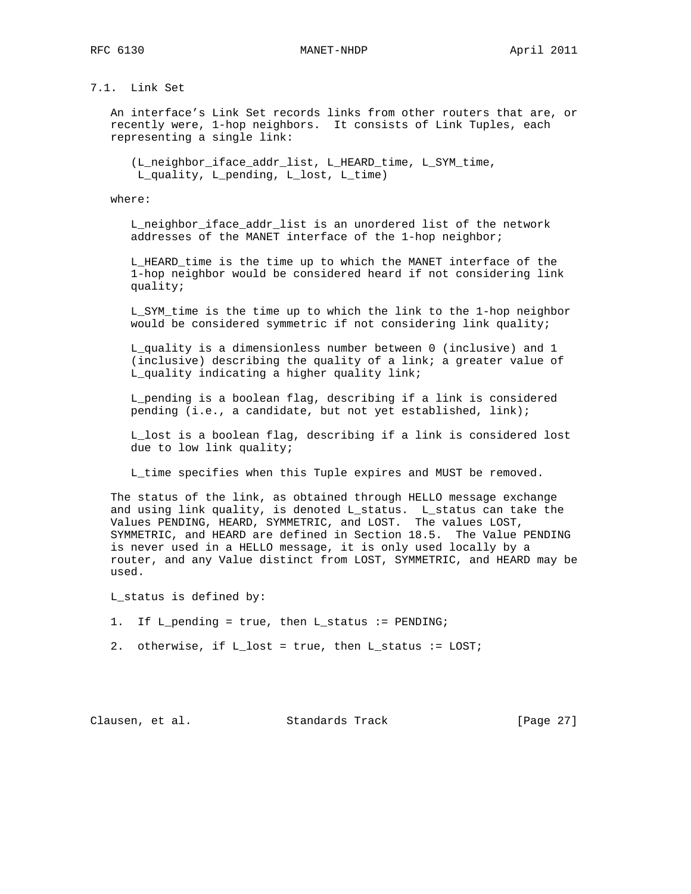### 7.1. Link Set

An interface's Link Set records links from other routers that are, or recently were, 1-hop neighbors. It consists of Link Tuples, each representing a single link:

(L_neighbor_iface_addr_list, L_HEARD_time, L_SYM_time, L_quality, L_pending, L_lost, L_time)

where:

L_neighbor_iface_addr_list is an unordered list of the network addresses of the MANET interface of the 1-hop neighbor;

L_HEARD_time is the time up to which the MANET interface of the 1-hop neighbor would be considered heard if not considering link quality;

L_SYM_time is the time up to which the link to the 1-hop neighbor would be considered symmetric if not considering link quality;

L_quality is a dimensionless number between 0 (inclusive) and 1 (inclusive) describing the quality of a link; a greater value of L_quality indicating a higher quality link;

L_pending is a boolean flag, describing if a link is considered pending (i.e., a candidate, but not yet established, link);

L_lost is a boolean flag, describing if a link is considered lost due to low link quality;

L_time specifies when this Tuple expires and MUST be removed.

The status of the link, as obtained through HELLO message exchange and using link quality, is denoted L_status. L_status can take the Values PENDING, HEARD, SYMMETRIC, and LOST. The values LOST, SYMMETRIC, and HEARD are defined in Section 18.5. The Value PENDING is never used in a HELLO message, it is only used locally by a router, and any Value distinct from LOST, SYMMETRIC, and HEARD may be used.

L_status is defined by:

1. If L_pending = true, then L_status := PENDING;

2. otherwise, if L_lost = true, then L_status := LOST;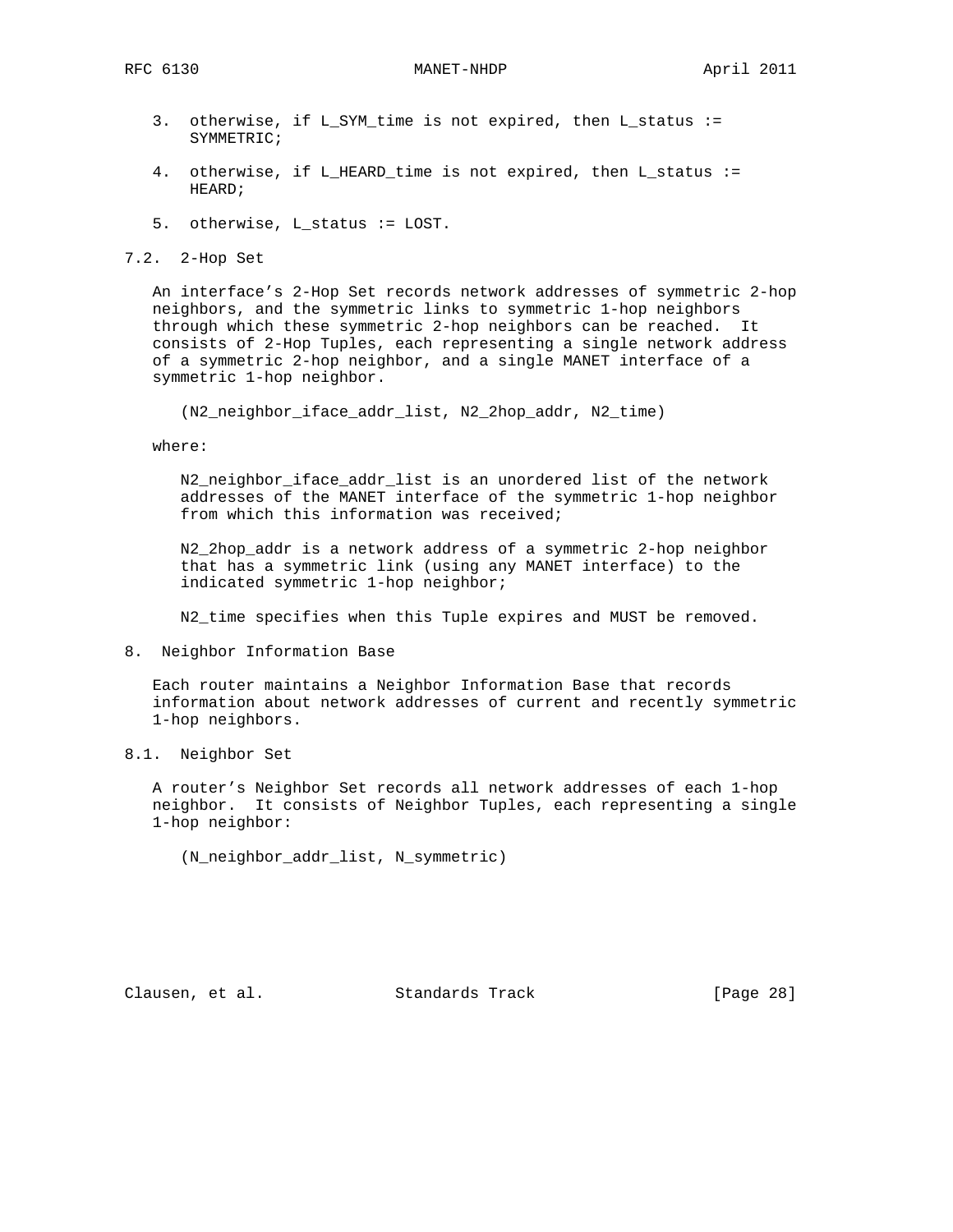3. otherwise, if L_SYM_time is not expired, then L_status := SYMMETRIC;

4. otherwise, if L_HEARD_time is not expired, then L_status := HEARD;

5. otherwise, L_status := LOST.

### 7.2. 2-Hop Set

An interface's 2-Hop Set records network addresses of symmetric 2-hop neighbors, and the symmetric links to symmetric 1-hop neighbors through which these symmetric 2-hop neighbors can be reached. It consists of 2-Hop Tuples, each representing a single network address of a symmetric 2-hop neighbor, and a single MANET interface of a symmetric 1-hop neighbor.

```
(N2_neighbor_iface_addr_list, N2_2hop_addr, N2_time)
```

where:

N2_neighbor_iface_addr_list is an unordered list of the network addresses of the MANET interface of the symmetric 1-hop neighbor from which this information was received;

N2_2hop_addr is a network address of a symmetric 2-hop neighbor that has a symmetric link (using any MANET interface) to the indicated symmetric 1-hop neighbor;

N2_time specifies when this Tuple expires and MUST be removed.

## 8. Neighbor Information Base

Each router maintains a Neighbor Information Base that records information about network addresses of current and recently symmetric 1-hop neighbors.

### 8.1. Neighbor Set

A router's Neighbor Set records all network addresses of each 1-hop neighbor. It consists of Neighbor Tuples, each representing a single 1-hop neighbor:

```
(N_neighbor_addr_list, N_symmetric)
```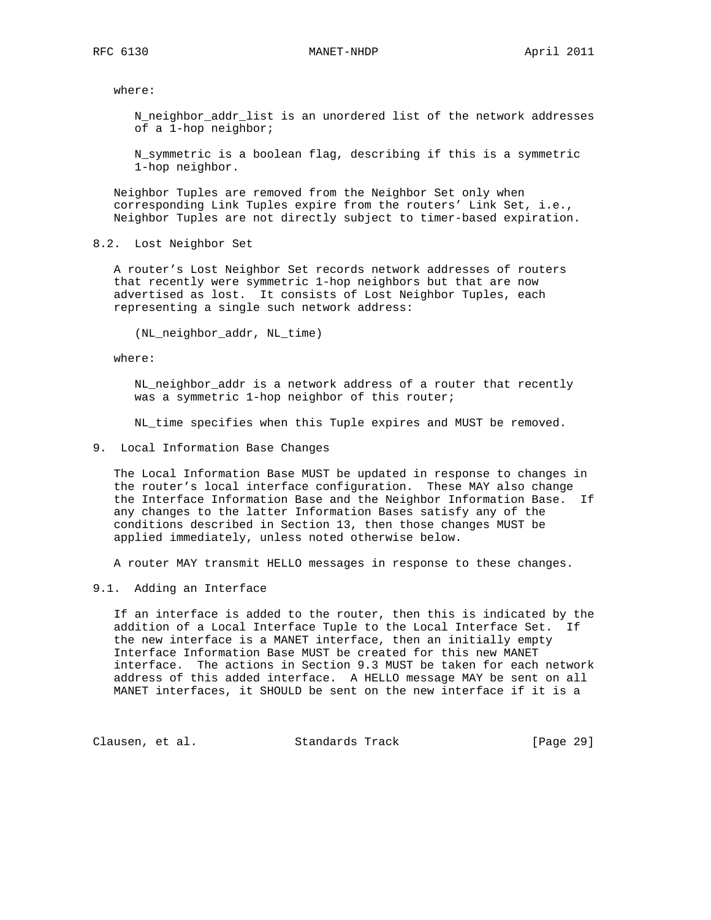where:

N_neighbor_addr_list is an unordered list of the network addresses of a 1-hop neighbor;

N_symmetric is a boolean flag, describing if this is a symmetric 1-hop neighbor.

Neighbor Tuples are removed from the Neighbor Set only when corresponding Link Tuples expire from the routers' Link Set, i.e., Neighbor Tuples are not directly subject to timer-based expiration.

### 8.2. Lost Neighbor Set

A router's Lost Neighbor Set records network addresses of routers that recently were symmetric 1-hop neighbors but that are now advertised as lost. It consists of Lost Neighbor Tuples, each representing a single such network address:

(NL_neighbor_addr, NL_time)

where:

NL_neighbor_addr is a network address of a router that recently was a symmetric 1-hop neighbor of this router;

NL_time specifies when this Tuple expires and MUST be removed.

## 9. Local Information Base Changes

The Local Information Base MUST be updated in response to changes in the router's local interface configuration. These MAY also change the Interface Information Base and the Neighbor Information Base. If any changes to the latter Information Bases satisfy any of the conditions described in Section 13, then those changes MUST be applied immediately, unless noted otherwise below.

A router MAY transmit HELLO messages in response to these changes.

### 9.1. Adding an Interface

If an interface is added to the router, then this is indicated by the addition of a Local Interface Tuple to the Local Interface Set. If the new interface is a MANET interface, then an initially empty Interface Information Base MUST be created for this new MANET interface. The actions in Section 9.3 MUST be taken for each network address of this added interface. A HELLO message MAY be sent on all MANET interfaces, it SHOULD be sent on the new interface if it is a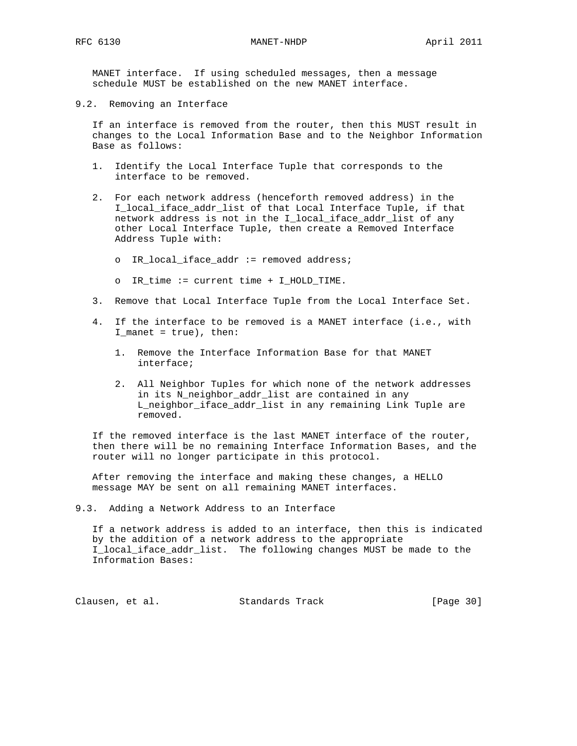MANET interface. If using scheduled messages, then a message schedule MUST be established on the new MANET interface.

## 9.2. Removing an Interface

If an interface is removed from the router, then this MUST result in changes to the Local Information Base and to the Neighbor Information Base as follows:

1. Identify the Local Interface Tuple that corresponds to the interface to be removed.

2. For each network address (henceforth removed address) in the I_local_iface_addr_list of that Local Interface Tuple, if that network address is not in the I_local_iface_addr_list of any other Local Interface Tuple, then create a Removed Interface Address Tuple with:

   - IR_local_iface_addr := removed address;

   - IR_time := current time + I_HOLD_TIME.

3. Remove that Local Interface Tuple from the Local Interface Set.

4. If the interface to be removed is a MANET interface (i.e., with I_manet = true), then:

   1. Remove the Interface Information Base for that MANET interface;

   2. All Neighbor Tuples for which none of the network addresses in its N_neighbor_addr_list are contained in any L_neighbor_iface_addr_list in any remaining Link Tuple are removed.

If the removed interface is the last MANET interface of the router, then there will be no remaining Interface Information Bases, and the router will no longer participate in this protocol.

After removing the interface and making these changes, a HELLO message MAY be sent on all remaining MANET interfaces.

## 9.3. Adding a Network Address to an Interface

If a network address is added to an interface, then this is indicated by the addition of a network address to the appropriate I_local_iface_addr_list. The following changes MUST be made to the Information Bases: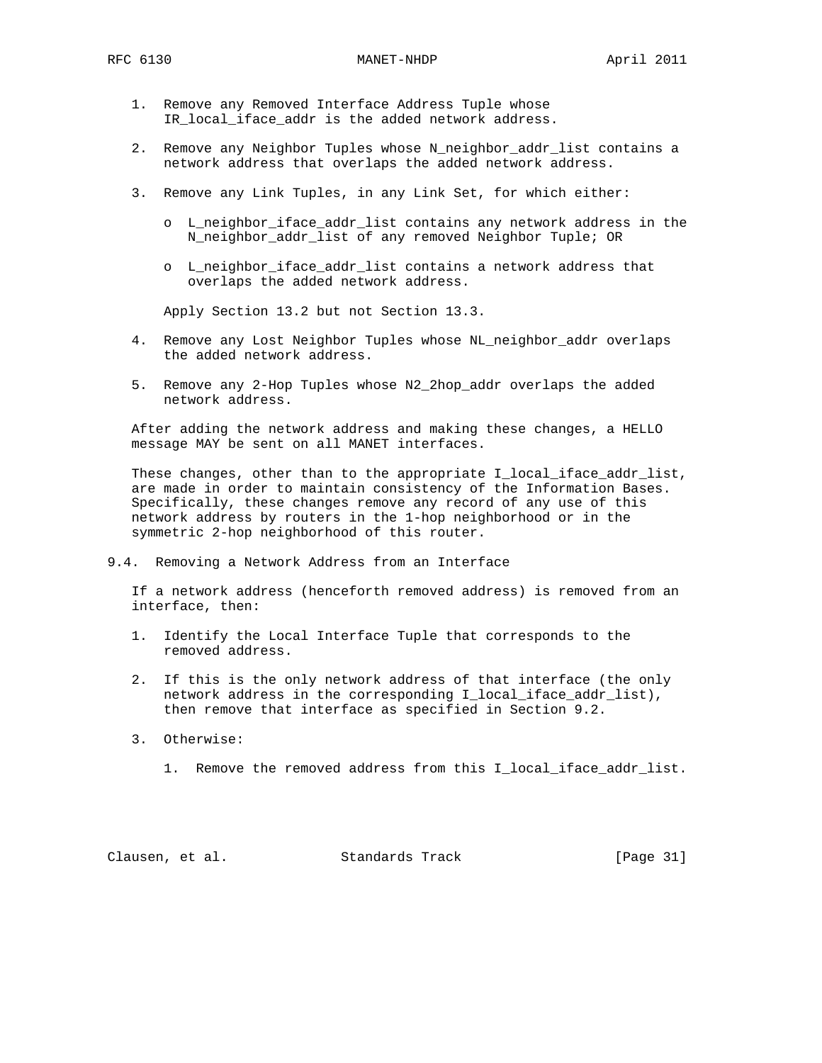1. Remove any Removed Interface Address Tuple whose IR_local_iface_addr is the added network address.

2. Remove any Neighbor Tuples whose N_neighbor_addr_list contains a network address that overlaps the added network address.

3. Remove any Link Tuples, in any Link Set, for which either:

   - L_neighbor_iface_addr_list contains any network address in the N_neighbor_addr_list of any removed Neighbor Tuple; OR

   - L_neighbor_iface_addr_list contains a network address that overlaps the added network address.

   Apply Section 13.2 but not Section 13.3.

4. Remove any Lost Neighbor Tuples whose NL_neighbor_addr overlaps the added network address.

5. Remove any 2-Hop Tuples whose N2_2hop_addr overlaps the added network address.

After adding the network address and making these changes, a HELLO message MAY be sent on all MANET interfaces.

These changes, other than to the appropriate I_local_iface_addr_list, are made in order to maintain consistency of the Information Bases. Specifically, these changes remove any record of any use of this network address by routers in the 1-hop neighborhood or in the symmetric 2-hop neighborhood of this router.

## 9.4. Removing a Network Address from an Interface

If a network address (henceforth removed address) is removed from an interface, then:

1. Identify the Local Interface Tuple that corresponds to the removed address.

2. If this is the only network address of that interface (the only network address in the corresponding I_local_iface_addr_list), then remove that interface as specified in Section 9.2.

3. Otherwise:

   1. Remove the removed address from this I_local_iface_addr_list.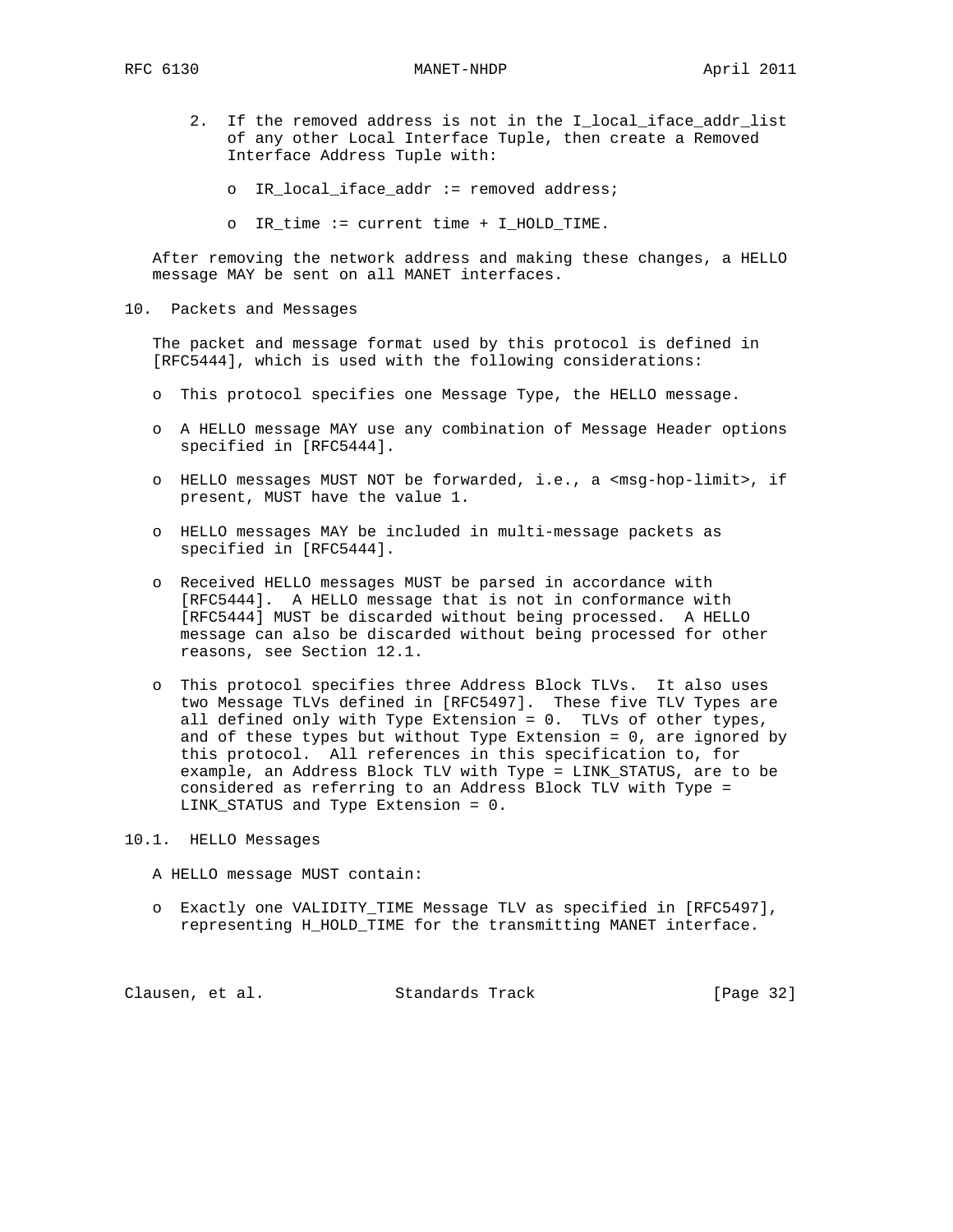2. If the removed address is not in the I_local_iface_addr_list of any other Local Interface Tuple, then create a Removed Interface Address Tuple with:

   - IR_local_iface_addr := removed address;

   - IR_time := current time + I_HOLD_TIME.

After removing the network address and making these changes, a HELLO message MAY be sent on all MANET interfaces.

## 10. Packets and Messages

The packet and message format used by this protocol is defined in [RFC5444], which is used with the following considerations:

- This protocol specifies one Message Type, the HELLO message.

- A HELLO message MAY use any combination of Message Header options specified in [RFC5444].

- HELLO messages MUST NOT be forwarded, i.e., a <msg-hop-limit>, if present, MUST have the value 1.

- HELLO messages MAY be included in multi-message packets as specified in [RFC5444].

- Received HELLO messages MUST be parsed in accordance with [RFC5444]. A HELLO message that is not in conformance with [RFC5444] MUST be discarded without being processed. A HELLO message can also be discarded without being processed for other reasons, see Section 12.1.

- This protocol specifies three Address Block TLVs. It also uses two Message TLVs defined in [RFC5497]. These five TLV Types are all defined only with Type Extension = 0. TLVs of other types, and of these types but without Type Extension = 0, are ignored by this protocol. All references in this specification to, for example, an Address Block TLV with Type = LINK_STATUS, are to be considered as referring to an Address Block TLV with Type = LINK_STATUS and Type Extension = 0.

### 10.1. HELLO Messages

A HELLO message MUST contain:

- Exactly one VALIDITY_TIME Message TLV as specified in [RFC5497], representing H_HOLD_TIME for the transmitting MANET interface.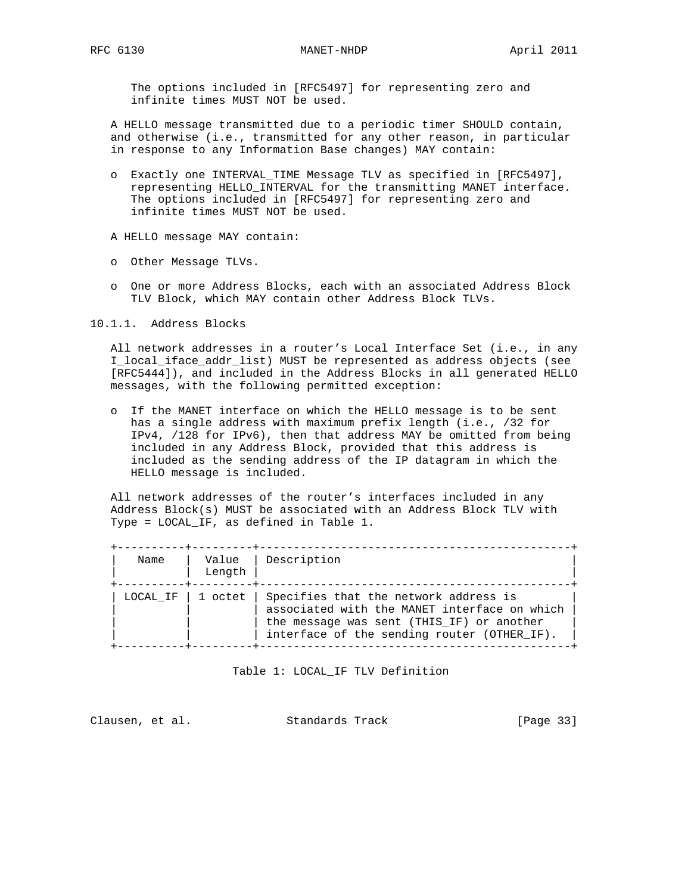The options included in [RFC5497] for representing zero and infinite times MUST NOT be used.

A HELLO message transmitted due to a periodic timer SHOULD contain, and otherwise (i.e., transmitted for any other reason, in particular in response to any Information Base changes) MAY contain:

- Exactly one INTERVAL_TIME Message TLV as specified in [RFC5497], representing HELLO_INTERVAL for the transmitting MANET interface. The options included in [RFC5497] for representing zero and infinite times MUST NOT be used.

A HELLO message MAY contain:

- Other Message TLVs.
- One or more Address Blocks, each with an associated Address Block TLV Block, which MAY contain other Address Block TLVs.

### 10.1.1. Address Blocks

All network addresses in a router's Local Interface Set (i.e., in any I_local_iface_addr_list) MUST be represented as address objects (see [RFC5444]), and included in the Address Blocks in all generated HELLO messages, with the following permitted exception:

- If the MANET interface on which the HELLO message is to be sent has a single address with maximum prefix length (i.e., /32 for IPv4, /128 for IPv6), then that address MAY be omitted from being included in any Address Block, provided that this address is included as the sending address of the IP datagram in which the HELLO message is included.

All network addresses of the router's interfaces included in any Address Block(s) MUST be associated with an Address Block TLV with Type = LOCAL_IF, as defined in Table 1.

| Name | Value Length | Description |
|---|---|---|
| LOCAL_IF | 1 octet | Specifies that the network address is associated with the MANET interface on which the message was sent (THIS_IF) or another interface of the sending router (OTHER_IF). |

Table 1: LOCAL_IF TLV Definition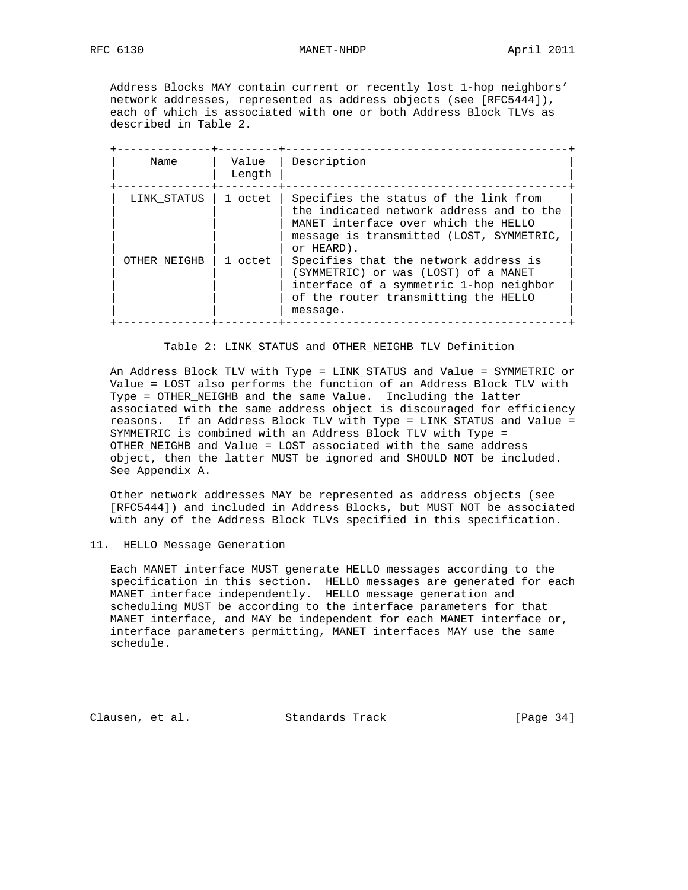Address Blocks MAY contain current or recently lost 1-hop neighbors' network addresses, represented as address objects (see [RFC5444]), each of which is associated with one or both Address Block TLVs as described in Table 2.

| Name | Value Length | Description |
|---|---|---|
| LINK_STATUS | 1 octet | Specifies the status of the link from the indicated network address and to the MANET interface over which the HELLO message is transmitted (LOST, SYMMETRIC, or HEARD). |
| OTHER_NEIGHB | 1 octet | Specifies that the network address is (SYMMETRIC) or was (LOST) of a MANET interface of a symmetric 1-hop neighbor of the router transmitting the HELLO message. |

Table 2: LINK_STATUS and OTHER_NEIGHB TLV Definition

An Address Block TLV with Type = LINK_STATUS and Value = SYMMETRIC or Value = LOST also performs the function of an Address Block TLV with Type = OTHER_NEIGHB and the same Value. Including the latter associated with the same address object is discouraged for efficiency reasons. If an Address Block TLV with Type = LINK_STATUS and Value = SYMMETRIC is combined with an Address Block TLV with Type = OTHER_NEIGHB and Value = LOST associated with the same address object, then the latter MUST be ignored and SHOULD NOT be included. See Appendix A.

Other network addresses MAY be represented as address objects (see [RFC5444]) and included in Address Blocks, but MUST NOT be associated with any of the Address Block TLVs specified in this specification.

## 11. HELLO Message Generation

Each MANET interface MUST generate HELLO messages according to the specification in this section. HELLO messages are generated for each MANET interface independently. HELLO message generation and scheduling MUST be according to the interface parameters for that MANET interface, and MAY be independent for each MANET interface or, interface parameters permitting, MANET interfaces MAY use the same schedule.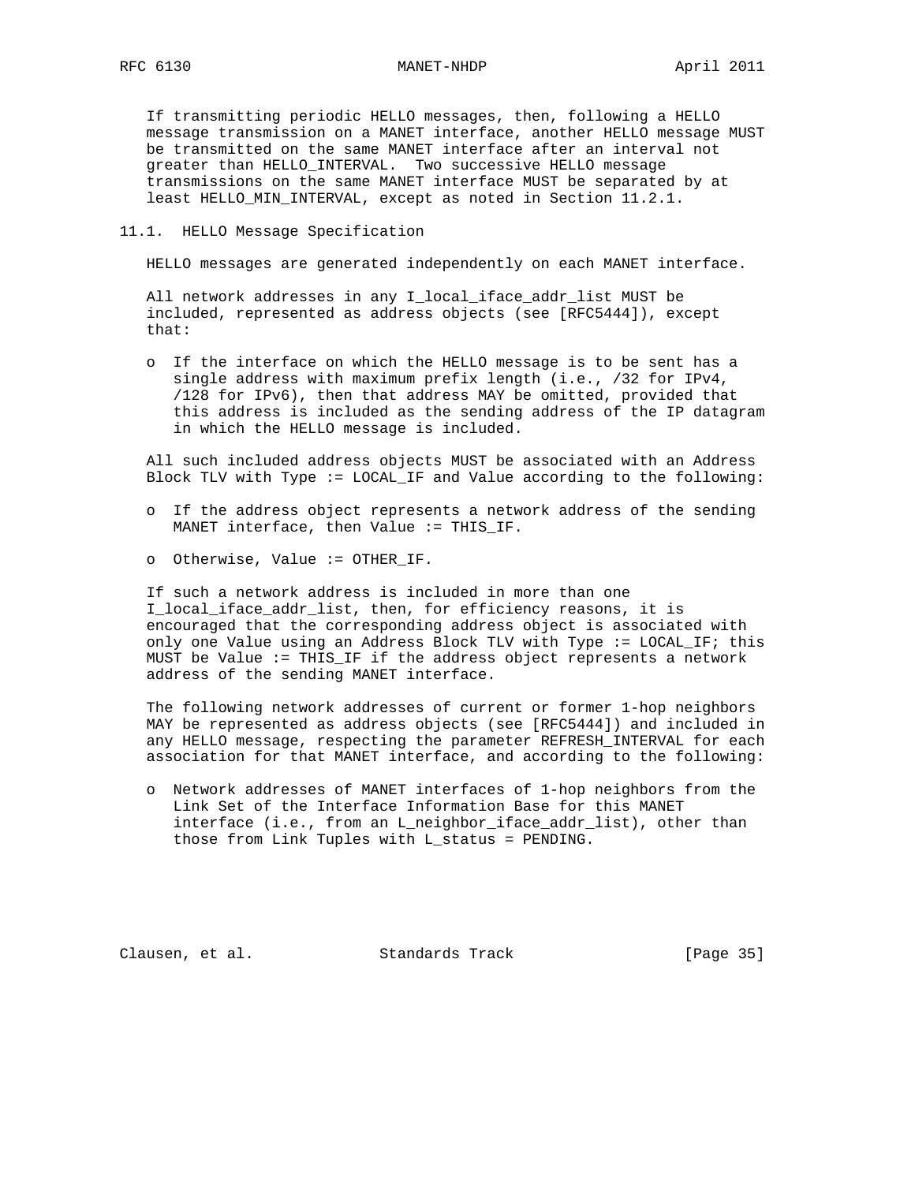If transmitting periodic HELLO messages, then, following a HELLO message transmission on a MANET interface, another HELLO message MUST be transmitted on the same MANET interface after an interval not greater than HELLO_INTERVAL. Two successive HELLO message transmissions on the same MANET interface MUST be separated by at least HELLO_MIN_INTERVAL, except as noted in Section 11.2.1.

### 11.1. HELLO Message Specification

HELLO messages are generated independently on each MANET interface.

All network addresses in any I_local_iface_addr_list MUST be included, represented as address objects (see [RFC5444]), except that:

- If the interface on which the HELLO message is to be sent has a single address with maximum prefix length (i.e., /32 for IPv4, /128 for IPv6), then that address MAY be omitted, provided that this address is included as the sending address of the IP datagram in which the HELLO message is included.

All such included address objects MUST be associated with an Address Block TLV with Type := LOCAL_IF and Value according to the following:

- If the address object represents a network address of the sending MANET interface, then Value := THIS_IF.
- Otherwise, Value := OTHER_IF.

If such a network address is included in more than one I_local_iface_addr_list, then, for efficiency reasons, it is encouraged that the corresponding address object is associated with only one Value using an Address Block TLV with Type := LOCAL_IF; this MUST be Value := THIS_IF if the address object represents a network address of the sending MANET interface.

The following network addresses of current or former 1-hop neighbors MAY be represented as address objects (see [RFC5444]) and included in any HELLO message, respecting the parameter REFRESH_INTERVAL for each association for that MANET interface, and according to the following:

- Network addresses of MANET interfaces of 1-hop neighbors from the Link Set of the Interface Information Base for this MANET interface (i.e., from an L_neighbor_iface_addr_list), other than those from Link Tuples with L_status = PENDING.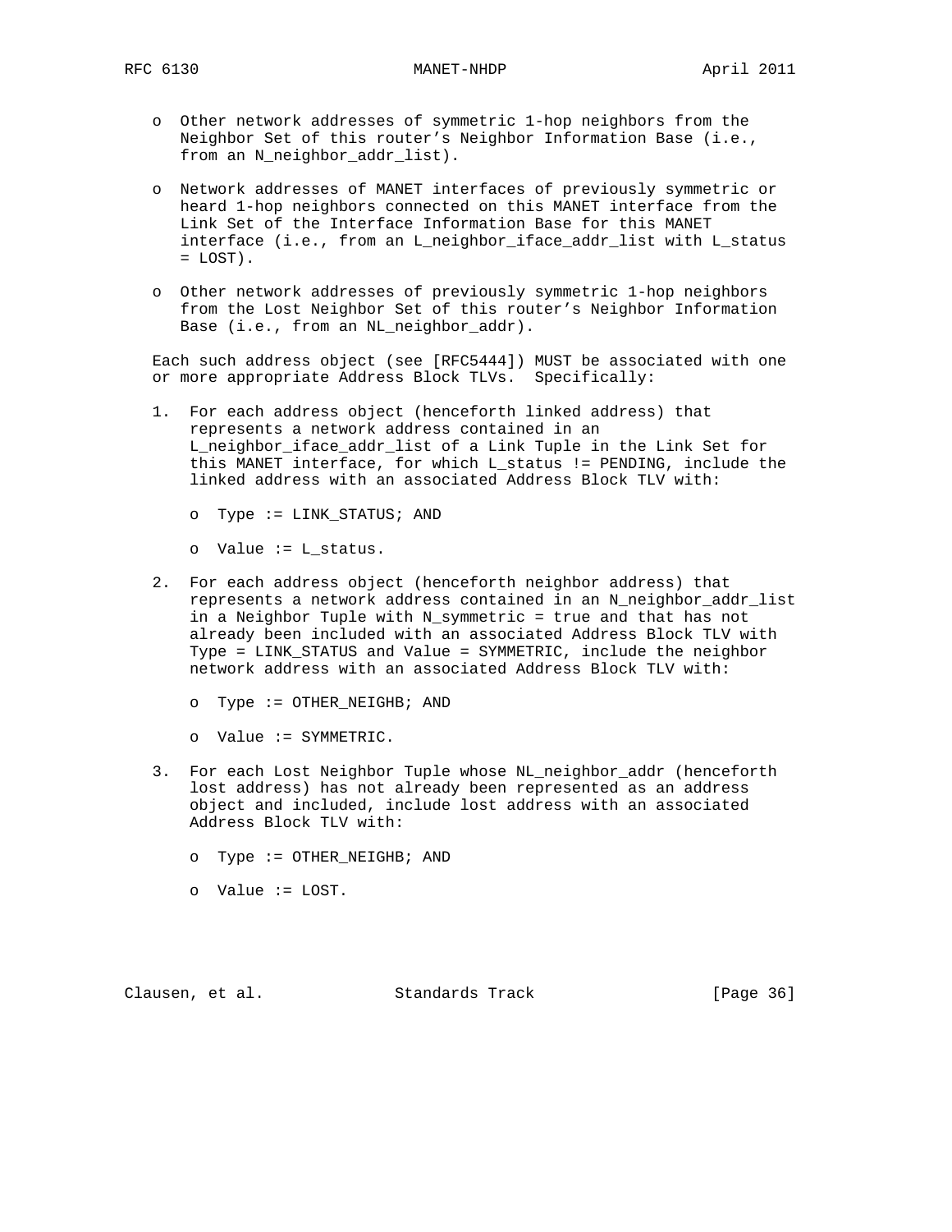- Other network addresses of symmetric 1-hop neighbors from the Neighbor Set of this router's Neighbor Information Base (i.e., from an N_neighbor_addr_list).

- Network addresses of MANET interfaces of previously symmetric or heard 1-hop neighbors connected on this MANET interface from the Link Set of the Interface Information Base for this MANET interface (i.e., from an L_neighbor_iface_addr_list with L_status = LOST).

- Other network addresses of previously symmetric 1-hop neighbors from the Lost Neighbor Set of this router's Neighbor Information Base (i.e., from an NL_neighbor_addr).

Each such address object (see [RFC5444]) MUST be associated with one or more appropriate Address Block TLVs. Specifically:

1. For each address object (henceforth linked address) that represents a network address contained in an L_neighbor_iface_addr_list of a Link Tuple in the Link Set for this MANET interface, for which L_status != PENDING, include the linked address with an associated Address Block TLV with:

   - Type := LINK_STATUS; AND

   - Value := L_status.

2. For each address object (henceforth neighbor address) that represents a network address contained in an N_neighbor_addr_list in a Neighbor Tuple with N_symmetric = true and that has not already been included with an associated Address Block TLV with Type = LINK_STATUS and Value = SYMMETRIC, include the neighbor network address with an associated Address Block TLV with:

   - Type := OTHER_NEIGHB; AND

   - Value := SYMMETRIC.

3. For each Lost Neighbor Tuple whose NL_neighbor_addr (henceforth lost address) has not already been represented as an address object and included, include lost address with an associated Address Block TLV with:

   - Type := OTHER_NEIGHB; AND

   - Value := LOST.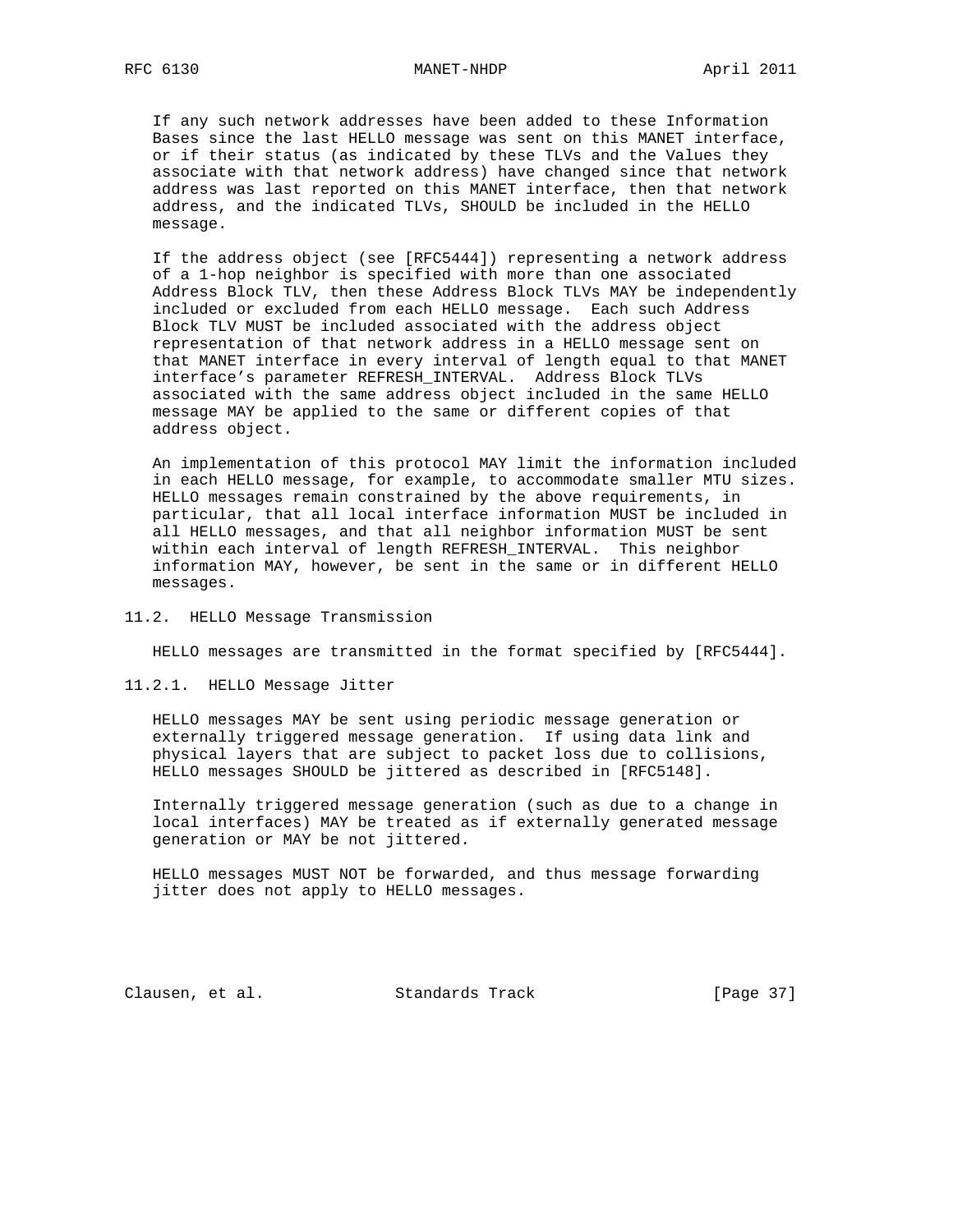If any such network addresses have been added to these Information Bases since the last HELLO message was sent on this MANET interface, or if their status (as indicated by these TLVs and the Values they associate with that network address) have changed since that network address was last reported on this MANET interface, then that network address, and the indicated TLVs, SHOULD be included in the HELLO message.

If the address object (see [RFC5444]) representing a network address of a 1-hop neighbor is specified with more than one associated Address Block TLV, then these Address Block TLVs MAY be independently included or excluded from each HELLO message. Each such Address Block TLV MUST be included associated with the address object representation of that network address in a HELLO message sent on that MANET interface in every interval of length equal to that MANET interface's parameter REFRESH_INTERVAL. Address Block TLVs associated with the same address object included in the same HELLO message MAY be applied to the same or different copies of that address object.

An implementation of this protocol MAY limit the information included in each HELLO message, for example, to accommodate smaller MTU sizes. HELLO messages remain constrained by the above requirements, in particular, that all local interface information MUST be included in all HELLO messages, and that all neighbor information MUST be sent within each interval of length REFRESH_INTERVAL. This neighbor information MAY, however, be sent in the same or in different HELLO messages.

### 11.2. HELLO Message Transmission

HELLO messages are transmitted in the format specified by [RFC5444].

#### 11.2.1. HELLO Message Jitter

HELLO messages MAY be sent using periodic message generation or externally triggered message generation. If using data link and physical layers that are subject to packet loss due to collisions, HELLO messages SHOULD be jittered as described in [RFC5148].

Internally triggered message generation (such as due to a change in local interfaces) MAY be treated as if externally generated message generation or MAY be not jittered.

HELLO messages MUST NOT be forwarded, and thus message forwarding jitter does not apply to HELLO messages.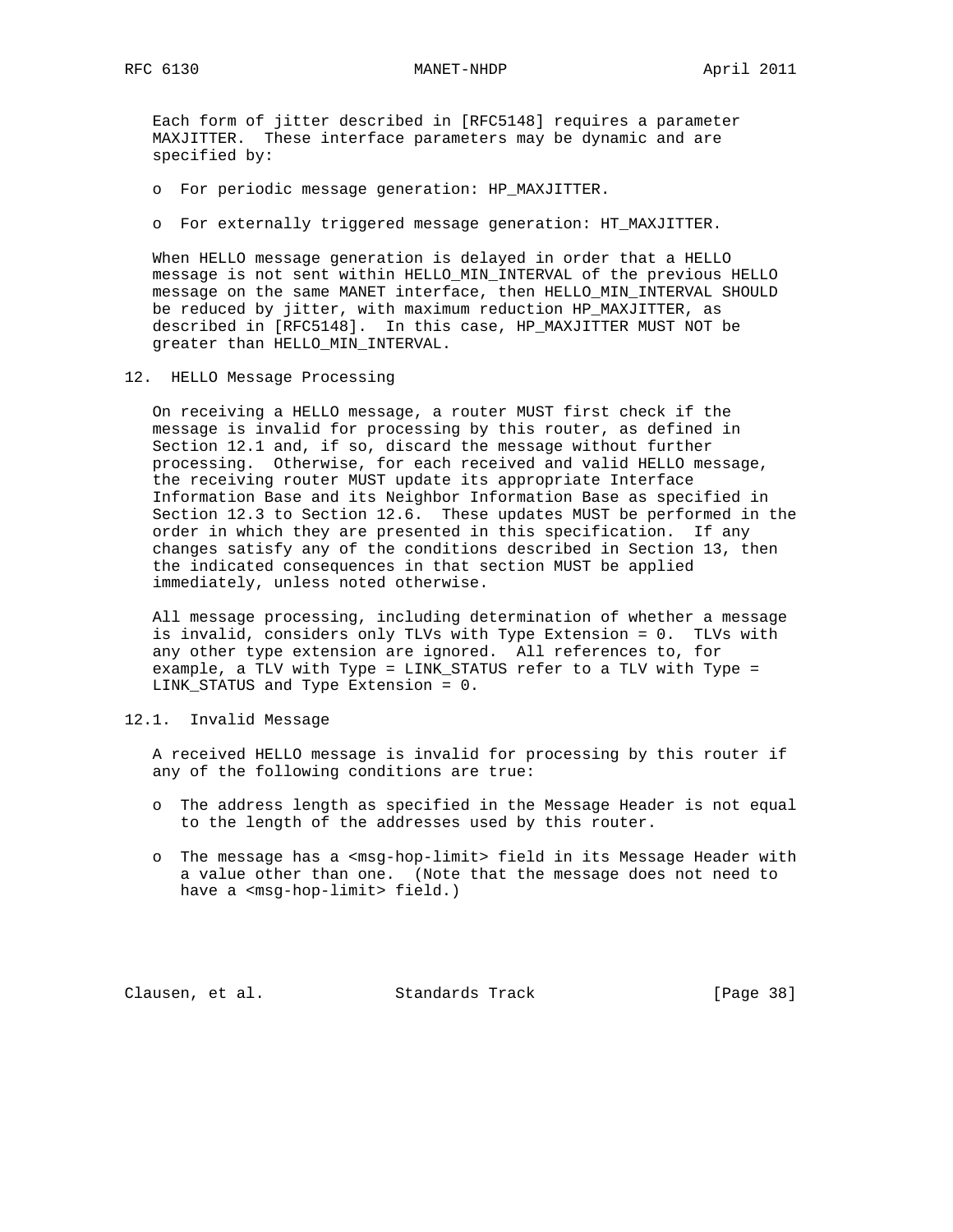Each form of jitter described in [RFC5148] requires a parameter MAXJITTER. These interface parameters may be dynamic and are specified by:

- For periodic message generation: HP_MAXJITTER.
- For externally triggered message generation: HT_MAXJITTER.

When HELLO message generation is delayed in order that a HELLO message is not sent within HELLO_MIN_INTERVAL of the previous HELLO message on the same MANET interface, then HELLO_MIN_INTERVAL SHOULD be reduced by jitter, with maximum reduction HP_MAXJITTER, as described in [RFC5148]. In this case, HP_MAXJITTER MUST NOT be greater than HELLO_MIN_INTERVAL.

## 12. HELLO Message Processing

On receiving a HELLO message, a router MUST first check if the message is invalid for processing by this router, as defined in Section 12.1 and, if so, discard the message without further processing. Otherwise, for each received and valid HELLO message, the receiving router MUST update its appropriate Interface Information Base and its Neighbor Information Base as specified in Section 12.3 to Section 12.6. These updates MUST be performed in the order in which they are presented in this specification. If any changes satisfy any of the conditions described in Section 13, then the indicated consequences in that section MUST be applied immediately, unless noted otherwise.

All message processing, including determination of whether a message is invalid, considers only TLVs with Type Extension = 0. TLVs with any other type extension are ignored. All references to, for example, a TLV with Type = LINK_STATUS refer to a TLV with Type = LINK_STATUS and Type Extension = 0.

### 12.1. Invalid Message

A received HELLO message is invalid for processing by this router if any of the following conditions are true:

- The address length as specified in the Message Header is not equal to the length of the addresses used by this router.
- The message has a <msg-hop-limit> field in its Message Header with a value other than one. (Note that the message does not need to have a <msg-hop-limit> field.)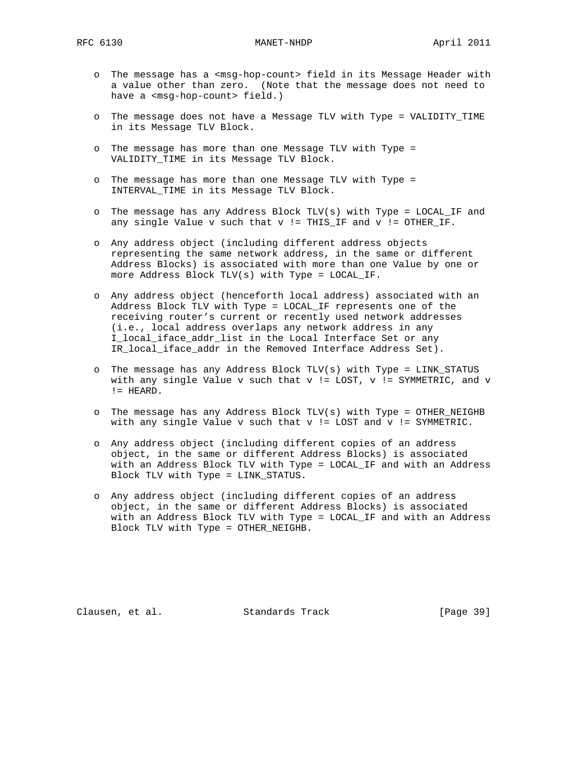- The message has a <msg-hop-count> field in its Message Header with a value other than zero. (Note that the message does not need to have a <msg-hop-count> field.)

- The message does not have a Message TLV with Type = VALIDITY_TIME in its Message TLV Block.

- The message has more than one Message TLV with Type = VALIDITY_TIME in its Message TLV Block.

- The message has more than one Message TLV with Type = INTERVAL_TIME in its Message TLV Block.

- The message has any Address Block TLV(s) with Type = LOCAL_IF and any single Value v such that v != THIS_IF and v != OTHER_IF.

- Any address object (including different address objects representing the same network address, in the same or different Address Blocks) is associated with more than one Value by one or more Address Block TLV(s) with Type = LOCAL_IF.

- Any address object (henceforth local address) associated with an Address Block TLV with Type = LOCAL_IF represents one of the receiving router's current or recently used network addresses (i.e., local address overlaps any network address in any I_local_iface_addr_list in the Local Interface Set or any IR_local_iface_addr in the Removed Interface Address Set).

- The message has any Address Block TLV(s) with Type = LINK_STATUS with any single Value v such that v != LOST, v != SYMMETRIC, and v != HEARD.

- The message has any Address Block TLV(s) with Type = OTHER_NEIGHB with any single Value v such that v != LOST and v != SYMMETRIC.

- Any address object (including different copies of an address object, in the same or different Address Blocks) is associated with an Address Block TLV with Type = LOCAL_IF and with an Address Block TLV with Type = LINK_STATUS.

- Any address object (including different copies of an address object, in the same or different Address Blocks) is associated with an Address Block TLV with Type = LOCAL_IF and with an Address Block TLV with Type = OTHER_NEIGHB.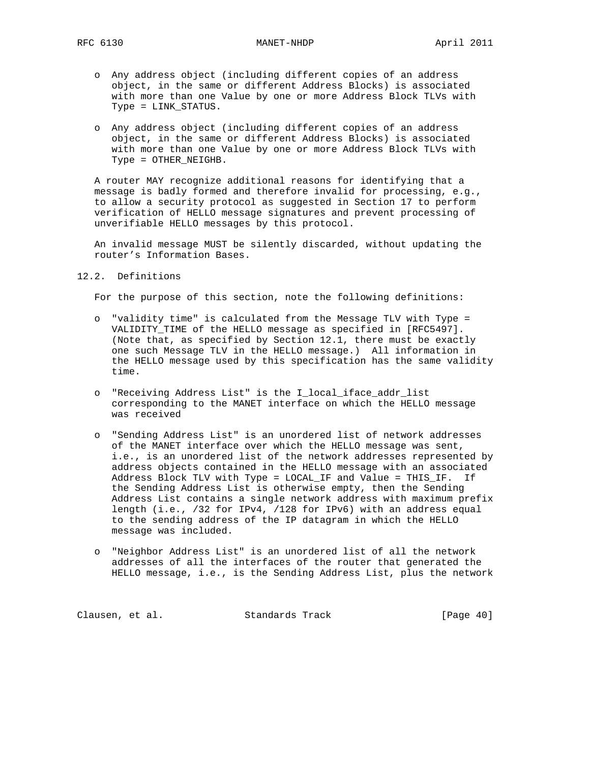- Any address object (including different copies of an address object, in the same or different Address Blocks) is associated with more than one Value by one or more Address Block TLVs with Type = LINK_STATUS.

- Any address object (including different copies of an address object, in the same or different Address Blocks) is associated with more than one Value by one or more Address Block TLVs with Type = OTHER_NEIGHB.

A router MAY recognize additional reasons for identifying that a message is badly formed and therefore invalid for processing, e.g., to allow a security protocol as suggested in Section 17 to perform verification of HELLO message signatures and prevent processing of unverifiable HELLO messages by this protocol.

An invalid message MUST be silently discarded, without updating the router's Information Bases.

## 12.2. Definitions

For the purpose of this section, note the following definitions:

- "validity time" is calculated from the Message TLV with Type = VALIDITY_TIME of the HELLO message as specified in [RFC5497]. (Note that, as specified by Section 12.1, there must be exactly one such Message TLV in the HELLO message.) All information in the HELLO message used by this specification has the same validity time.

- "Receiving Address List" is the I_local_iface_addr_list corresponding to the MANET interface on which the HELLO message was received

- "Sending Address List" is an unordered list of network addresses of the MANET interface over which the HELLO message was sent, i.e., is an unordered list of the network addresses represented by address objects contained in the HELLO message with an associated Address Block TLV with Type = LOCAL_IF and Value = THIS_IF. If the Sending Address List is otherwise empty, then the Sending Address List contains a single network address with maximum prefix length (i.e., /32 for IPv4, /128 for IPv6) with an address equal to the sending address of the IP datagram in which the HELLO message was included.

- "Neighbor Address List" is an unordered list of all the network addresses of all the interfaces of the router that generated the HELLO message, i.e., is the Sending Address List, plus the network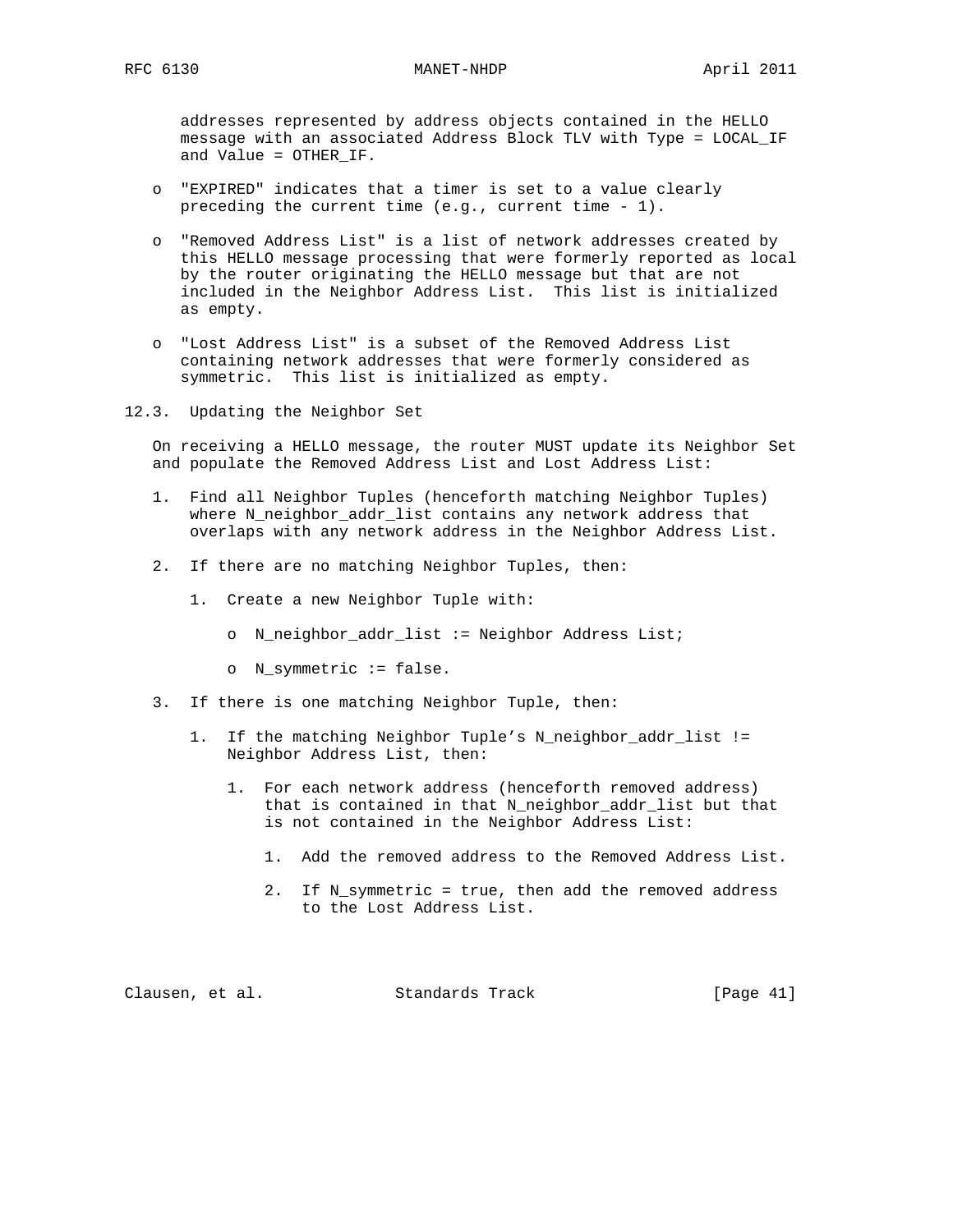addresses represented by address objects contained in the HELLO message with an associated Address Block TLV with Type = LOCAL_IF and Value = OTHER_IF.

- "EXPIRED" indicates that a timer is set to a value clearly preceding the current time (e.g., current time - 1).

- "Removed Address List" is a list of network addresses created by this HELLO message processing that were formerly reported as local by the router originating the HELLO message but that are not included in the Neighbor Address List. This list is initialized as empty.

- "Lost Address List" is a subset of the Removed Address List containing network addresses that were formerly considered as symmetric. This list is initialized as empty.

## 12.3. Updating the Neighbor Set

On receiving a HELLO message, the router MUST update its Neighbor Set and populate the Removed Address List and Lost Address List:

1. Find all Neighbor Tuples (henceforth matching Neighbor Tuples) where N_neighbor_addr_list contains any network address that overlaps with any network address in the Neighbor Address List.

2. If there are no matching Neighbor Tuples, then:

    1. Create a new Neighbor Tuple with:

        - N_neighbor_addr_list := Neighbor Address List;

        - N_symmetric := false.

3. If there is one matching Neighbor Tuple, then:

    1. If the matching Neighbor Tuple's N_neighbor_addr_list != Neighbor Address List, then:

        1. For each network address (henceforth removed address) that is contained in that N_neighbor_addr_list but that is not contained in the Neighbor Address List:

            1. Add the removed address to the Removed Address List.

            2. If N_symmetric = true, then add the removed address to the Lost Address List.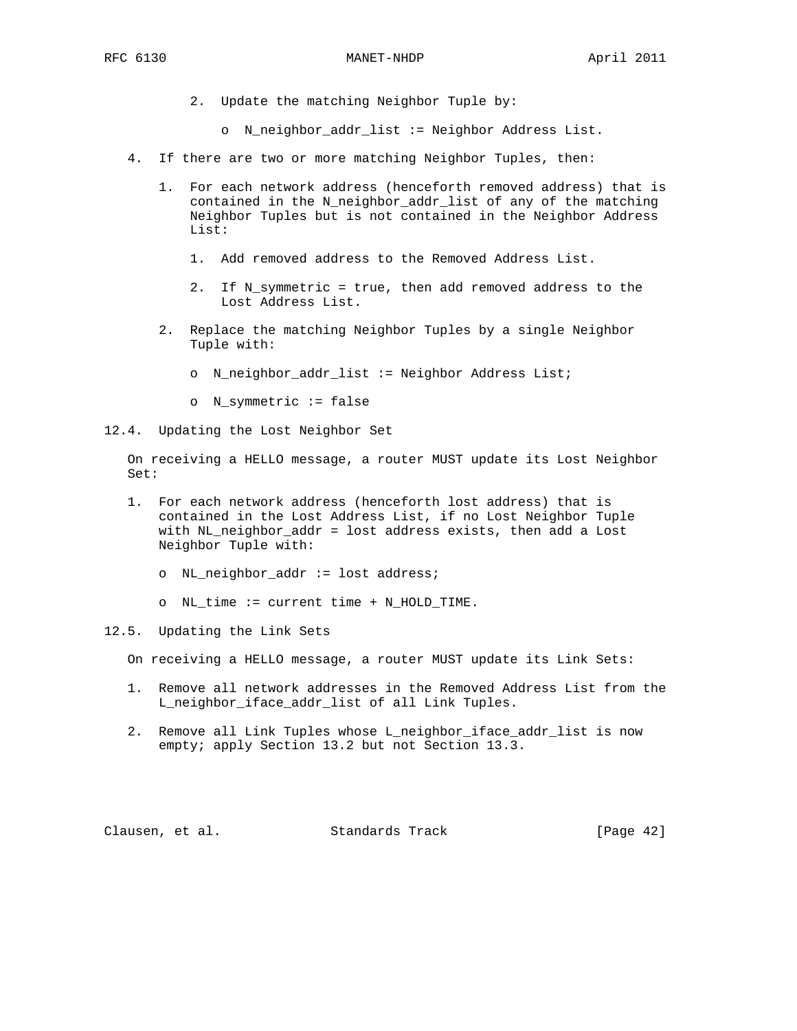2. Update the matching Neighbor Tuple by:

   - N_neighbor_addr_list := Neighbor Address List.

4. If there are two or more matching Neighbor Tuples, then:

   1. For each network address (henceforth removed address) that is contained in the N_neighbor_addr_list of any of the matching Neighbor Tuples but is not contained in the Neighbor Address List:

      1. Add removed address to the Removed Address List.

      2. If N_symmetric = true, then add removed address to the Lost Address List.

   2. Replace the matching Neighbor Tuples by a single Neighbor Tuple with:

      - N_neighbor_addr_list := Neighbor Address List;

      - N_symmetric := false

## 12.4. Updating the Lost Neighbor Set

On receiving a HELLO message, a router MUST update its Lost Neighbor Set:

1. For each network address (henceforth lost address) that is contained in the Lost Address List, if no Lost Neighbor Tuple with NL_neighbor_addr = lost address exists, then add a Lost Neighbor Tuple with:

   - NL_neighbor_addr := lost address;

   - NL_time := current time + N_HOLD_TIME.

## 12.5. Updating the Link Sets

On receiving a HELLO message, a router MUST update its Link Sets:

1. Remove all network addresses in the Removed Address List from the L_neighbor_iface_addr_list of all Link Tuples.

2. Remove all Link Tuples whose L_neighbor_iface_addr_list is now empty; apply Section 13.2 but not Section 13.3.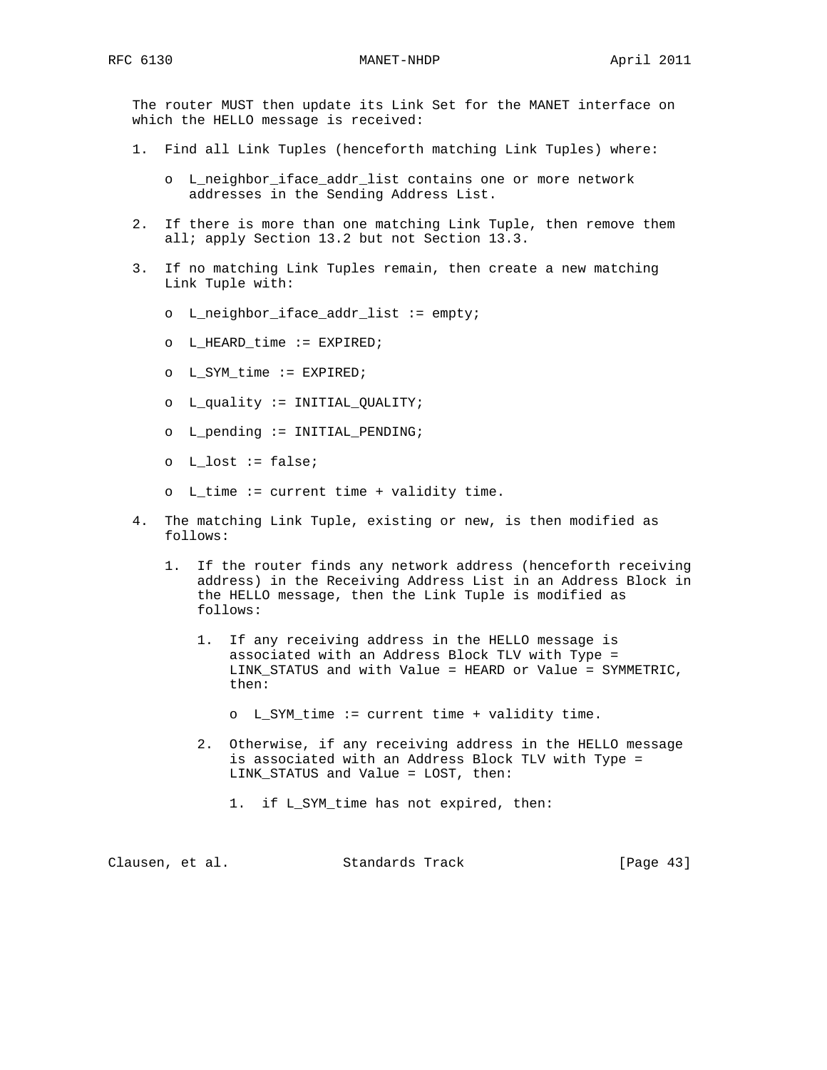The router MUST then update its Link Set for the MANET interface on which the HELLO message is received:

1. Find all Link Tuples (henceforth matching Link Tuples) where:

   - L_neighbor_iface_addr_list contains one or more network addresses in the Sending Address List.

2. If there is more than one matching Link Tuple, then remove them all; apply Section 13.2 but not Section 13.3.

3. If no matching Link Tuples remain, then create a new matching Link Tuple with:

   - L_neighbor_iface_addr_list := empty;

   - L_HEARD_time := EXPIRED;

   - L_SYM_time := EXPIRED;

   - L_quality := INITIAL_QUALITY;

   - L_pending := INITIAL_PENDING;

   - L_lost := false;

   - L_time := current time + validity time.

4. The matching Link Tuple, existing or new, is then modified as follows:

   1. If the router finds any network address (henceforth receiving address) in the Receiving Address List in an Address Block in the HELLO message, then the Link Tuple is modified as follows:

      1. If any receiving address in the HELLO message is associated with an Address Block TLV with Type = LINK_STATUS and with Value = HEARD or Value = SYMMETRIC, then:

         - L_SYM_time := current time + validity time.

      2. Otherwise, if any receiving address in the HELLO message is associated with an Address Block TLV with Type = LINK_STATUS and Value = LOST, then:

         1. if L_SYM_time has not expired, then: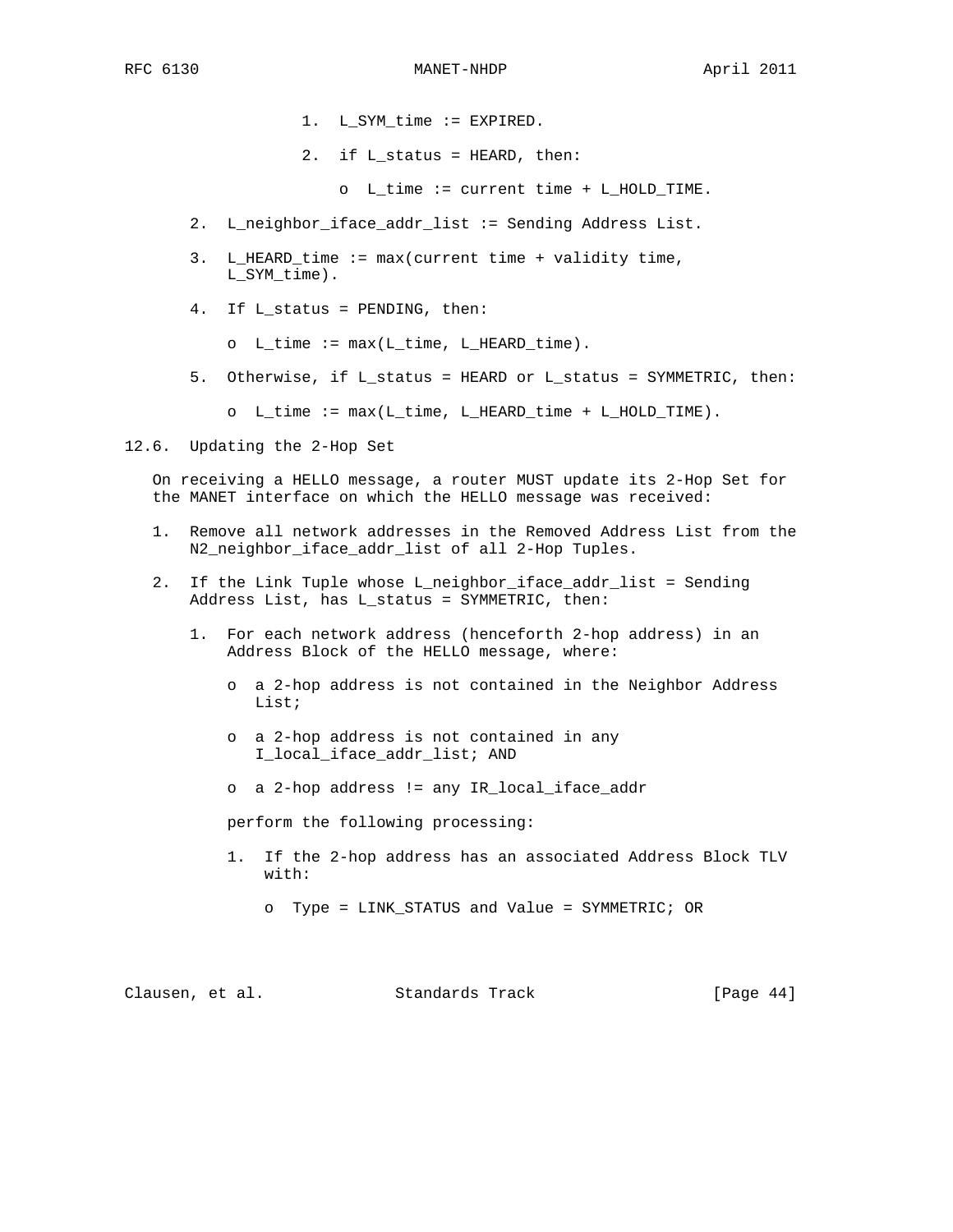1. L_SYM_time := EXPIRED.

2. if L_status = HEARD, then:

   o L_time := current time + L_HOLD_TIME.

2. L_neighbor_iface_addr_list := Sending Address List.

3. L_HEARD_time := max(current time + validity time, L_SYM_time).

4. If L_status = PENDING, then:

   o L_time := max(L_time, L_HEARD_time).

5. Otherwise, if L_status = HEARD or L_status = SYMMETRIC, then:

   o L_time := max(L_time, L_HEARD_time + L_HOLD_TIME).

## 12.6. Updating the 2-Hop Set

On receiving a HELLO message, a router MUST update its 2-Hop Set for the MANET interface on which the HELLO message was received:

1. Remove all network addresses in the Removed Address List from the N2_neighbor_iface_addr_list of all 2-Hop Tuples.

2. If the Link Tuple whose L_neighbor_iface_addr_list = Sending Address List, has L_status = SYMMETRIC, then:

   1. For each network address (henceforth 2-hop address) in an Address Block of the HELLO message, where:

      o a 2-hop address is not contained in the Neighbor Address List;

      o a 2-hop address is not contained in any I_local_iface_addr_list; AND

      o a 2-hop address != any IR_local_iface_addr

      perform the following processing:

      1. If the 2-hop address has an associated Address Block TLV with:

         o Type = LINK_STATUS and Value = SYMMETRIC; OR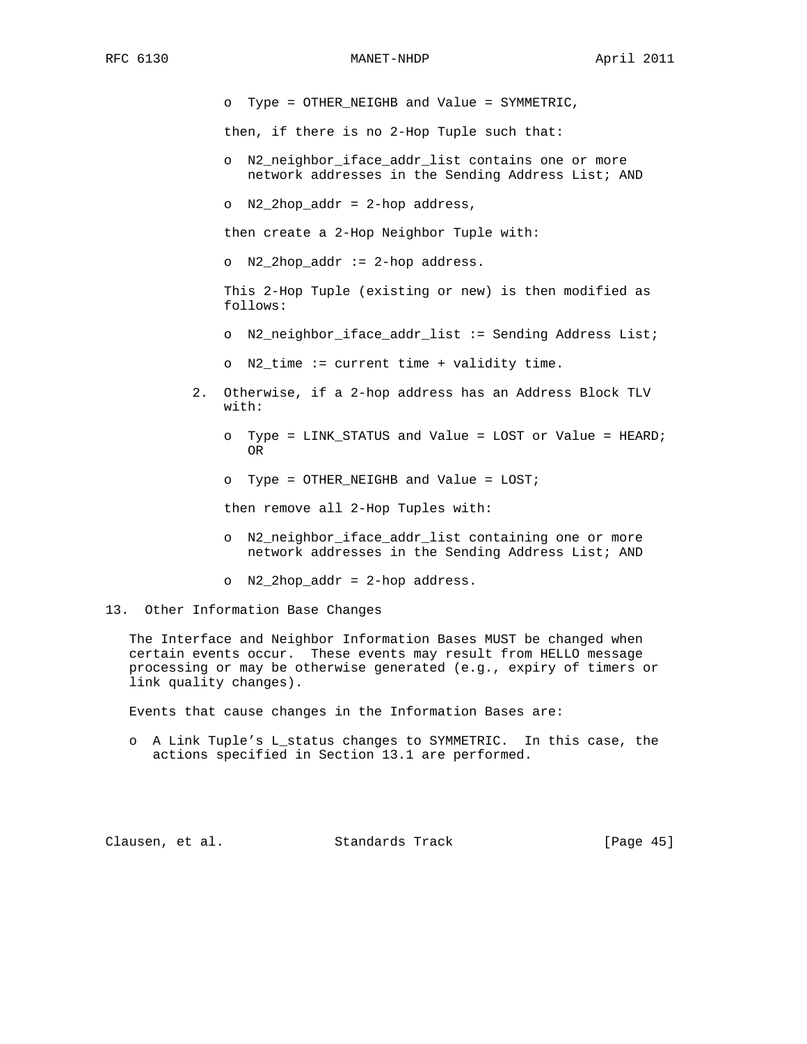- Type = OTHER_NEIGHB and Value = SYMMETRIC,

  then, if there is no 2-Hop Tuple such that:

  - N2_neighbor_iface_addr_list contains one or more network addresses in the Sending Address List; AND

  - N2_2hop_addr = 2-hop address,

  then create a 2-Hop Neighbor Tuple with:

  - N2_2hop_addr := 2-hop address.

  This 2-Hop Tuple (existing or new) is then modified as follows:

  - N2_neighbor_iface_addr_list := Sending Address List;

  - N2_time := current time + validity time.

2. Otherwise, if a 2-hop address has an Address Block TLV with:

   - Type = LINK_STATUS and Value = LOST or Value = HEARD; OR

   - Type = OTHER_NEIGHB and Value = LOST;

   then remove all 2-Hop Tuples with:

   - N2_neighbor_iface_addr_list containing one or more network addresses in the Sending Address List; AND

   - N2_2hop_addr = 2-hop address.

## 13. Other Information Base Changes

The Interface and Neighbor Information Bases MUST be changed when certain events occur. These events may result from HELLO message processing or may be otherwise generated (e.g., expiry of timers or link quality changes).

Events that cause changes in the Information Bases are:

- A Link Tuple's L_status changes to SYMMETRIC. In this case, the actions specified in Section 13.1 are performed.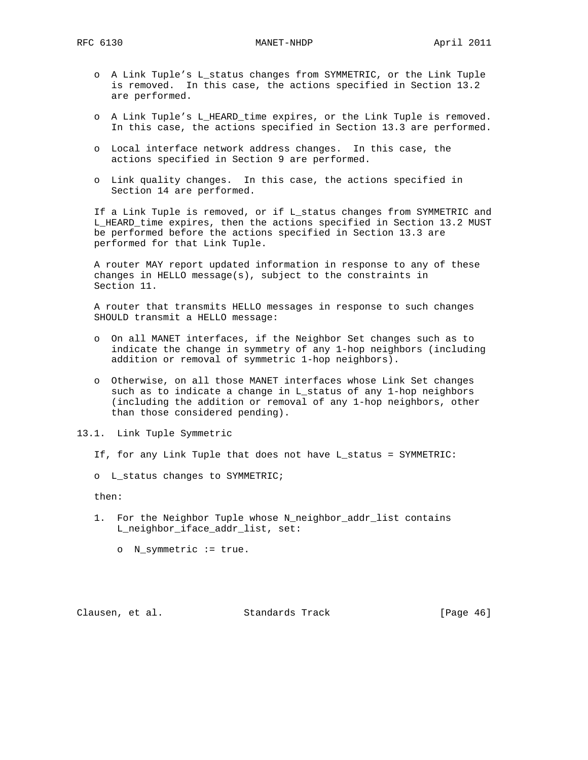- A Link Tuple's L_status changes from SYMMETRIC, or the Link Tuple is removed. In this case, the actions specified in Section 13.2 are performed.
- A Link Tuple's L_HEARD_time expires, or the Link Tuple is removed. In this case, the actions specified in Section 13.3 are performed.
- Local interface network address changes. In this case, the actions specified in Section 9 are performed.
- Link quality changes. In this case, the actions specified in Section 14 are performed.

If a Link Tuple is removed, or if L_status changes from SYMMETRIC and L_HEARD_time expires, then the actions specified in Section 13.2 MUST be performed before the actions specified in Section 13.3 are performed for that Link Tuple.

A router MAY report updated information in response to any of these changes in HELLO message(s), subject to the constraints in Section 11.

A router that transmits HELLO messages in response to such changes SHOULD transmit a HELLO message:

- On all MANET interfaces, if the Neighbor Set changes such as to indicate the change in symmetry of any 1-hop neighbors (including addition or removal of symmetric 1-hop neighbors).
- Otherwise, on all those MANET interfaces whose Link Set changes such as to indicate a change in L_status of any 1-hop neighbors (including the addition or removal of any 1-hop neighbors, other than those considered pending).

## 13.1. Link Tuple Symmetric

If, for any Link Tuple that does not have L_status = SYMMETRIC:

- L_status changes to SYMMETRIC;

then:

1. For the Neighbor Tuple whose N_neighbor_addr_list contains L_neighbor_iface_addr_list, set:

   - N_symmetric := true.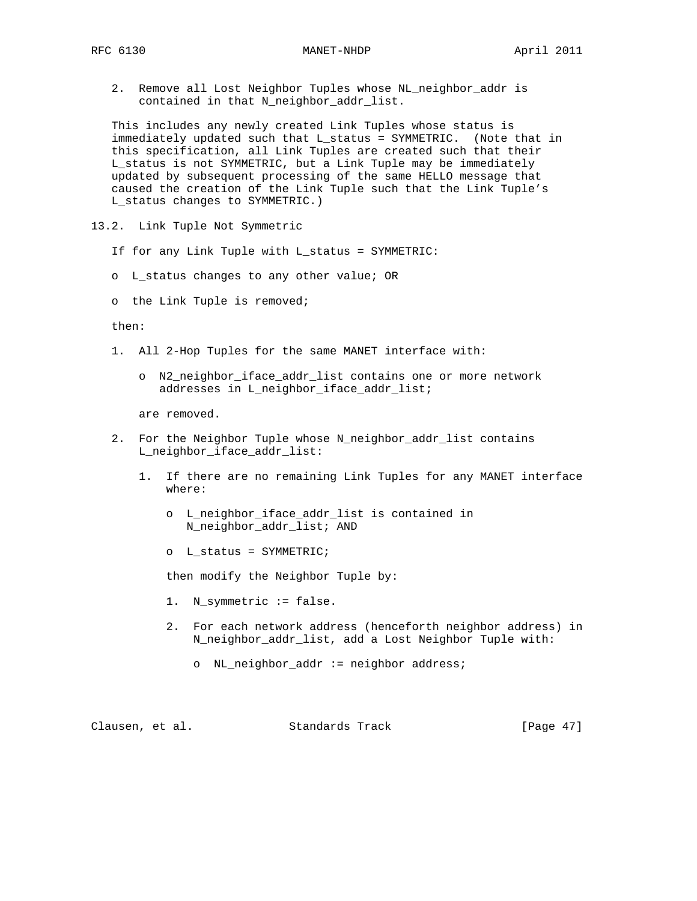2. Remove all Lost Neighbor Tuples whose NL_neighbor_addr is contained in that N_neighbor_addr_list.

This includes any newly created Link Tuples whose status is immediately updated such that L_status = SYMMETRIC. (Note that in this specification, all Link Tuples are created such that their L_status is not SYMMETRIC, but a Link Tuple may be immediately updated by subsequent processing of the same HELLO message that caused the creation of the Link Tuple such that the Link Tuple's L_status changes to SYMMETRIC.)

### 13.2. Link Tuple Not Symmetric

If for any Link Tuple with L_status = SYMMETRIC:

- L_status changes to any other value; OR
- the Link Tuple is removed;

then:

1. All 2-Hop Tuples for the same MANET interface with:

   - N2_neighbor_iface_addr_list contains one or more network addresses in L_neighbor_iface_addr_list;

   are removed.

2. For the Neighbor Tuple whose N_neighbor_addr_list contains L_neighbor_iface_addr_list:

   1. If there are no remaining Link Tuples for any MANET interface where:

      - L_neighbor_iface_addr_list is contained in N_neighbor_addr_list; AND
      - L_status = SYMMETRIC;

      then modify the Neighbor Tuple by:

      1. N_symmetric := false.

      2. For each network address (henceforth neighbor address) in N_neighbor_addr_list, add a Lost Neighbor Tuple with:

         - NL_neighbor_addr := neighbor address;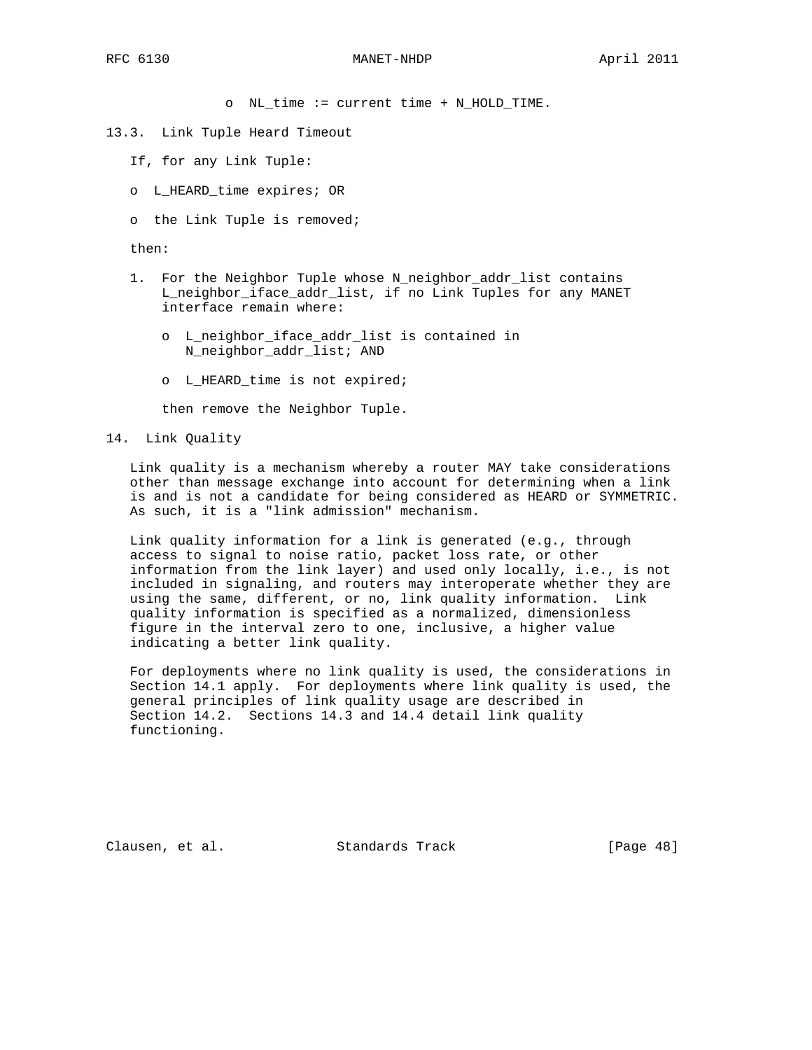- NL_time := current time + N_HOLD_TIME.

### 13.3. Link Tuple Heard Timeout

If, for any Link Tuple:

- L_HEARD_time expires; OR
- the Link Tuple is removed;

then:

1. For the Neighbor Tuple whose N_neighbor_addr_list contains L_neighbor_iface_addr_list, if no Link Tuples for any MANET interface remain where:

   - L_neighbor_iface_addr_list is contained in N_neighbor_addr_list; AND
   - L_HEARD_time is not expired;

   then remove the Neighbor Tuple.

## 14. Link Quality

Link quality is a mechanism whereby a router MAY take considerations other than message exchange into account for determining when a link is and is not a candidate for being considered as HEARD or SYMMETRIC. As such, it is a "link admission" mechanism.

Link quality information for a link is generated (e.g., through access to signal to noise ratio, packet loss rate, or other information from the link layer) and used only locally, i.e., is not included in signaling, and routers may interoperate whether they are using the same, different, or no, link quality information. Link quality information is specified as a normalized, dimensionless figure in the interval zero to one, inclusive, a higher value indicating a better link quality.

For deployments where no link quality is used, the considerations in Section 14.1 apply. For deployments where link quality is used, the general principles of link quality usage are described in Section 14.2. Sections 14.3 and 14.4 detail link quality functioning.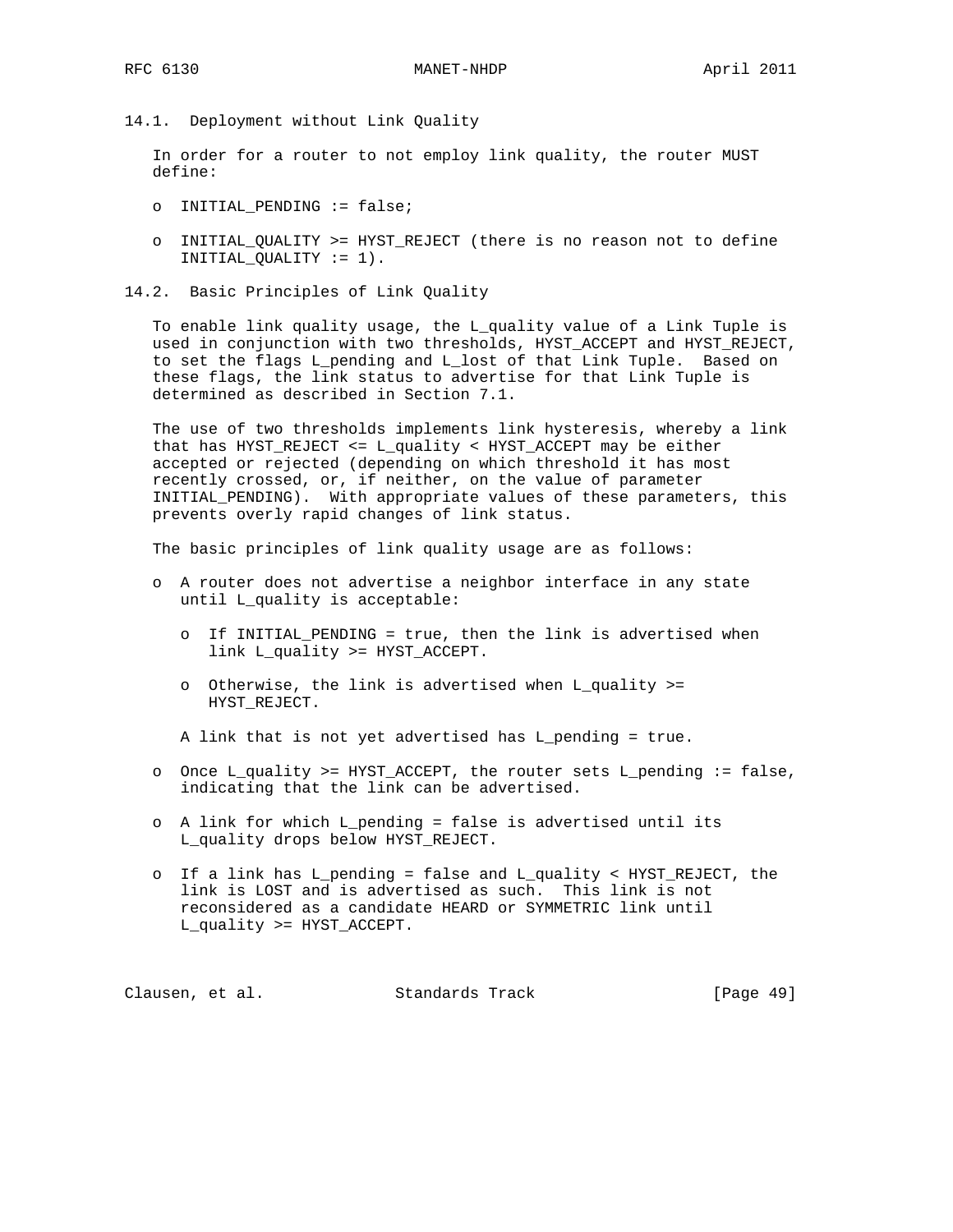### 14.1. Deployment without Link Quality

In order for a router to not employ link quality, the router MUST define:

- INITIAL_PENDING := false;
- INITIAL_QUALITY >= HYST_REJECT (there is no reason not to define INITIAL_QUALITY := 1).

### 14.2. Basic Principles of Link Quality

To enable link quality usage, the L_quality value of a Link Tuple is used in conjunction with two thresholds, HYST_ACCEPT and HYST_REJECT, to set the flags L_pending and L_lost of that Link Tuple. Based on these flags, the link status to advertise for that Link Tuple is determined as described in Section 7.1.

The use of two thresholds implements link hysteresis, whereby a link that has HYST_REJECT <= L_quality < HYST_ACCEPT may be either accepted or rejected (depending on which threshold it has most recently crossed, or, if neither, on the value of parameter INITIAL_PENDING). With appropriate values of these parameters, this prevents overly rapid changes of link status.

The basic principles of link quality usage are as follows:

- A router does not advertise a neighbor interface in any state until L_quality is acceptable:
  - If INITIAL_PENDING = true, then the link is advertised when link L_quality >= HYST_ACCEPT.
  - Otherwise, the link is advertised when L_quality >= HYST_REJECT.

  A link that is not yet advertised has L_pending = true.
- Once L_quality >= HYST_ACCEPT, the router sets L_pending := false, indicating that the link can be advertised.
- A link for which L_pending = false is advertised until its L_quality drops below HYST_REJECT.
- If a link has L_pending = false and L_quality < HYST_REJECT, the link is LOST and is advertised as such. This link is not reconsidered as a candidate HEARD or SYMMETRIC link until L_quality >= HYST_ACCEPT.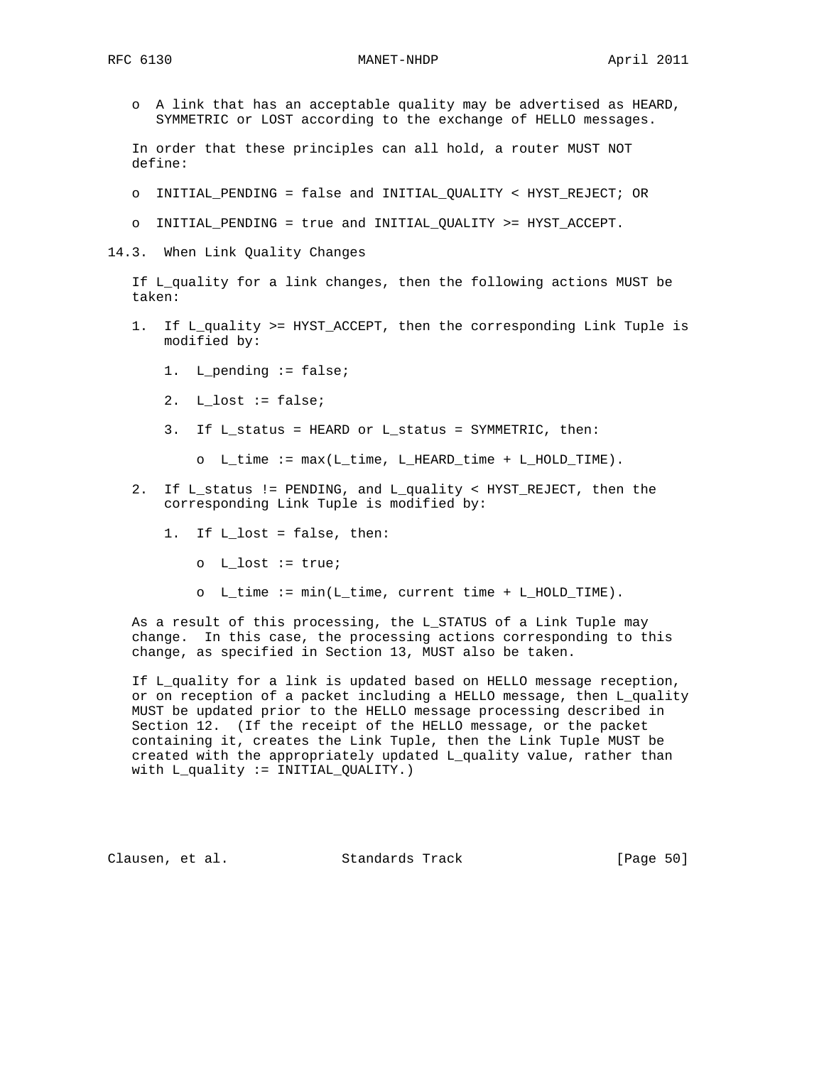- A link that has an acceptable quality may be advertised as HEARD, SYMMETRIC or LOST according to the exchange of HELLO messages.

In order that these principles can all hold, a router MUST NOT define:

- INITIAL_PENDING = false and INITIAL_QUALITY < HYST_REJECT; OR
- INITIAL_PENDING = true and INITIAL_QUALITY >= HYST_ACCEPT.

### 14.3. When Link Quality Changes

If L_quality for a link changes, then the following actions MUST be taken:

1. If L_quality >= HYST_ACCEPT, then the corresponding Link Tuple is modified by:

    1. L_pending := false;

    2. L_lost := false;

    3. If L_status = HEARD or L_status = SYMMETRIC, then:

        - L_time := max(L_time, L_HEARD_time + L_HOLD_TIME).

2. If L_status != PENDING, and L_quality < HYST_REJECT, then the corresponding Link Tuple is modified by:

    1. If L_lost = false, then:

        - L_lost := true;

        - L_time := min(L_time, current time + L_HOLD_TIME).

As a result of this processing, the L_STATUS of a Link Tuple may change. In this case, the processing actions corresponding to this change, as specified in Section 13, MUST also be taken.

If L_quality for a link is updated based on HELLO message reception, or on reception of a packet including a HELLO message, then L_quality MUST be updated prior to the HELLO message processing described in Section 12. (If the receipt of the HELLO message, or the packet containing it, creates the Link Tuple, then the Link Tuple MUST be created with the appropriately updated L_quality value, rather than with L_quality := INITIAL_QUALITY.)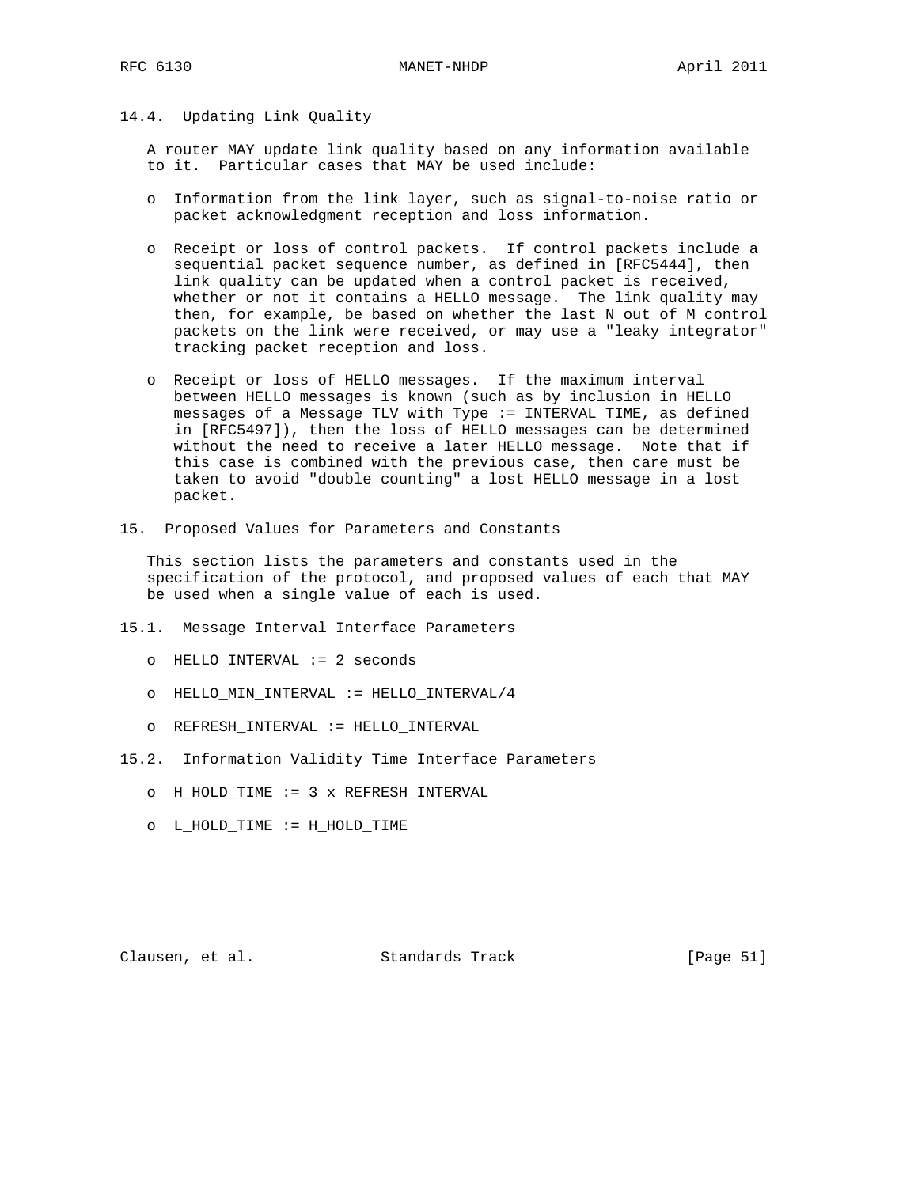### 14.4. Updating Link Quality

A router MAY update link quality based on any information available to it. Particular cases that MAY be used include:

- Information from the link layer, such as signal-to-noise ratio or packet acknowledgment reception and loss information.
- Receipt or loss of control packets. If control packets include a sequential packet sequence number, as defined in [RFC5444], then link quality can be updated when a control packet is received, whether or not it contains a HELLO message. The link quality may then, for example, be based on whether the last N out of M control packets on the link were received, or may use a "leaky integrator" tracking packet reception and loss.
- Receipt or loss of HELLO messages. If the maximum interval between HELLO messages is known (such as by inclusion in HELLO messages of a Message TLV with Type := INTERVAL_TIME, as defined in [RFC5497]), then the loss of HELLO messages can be determined without the need to receive a later HELLO message. Note that if this case is combined with the previous case, then care must be taken to avoid "double counting" a lost HELLO message in a lost packet.

## 15. Proposed Values for Parameters and Constants

This section lists the parameters and constants used in the specification of the protocol, and proposed values of each that MAY be used when a single value of each is used.

### 15.1. Message Interval Interface Parameters

- HELLO_INTERVAL := 2 seconds
- HELLO_MIN_INTERVAL := HELLO_INTERVAL/4
- REFRESH_INTERVAL := HELLO_INTERVAL

### 15.2. Information Validity Time Interface Parameters

- H_HOLD_TIME := 3 x REFRESH_INTERVAL
- L_HOLD_TIME := H_HOLD_TIME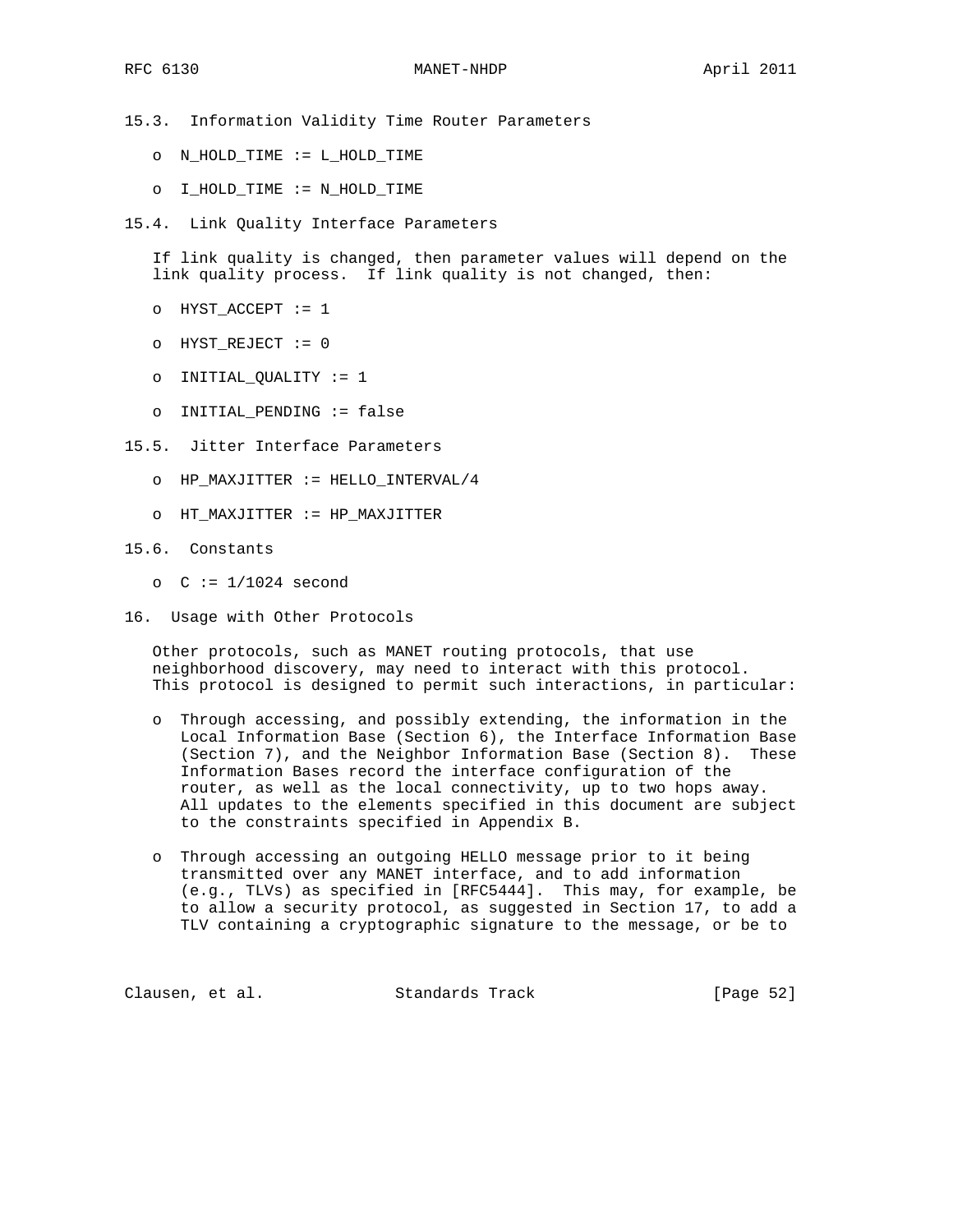### 15.3. Information Validity Time Router Parameters

- N_HOLD_TIME := L_HOLD_TIME
- I_HOLD_TIME := N_HOLD_TIME

### 15.4. Link Quality Interface Parameters

If link quality is changed, then parameter values will depend on the link quality process. If link quality is not changed, then:

- HYST_ACCEPT := 1
- HYST_REJECT := 0
- INITIAL_QUALITY := 1
- INITIAL_PENDING := false

### 15.5. Jitter Interface Parameters

- HP_MAXJITTER := HELLO_INTERVAL/4
- HT_MAXJITTER := HP_MAXJITTER

### 15.6. Constants

- C := 1/1024 second

## 16. Usage with Other Protocols

Other protocols, such as MANET routing protocols, that use neighborhood discovery, may need to interact with this protocol. This protocol is designed to permit such interactions, in particular:

- Through accessing, and possibly extending, the information in the Local Information Base (Section 6), the Interface Information Base (Section 7), and the Neighbor Information Base (Section 8). These Information Bases record the interface configuration of the router, as well as the local connectivity, up to two hops away. All updates to the elements specified in this document are subject to the constraints specified in Appendix B.

- Through accessing an outgoing HELLO message prior to it being transmitted over any MANET interface, and to add information (e.g., TLVs) as specified in [RFC5444]. This may, for example, be to allow a security protocol, as suggested in Section 17, to add a TLV containing a cryptographic signature to the message, or be to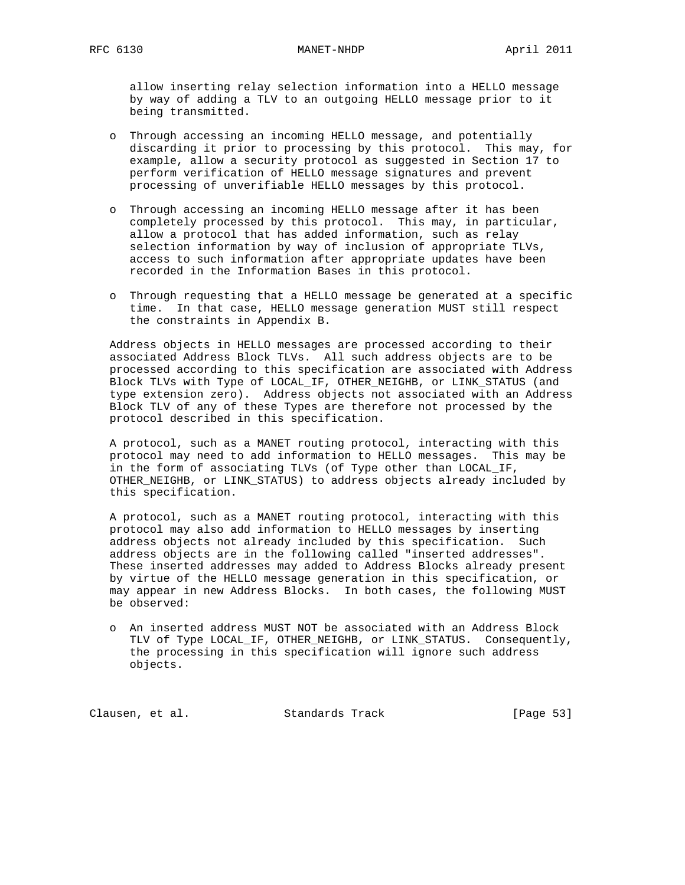allow inserting relay selection information into a HELLO message by way of adding a TLV to an outgoing HELLO message prior to it being transmitted.

- Through accessing an incoming HELLO message, and potentially discarding it prior to processing by this protocol. This may, for example, allow a security protocol as suggested in Section 17 to perform verification of HELLO message signatures and prevent processing of unverifiable HELLO messages by this protocol.

- Through accessing an incoming HELLO message after it has been completely processed by this protocol. This may, in particular, allow a protocol that has added information, such as relay selection information by way of inclusion of appropriate TLVs, access to such information after appropriate updates have been recorded in the Information Bases in this protocol.

- Through requesting that a HELLO message be generated at a specific time. In that case, HELLO message generation MUST still respect the constraints in Appendix B.

Address objects in HELLO messages are processed according to their associated Address Block TLVs. All such address objects are to be processed according to this specification are associated with Address Block TLVs with Type of LOCAL_IF, OTHER_NEIGHB, or LINK_STATUS (and type extension zero). Address objects not associated with an Address Block TLV of any of these Types are therefore not processed by the protocol described in this specification.

A protocol, such as a MANET routing protocol, interacting with this protocol may need to add information to HELLO messages. This may be in the form of associating TLVs (of Type other than LOCAL_IF, OTHER_NEIGHB, or LINK_STATUS) to address objects already included by this specification.

A protocol, such as a MANET routing protocol, interacting with this protocol may also add information to HELLO messages by inserting address objects not already included by this specification. Such address objects are in the following called "inserted addresses". These inserted addresses may added to Address Blocks already present by virtue of the HELLO message generation in this specification, or may appear in new Address Blocks. In both cases, the following MUST be observed:

- An inserted address MUST NOT be associated with an Address Block TLV of Type LOCAL_IF, OTHER_NEIGHB, or LINK_STATUS. Consequently, the processing in this specification will ignore such address objects.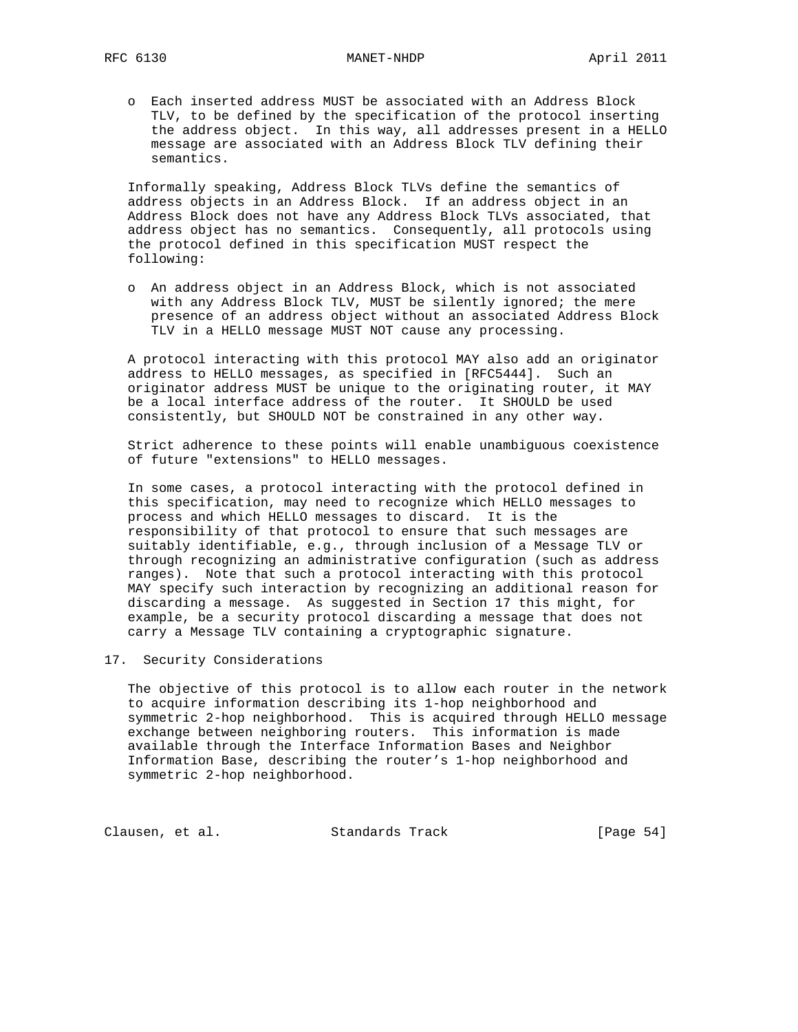- Each inserted address MUST be associated with an Address Block TLV, to be defined by the specification of the protocol inserting the address object. In this way, all addresses present in a HELLO message are associated with an Address Block TLV defining their semantics.

Informally speaking, Address Block TLVs define the semantics of address objects in an Address Block. If an address object in an Address Block does not have any Address Block TLVs associated, that address object has no semantics. Consequently, all protocols using the protocol defined in this specification MUST respect the following:

- An address object in an Address Block, which is not associated with any Address Block TLV, MUST be silently ignored; the mere presence of an address object without an associated Address Block TLV in a HELLO message MUST NOT cause any processing.

A protocol interacting with this protocol MAY also add an originator address to HELLO messages, as specified in [RFC5444]. Such an originator address MUST be unique to the originating router, it MAY be a local interface address of the router. It SHOULD be used consistently, but SHOULD NOT be constrained in any other way.

Strict adherence to these points will enable unambiguous coexistence of future "extensions" to HELLO messages.

In some cases, a protocol interacting with the protocol defined in this specification, may need to recognize which HELLO messages to process and which HELLO messages to discard. It is the responsibility of that protocol to ensure that such messages are suitably identifiable, e.g., through inclusion of a Message TLV or through recognizing an administrative configuration (such as address ranges). Note that such a protocol interacting with this protocol MAY specify such interaction by recognizing an additional reason for discarding a message. As suggested in Section 17 this might, for example, be a security protocol discarding a message that does not carry a Message TLV containing a cryptographic signature.

## 17. Security Considerations

The objective of this protocol is to allow each router in the network to acquire information describing its 1-hop neighborhood and symmetric 2-hop neighborhood. This is acquired through HELLO message exchange between neighboring routers. This information is made available through the Interface Information Bases and Neighbor Information Base, describing the router's 1-hop neighborhood and symmetric 2-hop neighborhood.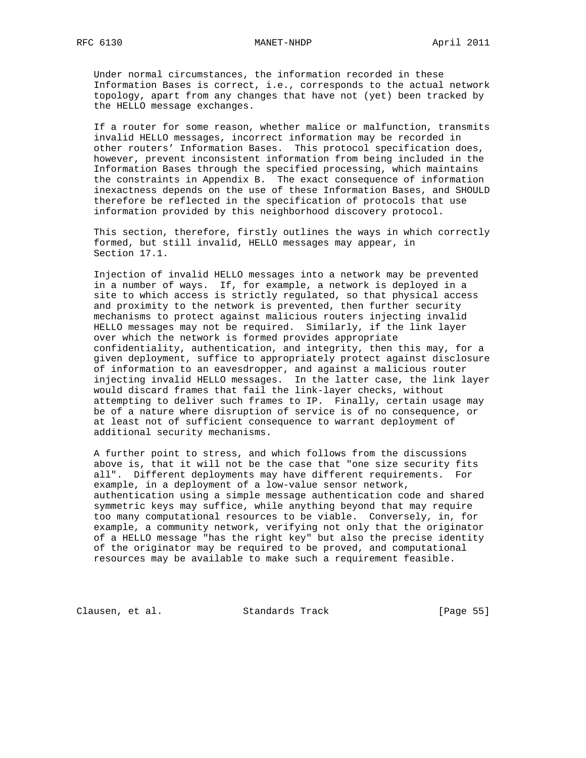Under normal circumstances, the information recorded in these Information Bases is correct, i.e., corresponds to the actual network topology, apart from any changes that have not (yet) been tracked by the HELLO message exchanges.

If a router for some reason, whether malice or malfunction, transmits invalid HELLO messages, incorrect information may be recorded in other routers' Information Bases. This protocol specification does, however, prevent inconsistent information from being included in the Information Bases through the specified processing, which maintains the constraints in Appendix B. The exact consequence of information inexactness depends on the use of these Information Bases, and SHOULD therefore be reflected in the specification of protocols that use information provided by this neighborhood discovery protocol.

This section, therefore, firstly outlines the ways in which correctly formed, but still invalid, HELLO messages may appear, in Section 17.1.

Injection of invalid HELLO messages into a network may be prevented in a number of ways. If, for example, a network is deployed in a site to which access is strictly regulated, so that physical access and proximity to the network is prevented, then further security mechanisms to protect against malicious routers injecting invalid HELLO messages may not be required. Similarly, if the link layer over which the network is formed provides appropriate confidentiality, authentication, and integrity, then this may, for a given deployment, suffice to appropriately protect against disclosure of information to an eavesdropper, and against a malicious router injecting invalid HELLO messages. In the latter case, the link layer would discard frames that fail the link-layer checks, without attempting to deliver such frames to IP. Finally, certain usage may be of a nature where disruption of service is of no consequence, or at least not of sufficient consequence to warrant deployment of additional security mechanisms.

A further point to stress, and which follows from the discussions above is, that it will not be the case that "one size security fits all". Different deployments may have different requirements. For example, in a deployment of a low-value sensor network, authentication using a simple message authentication code and shared symmetric keys may suffice, while anything beyond that may require too many computational resources to be viable. Conversely, in, for example, a community network, verifying not only that the originator of a HELLO message "has the right key" but also the precise identity of the originator may be required to be proved, and computational resources may be available to make such a requirement feasible.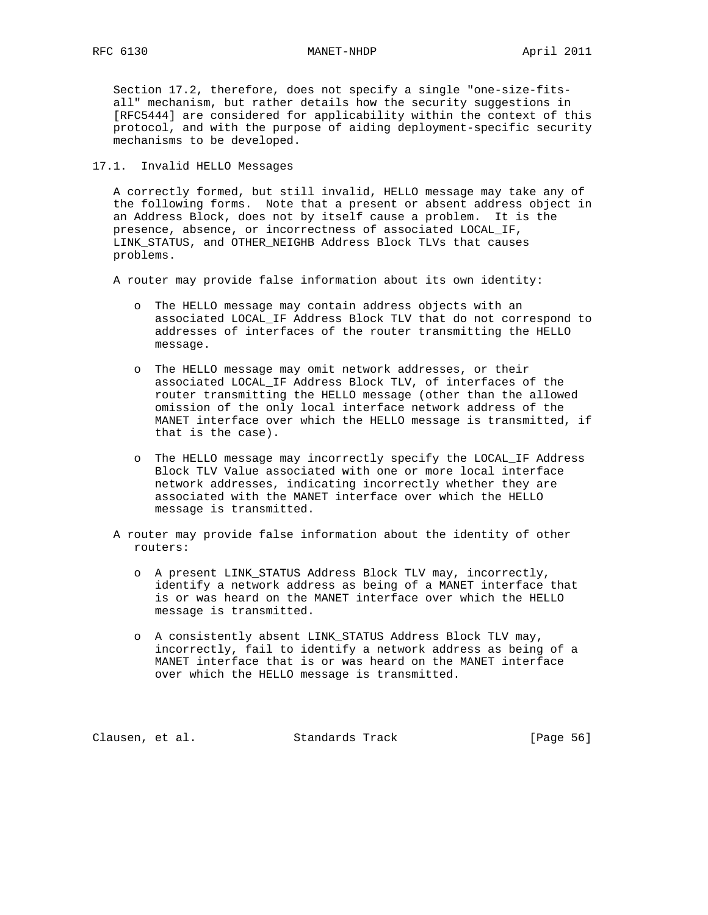Section 17.2, therefore, does not specify a single "one-size-fits-all" mechanism, but rather details how the security suggestions in [RFC5444] are considered for applicability within the context of this protocol, and with the purpose of aiding deployment-specific security mechanisms to be developed.

## 17.1. Invalid HELLO Messages

A correctly formed, but still invalid, HELLO message may take any of the following forms. Note that a present or absent address object in an Address Block, does not by itself cause a problem. It is the presence, absence, or incorrectness of associated LOCAL_IF, LINK_STATUS, and OTHER_NEIGHB Address Block TLVs that causes problems.

A router may provide false information about its own identity:

- The HELLO message may contain address objects with an associated LOCAL_IF Address Block TLV that do not correspond to addresses of interfaces of the router transmitting the HELLO message.
- The HELLO message may omit network addresses, or their associated LOCAL_IF Address Block TLV, of interfaces of the router transmitting the HELLO message (other than the allowed omission of the only local interface network address of the MANET interface over which the HELLO message is transmitted, if that is the case).
- The HELLO message may incorrectly specify the LOCAL_IF Address Block TLV Value associated with one or more local interface network addresses, indicating incorrectly whether they are associated with the MANET interface over which the HELLO message is transmitted.

A router may provide false information about the identity of other routers:

- A present LINK_STATUS Address Block TLV may, incorrectly, identify a network address as being of a MANET interface that is or was heard on the MANET interface over which the HELLO message is transmitted.
- A consistently absent LINK_STATUS Address Block TLV may, incorrectly, fail to identify a network address as being of a MANET interface that is or was heard on the MANET interface over which the HELLO message is transmitted.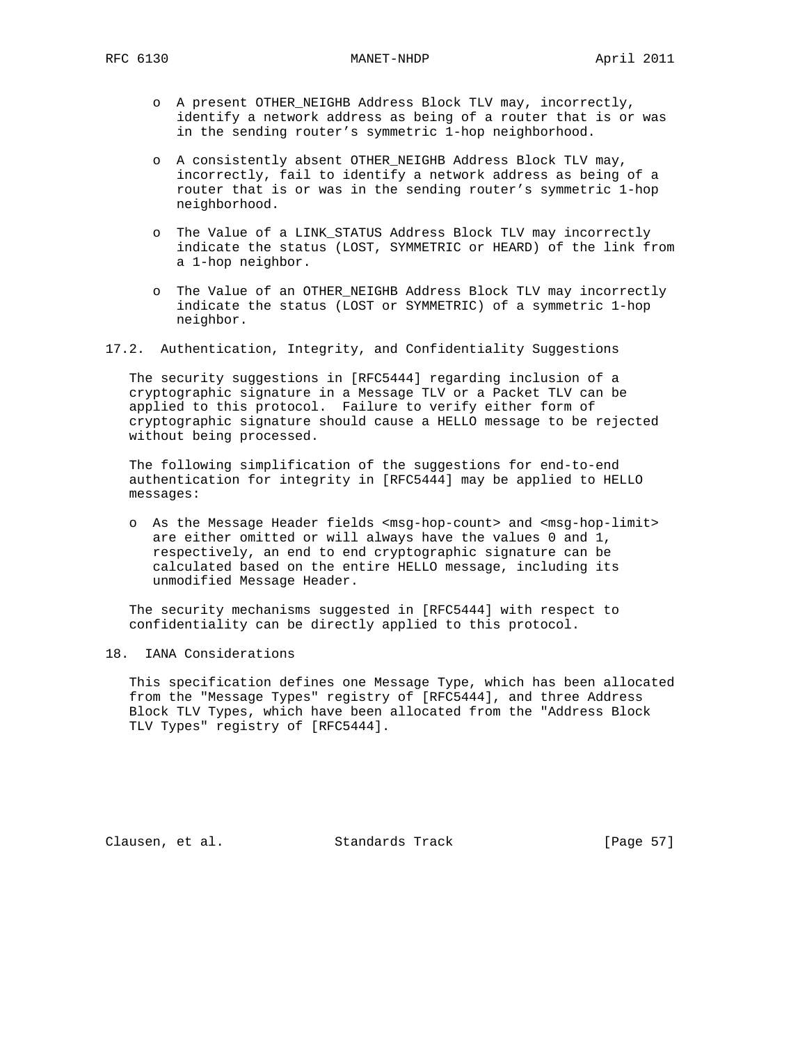- A present OTHER_NEIGHB Address Block TLV may, incorrectly, identify a network address as being of a router that is or was in the sending router's symmetric 1-hop neighborhood.

- A consistently absent OTHER_NEIGHB Address Block TLV may, incorrectly, fail to identify a network address as being of a router that is or was in the sending router's symmetric 1-hop neighborhood.

- The Value of a LINK_STATUS Address Block TLV may incorrectly indicate the status (LOST, SYMMETRIC or HEARD) of the link from a 1-hop neighbor.

- The Value of an OTHER_NEIGHB Address Block TLV may incorrectly indicate the status (LOST or SYMMETRIC) of a symmetric 1-hop neighbor.

### 17.2. Authentication, Integrity, and Confidentiality Suggestions

The security suggestions in [RFC5444] regarding inclusion of a cryptographic signature in a Message TLV or a Packet TLV can be applied to this protocol. Failure to verify either form of cryptographic signature should cause a HELLO message to be rejected without being processed.

The following simplification of the suggestions for end-to-end authentication for integrity in [RFC5444] may be applied to HELLO messages:

- As the Message Header fields <msg-hop-count> and <msg-hop-limit> are either omitted or will always have the values 0 and 1, respectively, an end to end cryptographic signature can be calculated based on the entire HELLO message, including its unmodified Message Header.

The security mechanisms suggested in [RFC5444] with respect to confidentiality can be directly applied to this protocol.

## 18. IANA Considerations

This specification defines one Message Type, which has been allocated from the "Message Types" registry of [RFC5444], and three Address Block TLV Types, which have been allocated from the "Address Block TLV Types" registry of [RFC5444].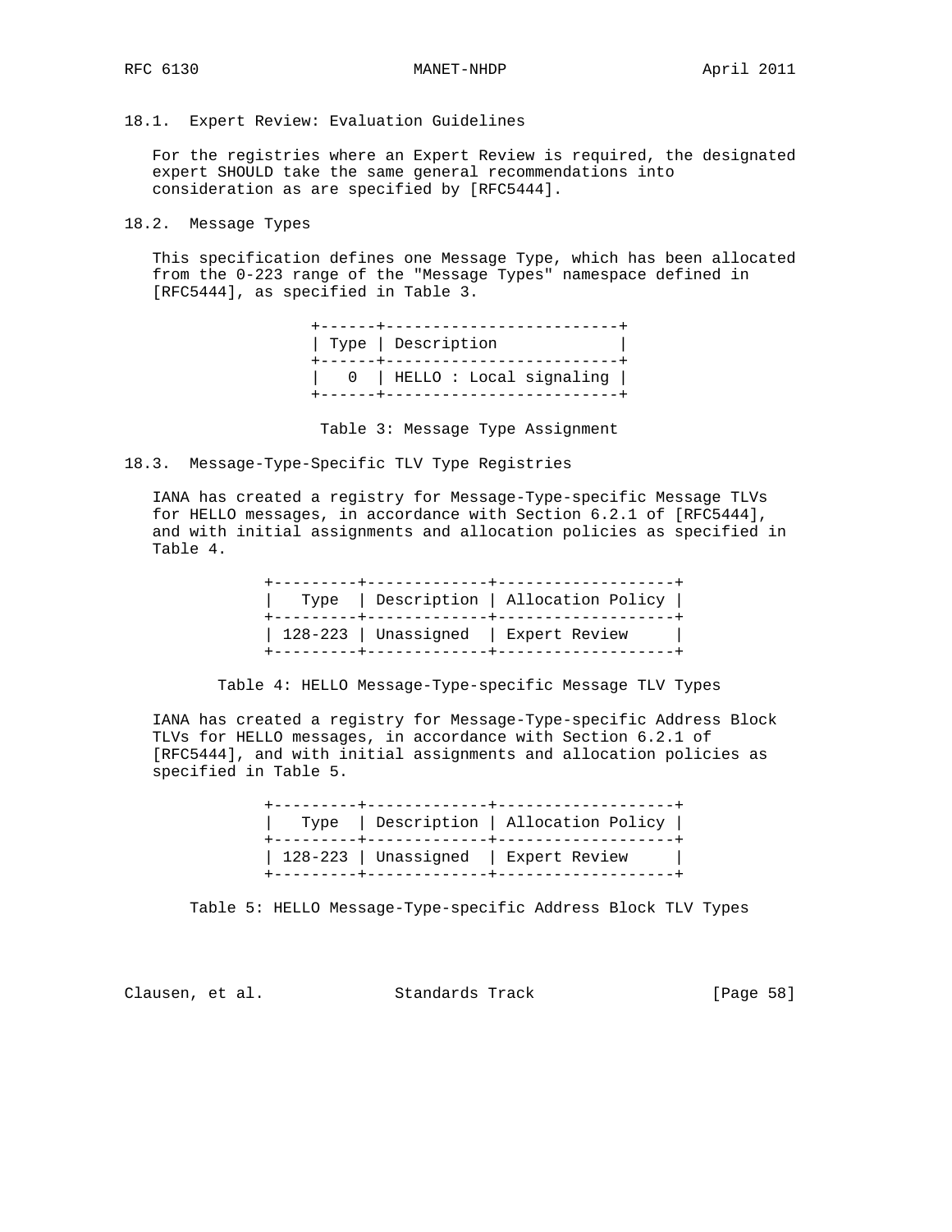### 18.1. Expert Review: Evaluation Guidelines

For the registries where an Expert Review is required, the designated expert SHOULD take the same general recommendations into consideration as are specified by [RFC5444].

### 18.2. Message Types

This specification defines one Message Type, which has been allocated from the 0-223 range of the "Message Types" namespace defined in [RFC5444], as specified in Table 3.

| Type | Description |
|---|---|
| 0 | HELLO : Local signaling |

Table 3: Message Type Assignment

### 18.3. Message-Type-Specific TLV Type Registries

IANA has created a registry for Message-Type-specific Message TLVs for HELLO messages, in accordance with Section 6.2.1 of [RFC5444], and with initial assignments and allocation policies as specified in Table 4.

| Type | Description | Allocation Policy |
|---|---|---|
| 128-223 | Unassigned | Expert Review |

Table 4: HELLO Message-Type-specific Message TLV Types

IANA has created a registry for Message-Type-specific Address Block TLVs for HELLO messages, in accordance with Section 6.2.1 of [RFC5444], and with initial assignments and allocation policies as specified in Table 5.

| Type | Description | Allocation Policy |
|---|---|---|
| 128-223 | Unassigned | Expert Review |

Table 5: HELLO Message-Type-specific Address Block TLV Types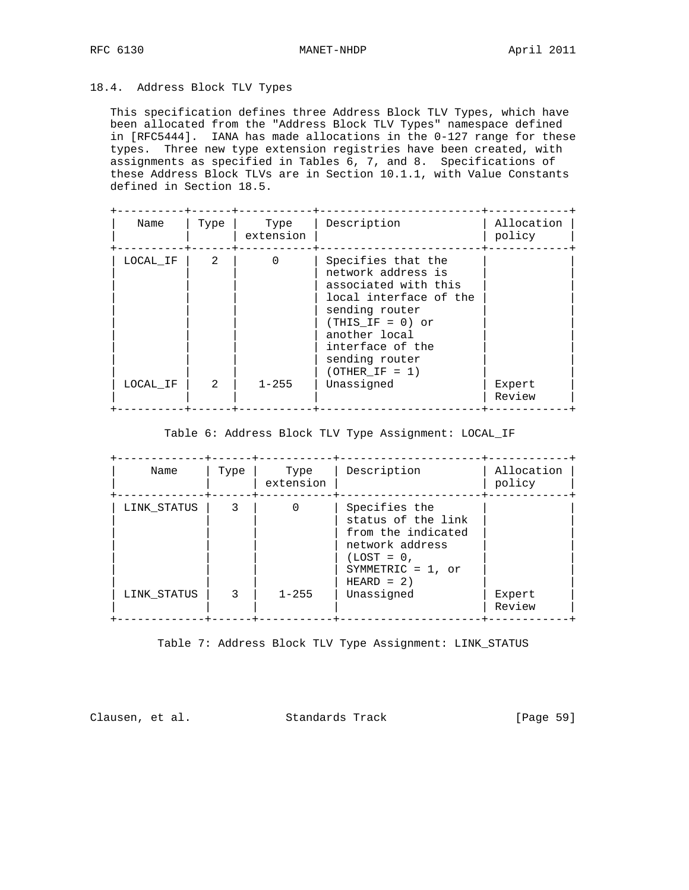### 18.4. Address Block TLV Types

This specification defines three Address Block TLV Types, which have been allocated from the "Address Block TLV Types" namespace defined in [RFC5444]. IANA has made allocations in the 0-127 range for these types. Three new type extension registries have been created, with assignments as specified in Tables 6, 7, and 8. Specifications of these Address Block TLVs are in Section 10.1.1, with Value Constants defined in Section 18.5.

| Name | Type | Type extension | Description | Allocation policy |
|---|---|---|---|---|
| LOCAL_IF | 2 | 0 | Specifies that the network address is associated with this local interface of the sending router (THIS_IF = 0) or another local interface of the sending router (OTHER_IF = 1) | |
| LOCAL_IF | 2 | 1-255 | Unassigned | Expert Review |

Table 6: Address Block TLV Type Assignment: LOCAL_IF

| Name | Type | Type extension | Description | Allocation policy |
|---|---|---|---|---|
| LINK_STATUS | 3 | 0 | Specifies the status of the link from the indicated network address (LOST = 0, SYMMETRIC = 1, or HEARD = 2) | |
| LINK_STATUS | 3 | 1-255 | Unassigned | Expert Review |

Table 7: Address Block TLV Type Assignment: LINK_STATUS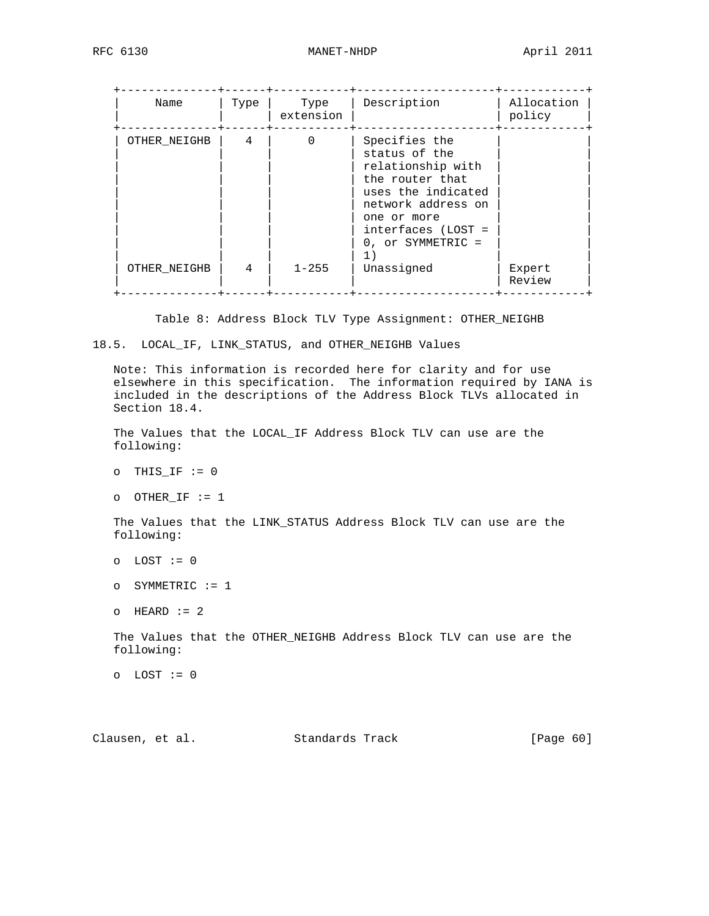| Name | Type | Type extension | Description | Allocation policy |
|---|---|---|---|---|
| OTHER_NEIGHB | 4 | 0 | Specifies the status of the relationship with the router that uses the indicated network address on one or more interfaces (LOST = 0, or SYMMETRIC = 1) | |
| OTHER_NEIGHB | 4 | 1-255 | Unassigned | Expert Review |

Table 8: Address Block TLV Type Assignment: OTHER_NEIGHB

### 18.5. LOCAL_IF, LINK_STATUS, and OTHER_NEIGHB Values

Note: This information is recorded here for clarity and for use elsewhere in this specification. The information required by IANA is included in the descriptions of the Address Block TLVs allocated in Section 18.4.

The Values that the LOCAL_IF Address Block TLV can use are the following:

- THIS_IF := 0
- OTHER_IF := 1

The Values that the LINK_STATUS Address Block TLV can use are the following:

- LOST := 0
- SYMMETRIC := 1
- HEARD := 2

The Values that the OTHER_NEIGHB Address Block TLV can use are the following:

- LOST := 0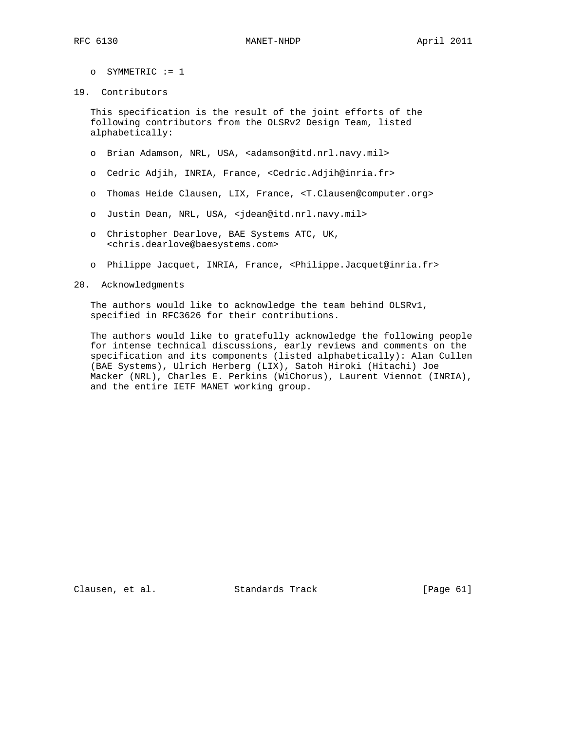- SYMMETRIC := 1

## 19. Contributors

This specification is the result of the joint efforts of the following contributors from the OLSRv2 Design Team, listed alphabetically:

- Brian Adamson, NRL, USA, <adamson@itd.nrl.navy.mil>
- Cedric Adjih, INRIA, France, <Cedric.Adjih@inria.fr>
- Thomas Heide Clausen, LIX, France, <T.Clausen@computer.org>
- Justin Dean, NRL, USA, <jdean@itd.nrl.navy.mil>
- Christopher Dearlove, BAE Systems ATC, UK, <chris.dearlove@baesystems.com>
- Philippe Jacquet, INRIA, France, <Philippe.Jacquet@inria.fr>

## 20. Acknowledgments

The authors would like to acknowledge the team behind OLSRv1, specified in RFC3626 for their contributions.

The authors would like to gratefully acknowledge the following people for intense technical discussions, early reviews and comments on the specification and its components (listed alphabetically): Alan Cullen (BAE Systems), Ulrich Herberg (LIX), Satoh Hiroki (Hitachi) Joe Macker (NRL), Charles E. Perkins (WiChorus), Laurent Viennot (INRIA), and the entire IETF MANET working group.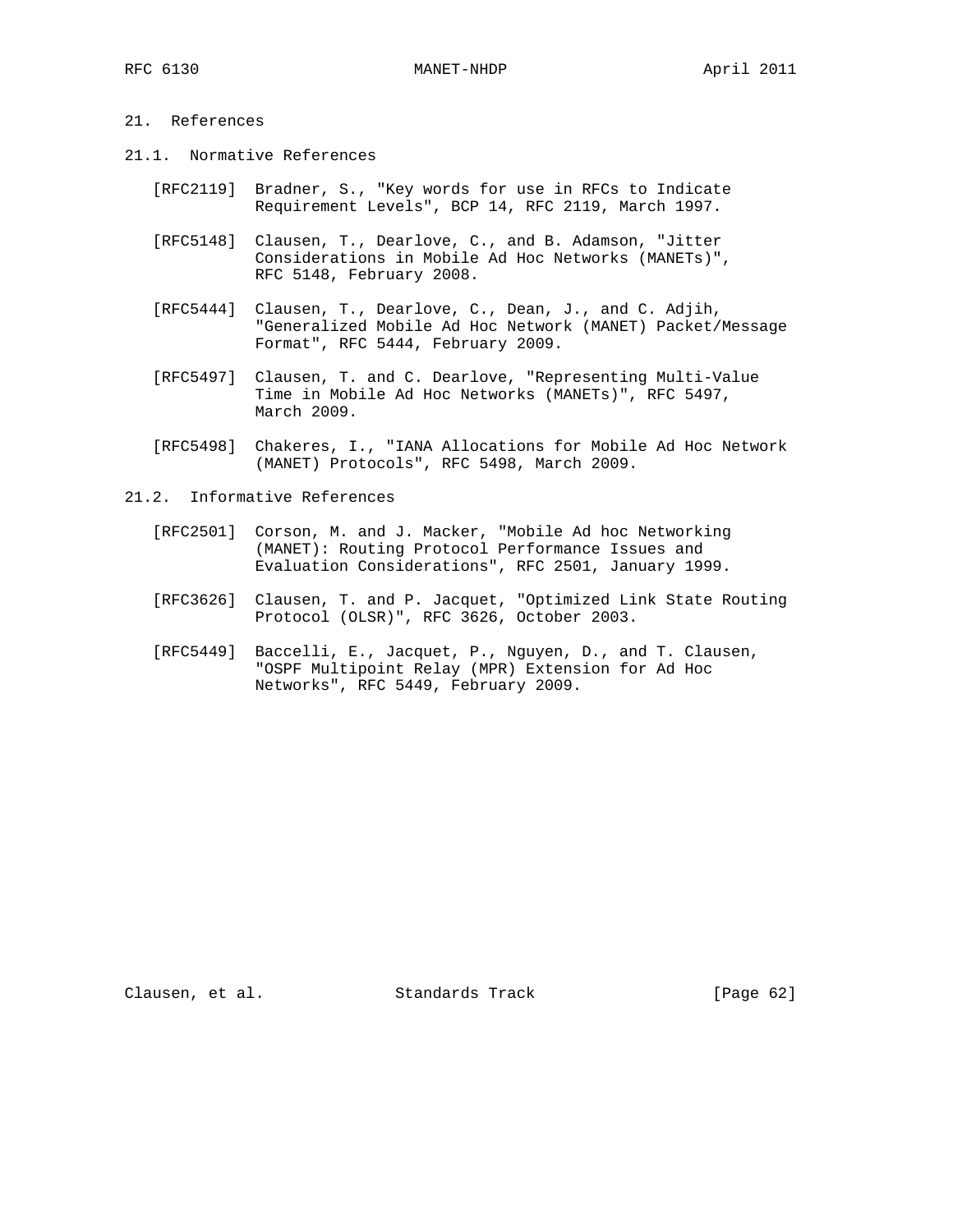## 21. References

### 21.1. Normative References

[RFC2119] Bradner, S., "Key words for use in RFCs to Indicate Requirement Levels", BCP 14, RFC 2119, March 1997.

[RFC5148] Clausen, T., Dearlove, C., and B. Adamson, "Jitter Considerations in Mobile Ad Hoc Networks (MANETs)", RFC 5148, February 2008.

[RFC5444] Clausen, T., Dearlove, C., Dean, J., and C. Adjih, "Generalized Mobile Ad Hoc Network (MANET) Packet/Message Format", RFC 5444, February 2009.

[RFC5497] Clausen, T. and C. Dearlove, "Representing Multi-Value Time in Mobile Ad Hoc Networks (MANETs)", RFC 5497, March 2009.

[RFC5498] Chakeres, I., "IANA Allocations for Mobile Ad Hoc Network (MANET) Protocols", RFC 5498, March 2009.

### 21.2. Informative References

[RFC2501] Corson, M. and J. Macker, "Mobile Ad hoc Networking (MANET): Routing Protocol Performance Issues and Evaluation Considerations", RFC 2501, January 1999.

[RFC3626] Clausen, T. and P. Jacquet, "Optimized Link State Routing Protocol (OLSR)", RFC 3626, October 2003.

[RFC5449] Baccelli, E., Jacquet, P., Nguyen, D., and T. Clausen, "OSPF Multipoint Relay (MPR) Extension for Ad Hoc Networks", RFC 5449, February 2009.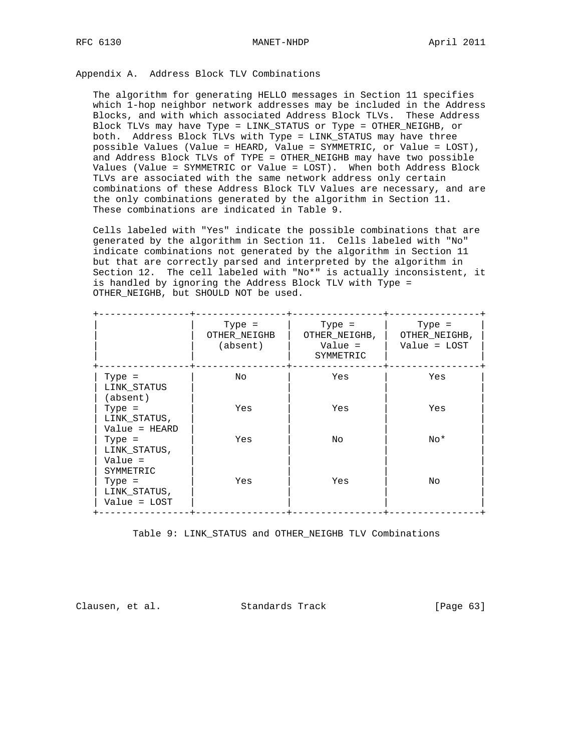## Appendix A. Address Block TLV Combinations

The algorithm for generating HELLO messages in Section 11 specifies which 1-hop neighbor network addresses may be included in the Address Blocks, and with which associated Address Block TLVs. These Address Block TLVs may have Type = LINK_STATUS or Type = OTHER_NEIGHB, or both. Address Block TLVs with Type = LINK_STATUS may have three possible Values (Value = HEARD, Value = SYMMETRIC, or Value = LOST), and Address Block TLVs of TYPE = OTHER_NEIGHB may have two possible Values (Value = SYMMETRIC or Value = LOST). When both Address Block TLVs are associated with the same network address only certain combinations of these Address Block TLV Values are necessary, and are the only combinations generated by the algorithm in Section 11. These combinations are indicated in Table 9.

Cells labeled with "Yes" indicate the possible combinations that are generated by the algorithm in Section 11. Cells labeled with "No" indicate combinations not generated by the algorithm in Section 11 but that are correctly parsed and interpreted by the algorithm in Section 12. The cell labeled with "No*" is actually inconsistent, it is handled by ignoring the Address Block TLV with Type = OTHER_NEIGHB, but SHOULD NOT be used.

| | Type = OTHER_NEIGHB (absent) | Type = OTHER_NEIGHB, Value = SYMMETRIC | Type = OTHER_NEIGHB, Value = LOST |
|---|---|---|---|
| Type = LINK_STATUS (absent) | No | Yes | Yes |
| Type = LINK_STATUS, Value = HEARD | Yes | Yes | Yes |
| Type = LINK_STATUS, Value = SYMMETRIC | Yes | No | No* |
| Type = LINK_STATUS, Value = LOST | Yes | Yes | No |

Table 9: LINK_STATUS and OTHER_NEIGHB TLV Combinations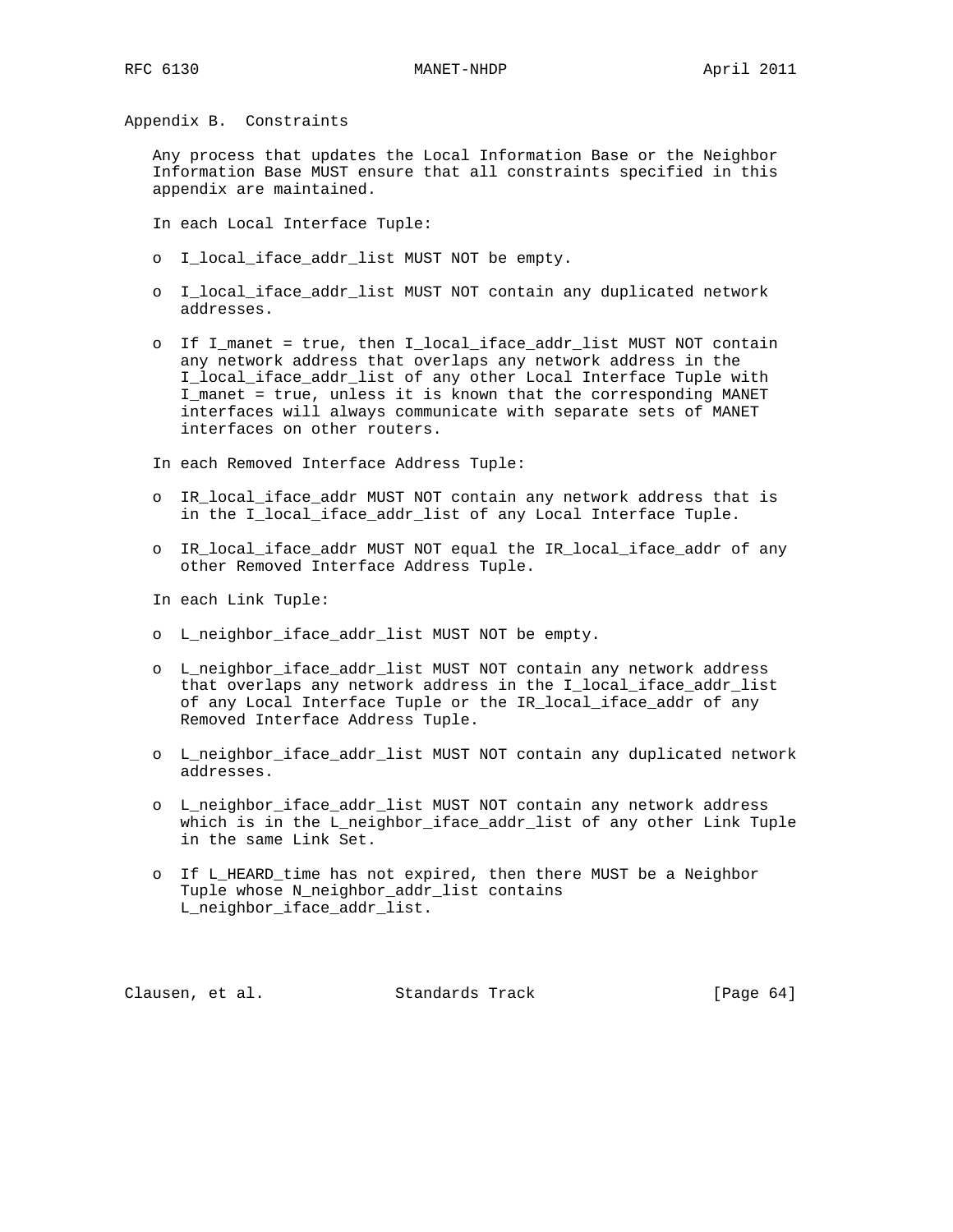## Appendix B. Constraints

Any process that updates the Local Information Base or the Neighbor Information Base MUST ensure that all constraints specified in this appendix are maintained.

In each Local Interface Tuple:

- I_local_iface_addr_list MUST NOT be empty.
- I_local_iface_addr_list MUST NOT contain any duplicated network addresses.
- If I_manet = true, then I_local_iface_addr_list MUST NOT contain any network address that overlaps any network address in the I_local_iface_addr_list of any other Local Interface Tuple with I_manet = true, unless it is known that the corresponding MANET interfaces will always communicate with separate sets of MANET interfaces on other routers.

In each Removed Interface Address Tuple:

- IR_local_iface_addr MUST NOT contain any network address that is in the I_local_iface_addr_list of any Local Interface Tuple.
- IR_local_iface_addr MUST NOT equal the IR_local_iface_addr of any other Removed Interface Address Tuple.

In each Link Tuple:

- L_neighbor_iface_addr_list MUST NOT be empty.
- L_neighbor_iface_addr_list MUST NOT contain any network address that overlaps any network address in the I_local_iface_addr_list of any Local Interface Tuple or the IR_local_iface_addr of any Removed Interface Address Tuple.
- L_neighbor_iface_addr_list MUST NOT contain any duplicated network addresses.
- L_neighbor_iface_addr_list MUST NOT contain any network address which is in the L_neighbor_iface_addr_list of any other Link Tuple in the same Link Set.
- If L_HEARD_time has not expired, then there MUST be a Neighbor Tuple whose N_neighbor_addr_list contains L_neighbor_iface_addr_list.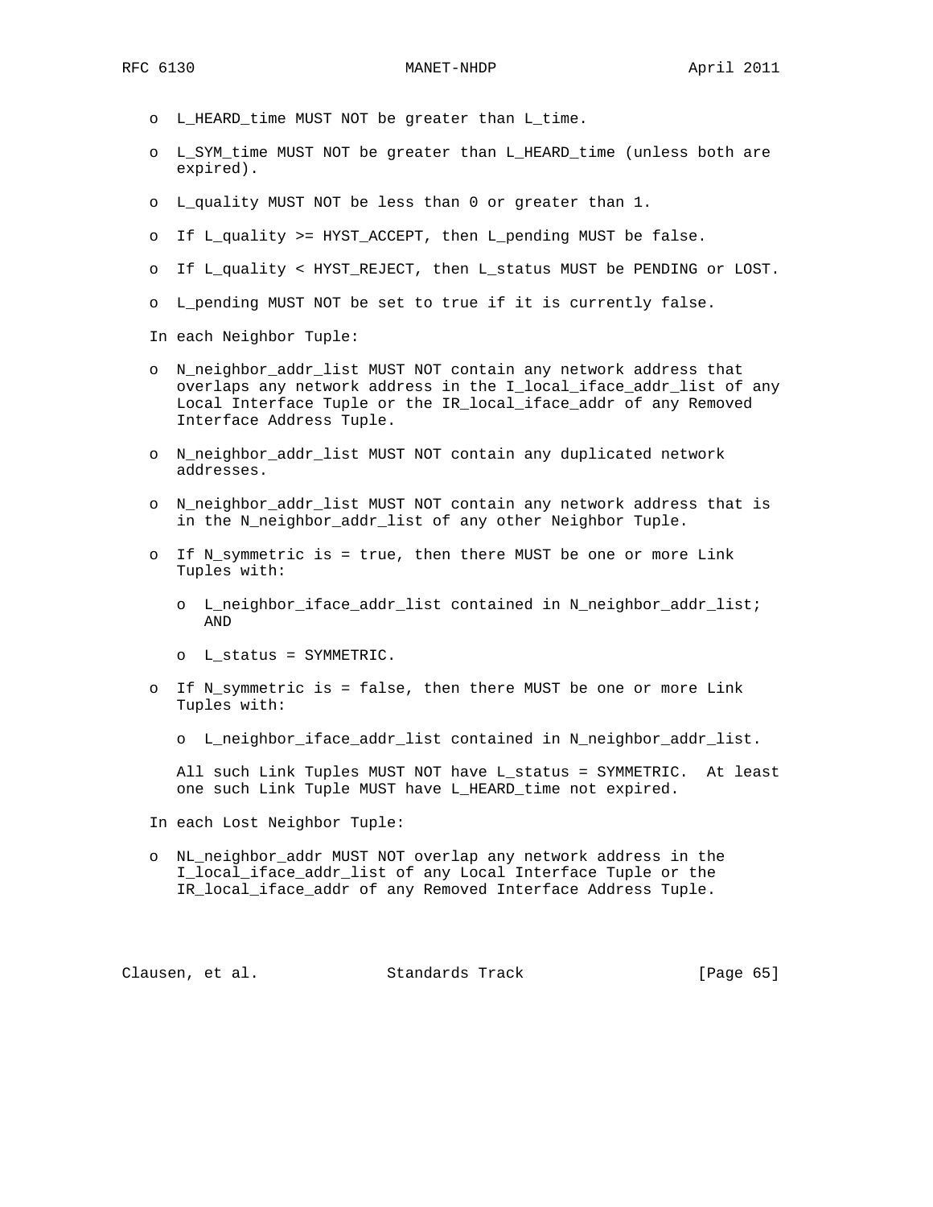- L_HEARD_time MUST NOT be greater than L_time.

- L_SYM_time MUST NOT be greater than L_HEARD_time (unless both are expired).

- L_quality MUST NOT be less than 0 or greater than 1.

- If L_quality >= HYST_ACCEPT, then L_pending MUST be false.

- If L_quality < HYST_REJECT, then L_status MUST be PENDING or LOST.

- L_pending MUST NOT be set to true if it is currently false.

In each Neighbor Tuple:

- N_neighbor_addr_list MUST NOT contain any network address that overlaps any network address in the I_local_iface_addr_list of any Local Interface Tuple or the IR_local_iface_addr of any Removed Interface Address Tuple.

- N_neighbor_addr_list MUST NOT contain any duplicated network addresses.

- N_neighbor_addr_list MUST NOT contain any network address that is in the N_neighbor_addr_list of any other Neighbor Tuple.

- If N_symmetric is = true, then there MUST be one or more Link Tuples with:

  - L_neighbor_iface_addr_list contained in N_neighbor_addr_list; AND

  - L_status = SYMMETRIC.

- If N_symmetric is = false, then there MUST be one or more Link Tuples with:

  - L_neighbor_iface_addr_list contained in N_neighbor_addr_list.

  All such Link Tuples MUST NOT have L_status = SYMMETRIC. At least one such Link Tuple MUST have L_HEARD_time not expired.

In each Lost Neighbor Tuple:

- NL_neighbor_addr MUST NOT overlap any network address in the I_local_iface_addr_list of any Local Interface Tuple or the IR_local_iface_addr of any Removed Interface Address Tuple.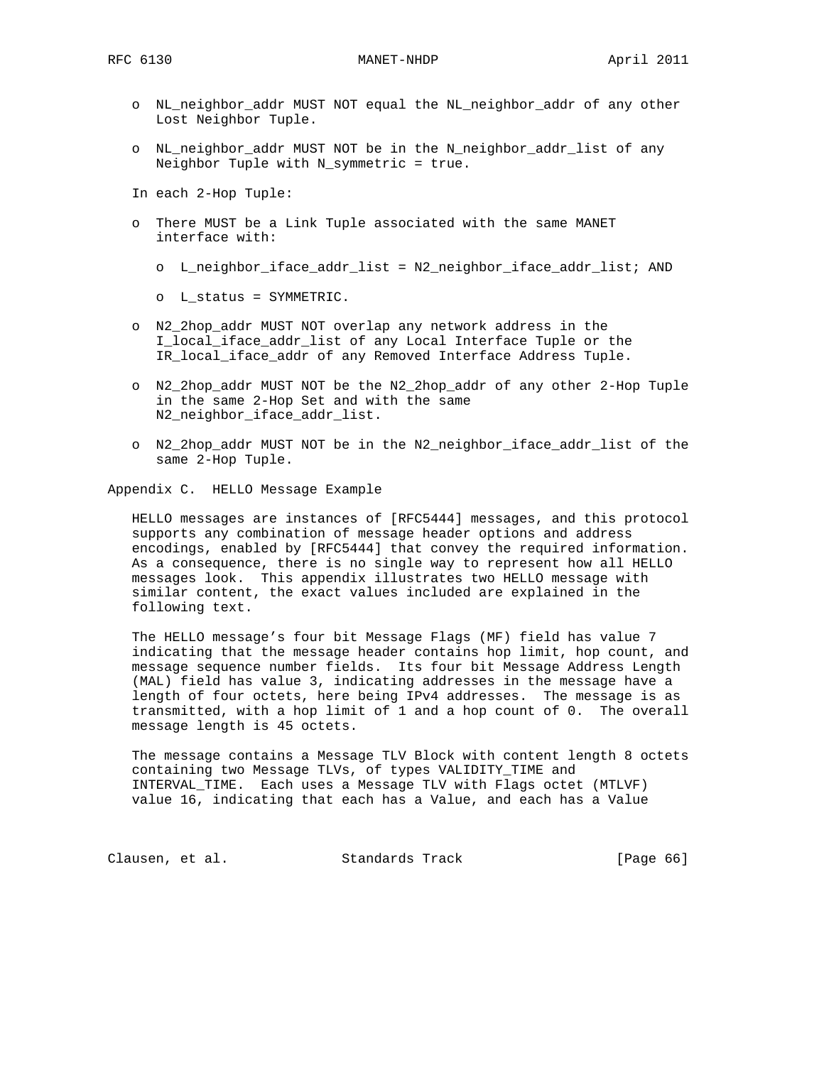- NL_neighbor_addr MUST NOT equal the NL_neighbor_addr of any other Lost Neighbor Tuple.

- NL_neighbor_addr MUST NOT be in the N_neighbor_addr_list of any Neighbor Tuple with N_symmetric = true.

In each 2-Hop Tuple:

- There MUST be a Link Tuple associated with the same MANET interface with:

  - L_neighbor_iface_addr_list = N2_neighbor_iface_addr_list; AND

  - L_status = SYMMETRIC.

- N2_2hop_addr MUST NOT overlap any network address in the I_local_iface_addr_list of any Local Interface Tuple or the IR_local_iface_addr of any Removed Interface Address Tuple.

- N2_2hop_addr MUST NOT be the N2_2hop_addr of any other 2-Hop Tuple in the same 2-Hop Set and with the same N2_neighbor_iface_addr_list.

- N2_2hop_addr MUST NOT be in the N2_neighbor_iface_addr_list of the same 2-Hop Tuple.

# Appendix C. HELLO Message Example

HELLO messages are instances of [RFC5444] messages, and this protocol supports any combination of message header options and address encodings, enabled by [RFC5444] that convey the required information. As a consequence, there is no single way to represent how all HELLO messages look. This appendix illustrates two HELLO message with similar content, the exact values included are explained in the following text.

The HELLO message's four bit Message Flags (MF) field has value 7 indicating that the message header contains hop limit, hop count, and message sequence number fields. Its four bit Message Address Length (MAL) field has value 3, indicating addresses in the message have a length of four octets, here being IPv4 addresses. The message is as transmitted, with a hop limit of 1 and a hop count of 0. The overall message length is 45 octets.

The message contains a Message TLV Block with content length 8 octets containing two Message TLVs, of types VALIDITY_TIME and INTERVAL_TIME. Each uses a Message TLV with Flags octet (MTLVF) value 16, indicating that each has a Value, and each has a Value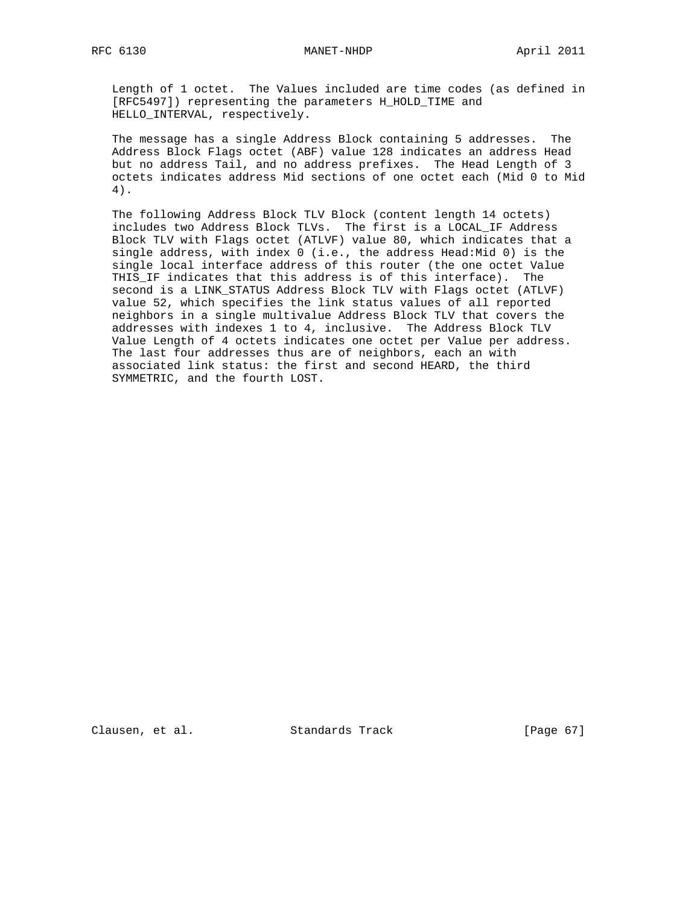Length of 1 octet. The Values included are time codes (as defined in [RFC5497]) representing the parameters H_HOLD_TIME and HELLO_INTERVAL, respectively.

The message has a single Address Block containing 5 addresses. The Address Block Flags octet (ABF) value 128 indicates an address Head but no address Tail, and no address prefixes. The Head Length of 3 octets indicates address Mid sections of one octet each (Mid 0 to Mid 4).

The following Address Block TLV Block (content length 14 octets) includes two Address Block TLVs. The first is a LOCAL_IF Address Block TLV with Flags octet (ATLVF) value 80, which indicates that a single address, with index 0 (i.e., the address Head:Mid 0) is the single local interface address of this router (the one octet Value THIS_IF indicates that this address is of this interface). The second is a LINK_STATUS Address Block TLV with Flags octet (ATLVF) value 52, which specifies the link status values of all reported neighbors in a single multivalue Address Block TLV that covers the addresses with indexes 1 to 4, inclusive. The Address Block TLV Value Length of 4 octets indicates one octet per Value per address. The last four addresses thus are of neighbors, each an with associated link status: the first and second HEARD, the third SYMMETRIC, and the fourth LOST.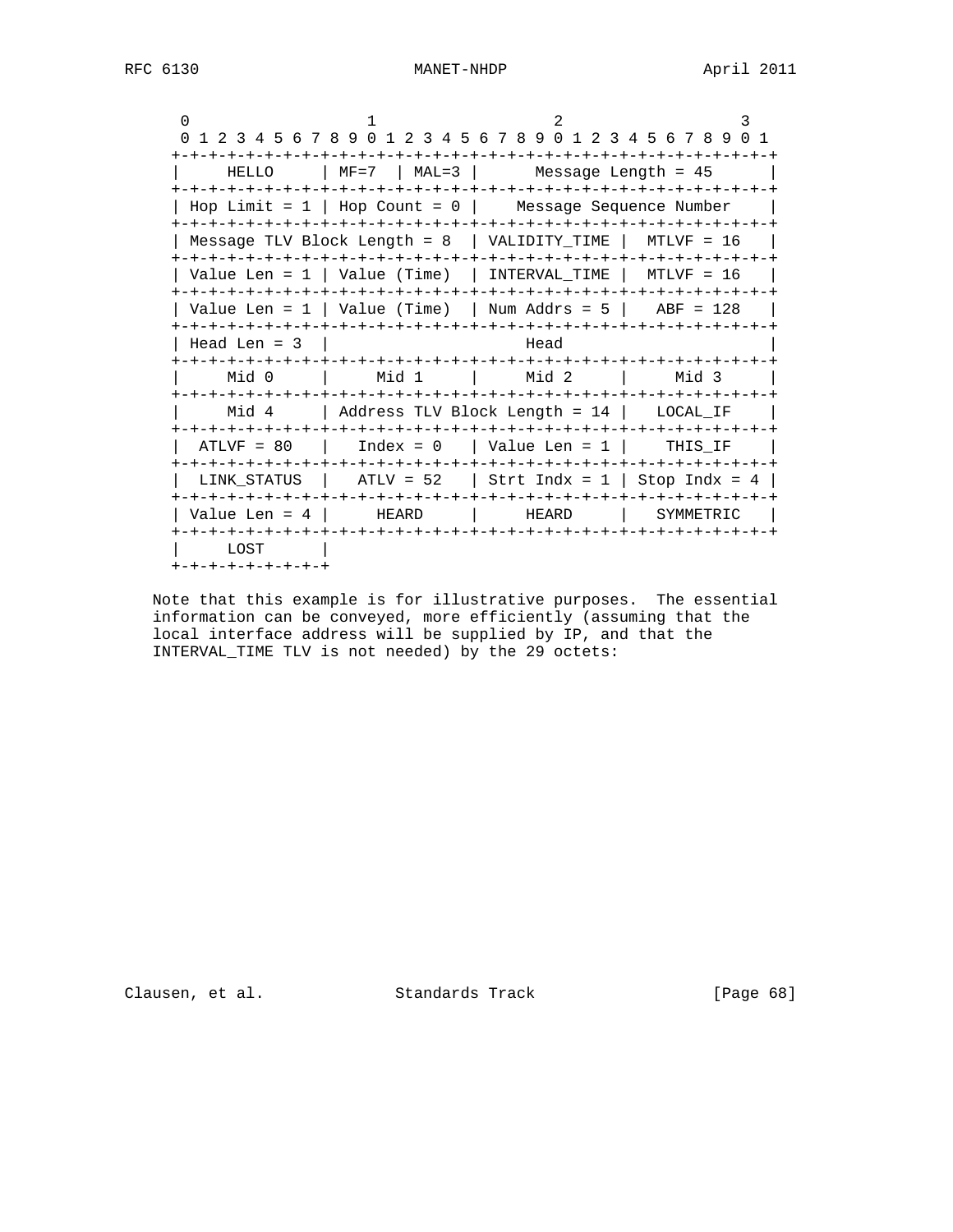```
    0                   1                   2                   3
    0 1 2 3 4 5 6 7 8 9 0 1 2 3 4 5 6 7 8 9 0 1 2 3 4 5 6 7 8 9 0 1
   +-+-+-+-+-+-+-+-+-+-+-+-+-+-+-+-+-+-+-+-+-+-+-+-+-+-+-+-+-+-+-+-+
   |     HELLO     | MF=7  | MAL=3 |      Message Length = 45      |
   +-+-+-+-+-+-+-+-+-+-+-+-+-+-+-+-+-+-+-+-+-+-+-+-+-+-+-+-+-+-+-+-+
   | Hop Limit = 1 | Hop Count = 0 |    Message Sequence Number    |
   +-+-+-+-+-+-+-+-+-+-+-+-+-+-+-+-+-+-+-+-+-+-+-+-+-+-+-+-+-+-+-+-+
   | Message TLV Block Length = 8  | VALIDITY_TIME |  MTLVF = 16   |
   +-+-+-+-+-+-+-+-+-+-+-+-+-+-+-+-+-+-+-+-+-+-+-+-+-+-+-+-+-+-+-+-+
   | Value Len = 1 | Value (Time)  | INTERVAL_TIME |  MTLVF = 16   |
   +-+-+-+-+-+-+-+-+-+-+-+-+-+-+-+-+-+-+-+-+-+-+-+-+-+-+-+-+-+-+-+-+
   | Value Len = 1 | Value (Time)  | Num Addrs = 5 |   ABF = 128   |
   +-+-+-+-+-+-+-+-+-+-+-+-+-+-+-+-+-+-+-+-+-+-+-+-+-+-+-+-+-+-+-+-+
   | Head Len = 3  |                     Head                      |
   +-+-+-+-+-+-+-+-+-+-+-+-+-+-+-+-+-+-+-+-+-+-+-+-+-+-+-+-+-+-+-+-+
   |     Mid 0     |     Mid 1     |     Mid 2     |     Mid 3     |
   +-+-+-+-+-+-+-+-+-+-+-+-+-+-+-+-+-+-+-+-+-+-+-+-+-+-+-+-+-+-+-+-+
   |     Mid 4     | Address TLV Block Length = 14 |   LOCAL_IF    |
   +-+-+-+-+-+-+-+-+-+-+-+-+-+-+-+-+-+-+-+-+-+-+-+-+-+-+-+-+-+-+-+-+
   |  ATLVF = 80   |   Index = 0   | Value Len = 1 |    THIS_IF    |
   +-+-+-+-+-+-+-+-+-+-+-+-+-+-+-+-+-+-+-+-+-+-+-+-+-+-+-+-+-+-+-+-+
   |  LINK_STATUS  |   ATLV = 52   | Strt Indx = 1 | Stop Indx = 4 |
   +-+-+-+-+-+-+-+-+-+-+-+-+-+-+-+-+-+-+-+-+-+-+-+-+-+-+-+-+-+-+-+-+
   | Value Len = 4 |     HEARD     |     HEARD     |   SYMMETRIC   |
   +-+-+-+-+-+-+-+-+-+-+-+-+-+-+-+-+-+-+-+-+-+-+-+-+-+-+-+-+-+-+-+-+
   |     LOST      |
   +-+-+-+-+-+-+-+-+
```

Note that this example is for illustrative purposes. The essential information can be conveyed, more efficiently (assuming that the local interface address will be supplied by IP, and that the INTERVAL_TIME TLV is not needed) by the 29 octets: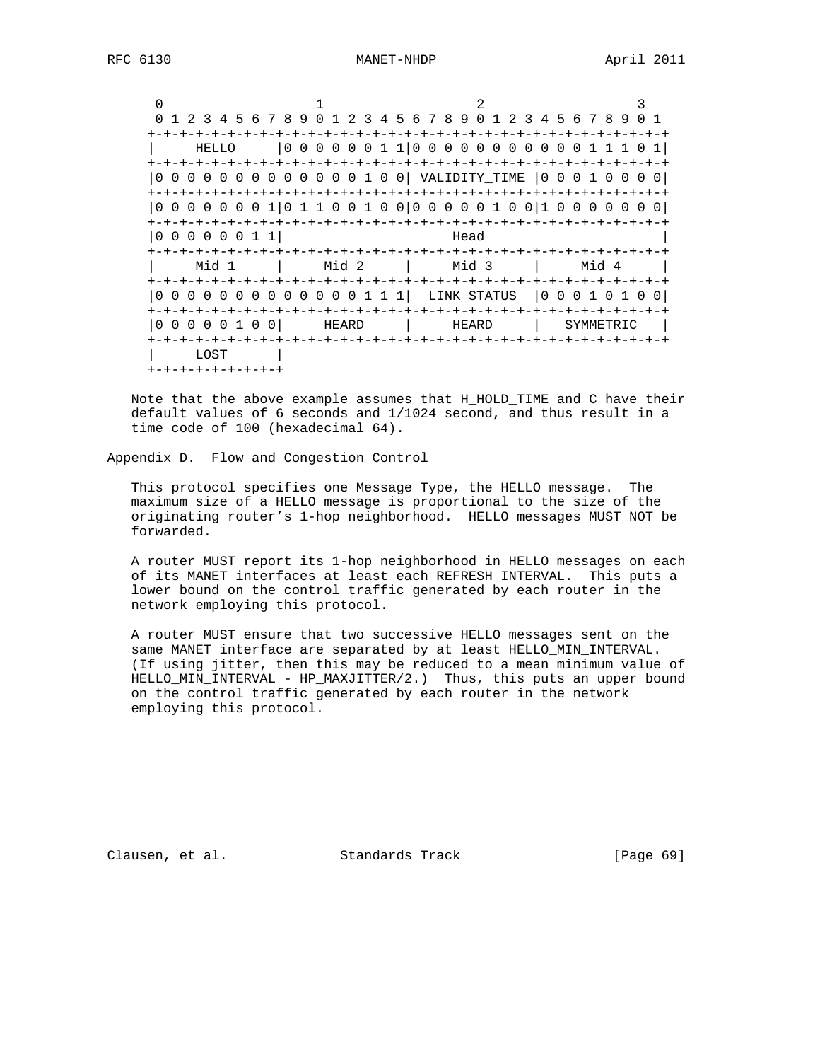```
    0                   1                   2                   3
    0 1 2 3 4 5 6 7 8 9 0 1 2 3 4 5 6 7 8 9 0 1 2 3 4 5 6 7 8 9 0 1
   +-+-+-+-+-+-+-+-+-+-+-+-+-+-+-+-+-+-+-+-+-+-+-+-+-+-+-+-+-+-+-+-+
   |     HELLO     |0 0 0 0 0 0 1 1|0 0 0 0 0 0 0 0 0 0 0 1 1 1 0 1|
   +-+-+-+-+-+-+-+-+-+-+-+-+-+-+-+-+-+-+-+-+-+-+-+-+-+-+-+-+-+-+-+-+
   |0 0 0 0 0 0 0 0 0 0 0 0 0 1 0 0| VALIDITY_TIME |0 0 0 1 0 0 0 0|
   +-+-+-+-+-+-+-+-+-+-+-+-+-+-+-+-+-+-+-+-+-+-+-+-+-+-+-+-+-+-+-+-+
   |0 0 0 0 0 0 0 1|0 1 1 0 0 1 0 0|0 0 0 0 0 1 0 0|1 0 0 0 0 0 0 0|
   +-+-+-+-+-+-+-+-+-+-+-+-+-+-+-+-+-+-+-+-+-+-+-+-+-+-+-+-+-+-+-+-+
   |0 0 0 0 0 0 1 1|                      Head                     |
   +-+-+-+-+-+-+-+-+-+-+-+-+-+-+-+-+-+-+-+-+-+-+-+-+-+-+-+-+-+-+-+-+
   |     Mid 1     |     Mid 2     |     Mid 3     |     Mid 4     |
   +-+-+-+-+-+-+-+-+-+-+-+-+-+-+-+-+-+-+-+-+-+-+-+-+-+-+-+-+-+-+-+-+
   |0 0 0 0 0 0 0 0 0 0 0 0 0 1 1 1|  LINK_STATUS  |0 0 0 1 0 1 0 0|
   +-+-+-+-+-+-+-+-+-+-+-+-+-+-+-+-+-+-+-+-+-+-+-+-+-+-+-+-+-+-+-+-+
   |0 0 0 0 0 1 0 0|     HEARD     |     HEARD     |   SYMMETRIC   |
   +-+-+-+-+-+-+-+-+-+-+-+-+-+-+-+-+-+-+-+-+-+-+-+-+-+-+-+-+-+-+-+-+
   |     LOST      |
   +-+-+-+-+-+-+-+-+
```

Note that the above example assumes that H_HOLD_TIME and C have their default values of 6 seconds and 1/1024 second, and thus result in a time code of 100 (hexadecimal 64).

## Appendix D. Flow and Congestion Control

This protocol specifies one Message Type, the HELLO message. The maximum size of a HELLO message is proportional to the size of the originating router's 1-hop neighborhood. HELLO messages MUST NOT be forwarded.

A router MUST report its 1-hop neighborhood in HELLO messages on each of its MANET interfaces at least each REFRESH_INTERVAL. This puts a lower bound on the control traffic generated by each router in the network employing this protocol.

A router MUST ensure that two successive HELLO messages sent on the same MANET interface are separated by at least HELLO_MIN_INTERVAL. (If using jitter, then this may be reduced to a mean minimum value of HELLO_MIN_INTERVAL - HP_MAXJITTER/2.) Thus, this puts an upper bound on the control traffic generated by each router in the network employing this protocol.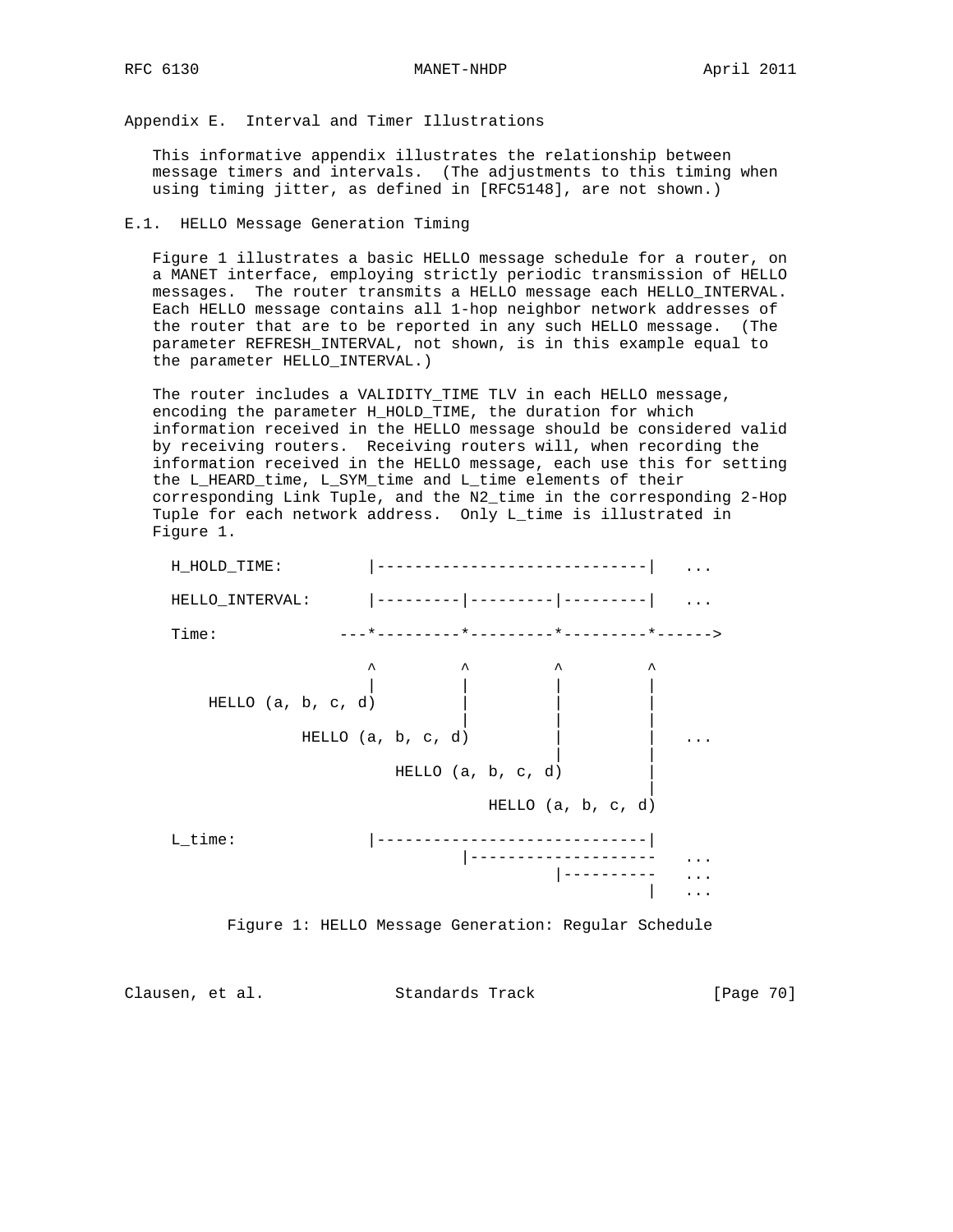## Appendix E. Interval and Timer Illustrations

This informative appendix illustrates the relationship between message timers and intervals. (The adjustments to this timing when using timing jitter, as defined in [RFC5148], are not shown.)

### E.1. HELLO Message Generation Timing

Figure 1 illustrates a basic HELLO message schedule for a router, on a MANET interface, employing strictly periodic transmission of HELLO messages. The router transmits a HELLO message each HELLO_INTERVAL. Each HELLO message contains all 1-hop neighbor network addresses of the router that are to be reported in any such HELLO message. (The parameter REFRESH_INTERVAL, not shown, is in this example equal to the parameter HELLO_INTERVAL.)

The router includes a VALIDITY_TIME TLV in each HELLO message, encoding the parameter H_HOLD_TIME, the duration for which information received in the HELLO message should be considered valid by receiving routers. Receiving routers will, when recording the information received in the HELLO message, each use this for setting the L_HEARD_time, L_SYM_time and L_time elements of their corresponding Link Tuple, and the N2_time in the corresponding 2-Hop Tuple for each network address. Only L_time is illustrated in Figure 1.

```
H_HOLD_TIME:         |-----------------------------|   ...

HELLO_INTERVAL:      |---------|---------|---------|   ...

Time:             ---*---------*---------*---------*------>

                     ^         ^         ^         ^
                     |         |         |         |
    HELLO (a, b, c, d)         |         |         |
                               |         |         |
              HELLO (a, b, c, d)         |         |   ...
                                         |         |
                        HELLO (a, b, c, d)         |
                                                   |
                                  HELLO (a, b, c, d)

L_time:              |-----------------------------|
                               |--------------------   ...
                                         |----------   ...
                                                   |   ...
```

Figure 1: HELLO Message Generation: Regular Schedule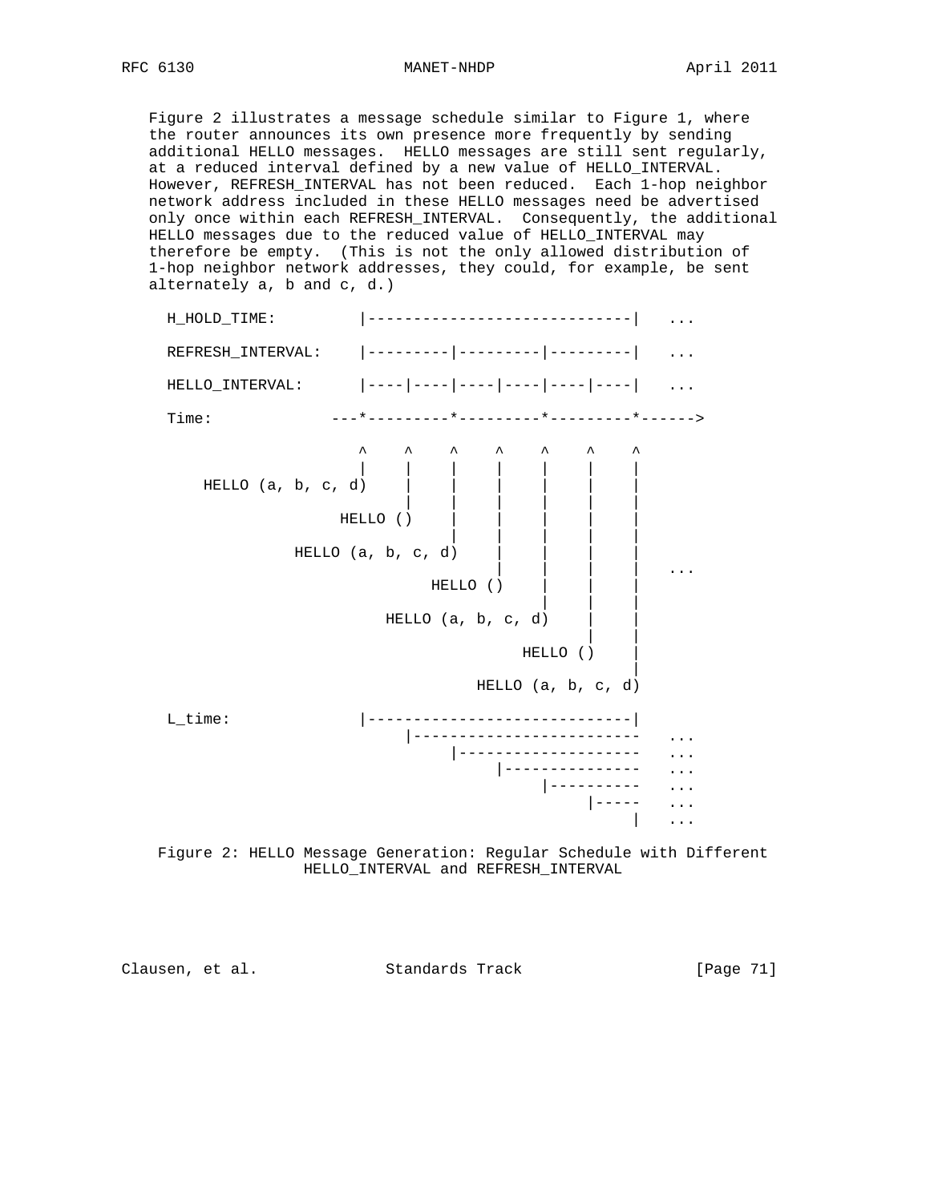Figure 2 illustrates a message schedule similar to Figure 1, where the router announces its own presence more frequently by sending additional HELLO messages. HELLO messages are still sent regularly, at a reduced interval defined by a new value of HELLO_INTERVAL. However, REFRESH_INTERVAL has not been reduced. Each 1-hop neighbor network address included in these HELLO messages need be advertised only once within each REFRESH_INTERVAL. Consequently, the additional HELLO messages due to the reduced value of HELLO_INTERVAL may therefore be empty. (This is not the only allowed distribution of 1-hop neighbor network addresses, they could, for example, be sent alternately a, b and c, d.)

```
H_HOLD_TIME:         |-----------------------------|   ...

REFRESH_INTERVAL:    |---------|---------|---------|   ...

HELLO_INTERVAL:      |----|----|----|----|----|----|   ...

Time:             ---*---------*---------*---------*------>

                     ^    ^    ^    ^    ^    ^    ^
                     |    |    |    |    |    |    |
    HELLO (a, b, c, d)    |    |    |    |    |    |
                          |    |    |    |    |    |
                   HELLO ()    |    |    |    |    |
                               |    |    |    |    |
              HELLO (a, b, c, d)    |    |    |    |
                                    |    |    |    |   ...
                             HELLO ()    |    |    |
                                         |    |    |
                        HELLO (a, b, c, d)    |    |
                                              |    |
                                       HELLO ()    |
                                                   |
                                  HELLO (a, b, c, d)

L_time:              |-----------------------------|
                          |-------------------------   ...
                               |--------------------   ...
                                    |---------------   ...
                                         |----------   ...
                                              |-----   ...
                                                   |   ...
```

Figure 2: HELLO Message Generation: Regular Schedule with Different HELLO_INTERVAL and REFRESH_INTERVAL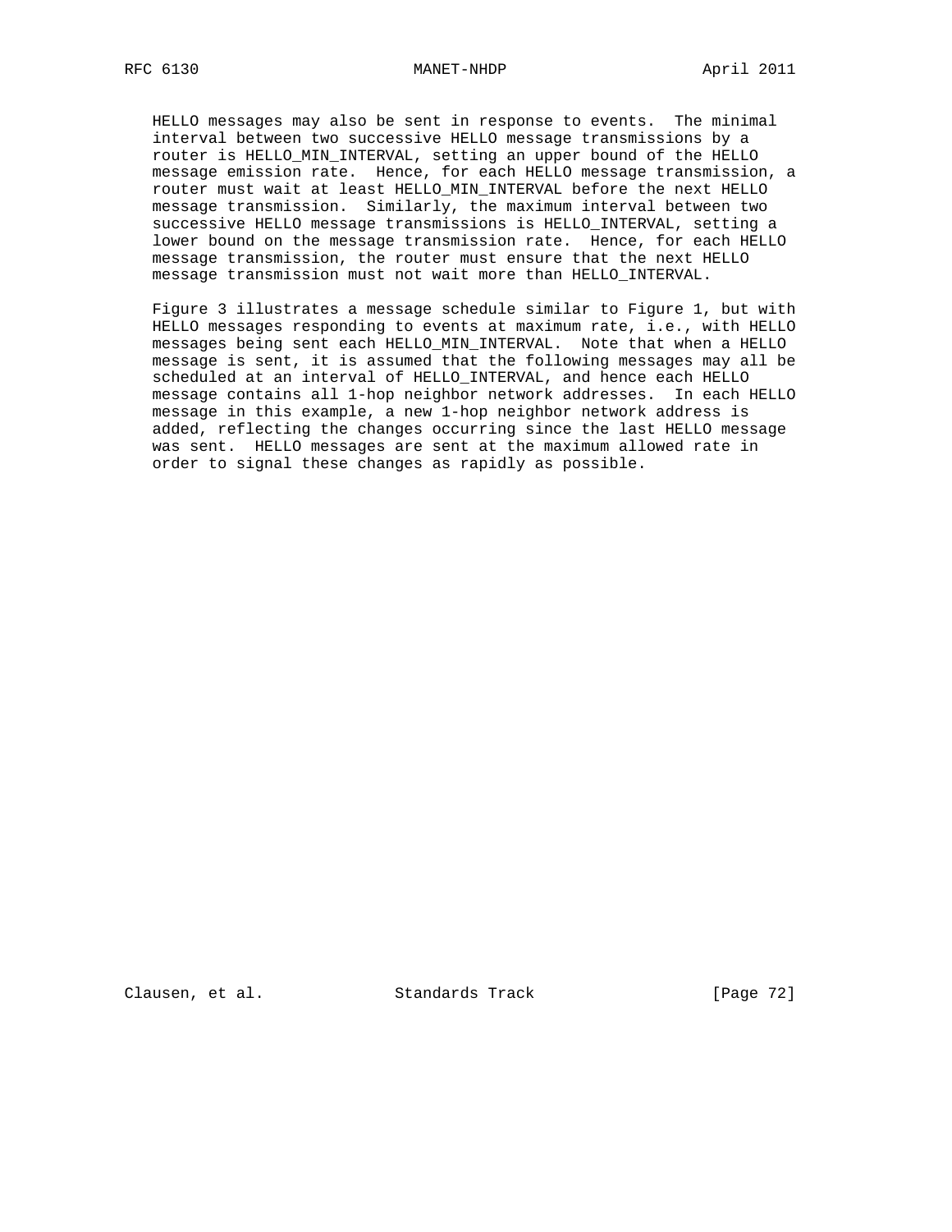HELLO messages may also be sent in response to events. The minimal interval between two successive HELLO message transmissions by a router is HELLO_MIN_INTERVAL, setting an upper bound of the HELLO message emission rate. Hence, for each HELLO message transmission, a router must wait at least HELLO_MIN_INTERVAL before the next HELLO message transmission. Similarly, the maximum interval between two successive HELLO message transmissions is HELLO_INTERVAL, setting a lower bound on the message transmission rate. Hence, for each HELLO message transmission, the router must ensure that the next HELLO message transmission must not wait more than HELLO_INTERVAL.

Figure 3 illustrates a message schedule similar to Figure 1, but with HELLO messages responding to events at maximum rate, i.e., with HELLO messages being sent each HELLO_MIN_INTERVAL. Note that when a HELLO message is sent, it is assumed that the following messages may all be scheduled at an interval of HELLO_INTERVAL, and hence each HELLO message contains all 1-hop neighbor network addresses. In each HELLO message in this example, a new 1-hop neighbor network address is added, reflecting the changes occurring since the last HELLO message was sent. HELLO messages are sent at the maximum allowed rate in order to signal these changes as rapidly as possible.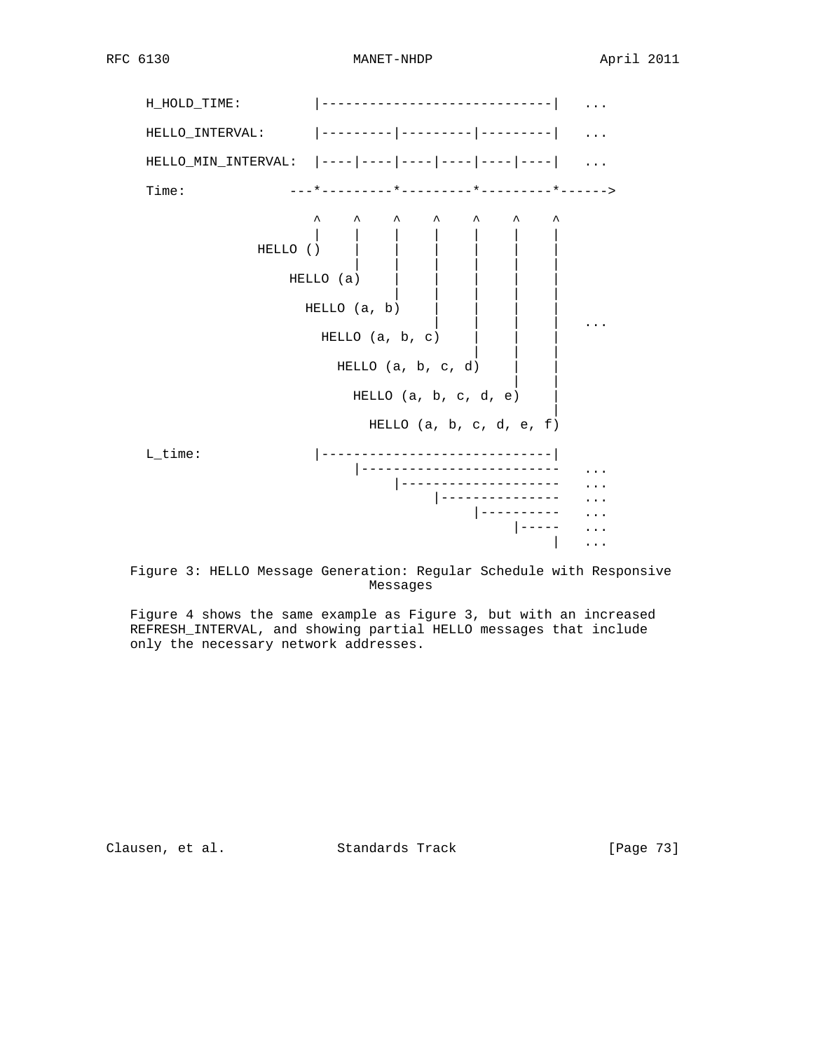```
     H_HOLD_TIME:         |-----------------------------|   ...

     HELLO_INTERVAL:      |---------|---------|---------|   ...

     HELLO_MIN_INTERVAL:  |----|----|----|----|----|----|   ...

     Time:             ---*---------*---------*---------*------>

                           ^    ^    ^    ^    ^    ^    ^
                           |    |    |    |    |    |    |
                    HELLO ()    |    |    |    |    |    |
                                |    |    |    |    |    |
                        HELLO (a)    |    |    |    |    |
                                     |    |    |    |    |
                          HELLO (a, b)    |    |    |    |
                                          |    |    |    |   ...
                            HELLO (a, b, c)    |    |    |
                                               |    |    |
                              HELLO (a, b, c, d)    |    |
                                                    |    |
                                HELLO (a, b, c, d, e)    |
                                                         |
                                  HELLO (a, b, c, d, e, f)

     L_time:              |-----------------------------|
                               |-------------------------   ...
                                    |--------------------   ...
                                         |---------------   ...
                                              |----------   ...
                                                   |-----   ...
                                                         |  ...
```

Figure 3: HELLO Message Generation: Regular Schedule with Responsive Messages

Figure 4 shows the same example as Figure 3, but with an increased REFRESH_INTERVAL, and showing partial HELLO messages that include only the necessary network addresses.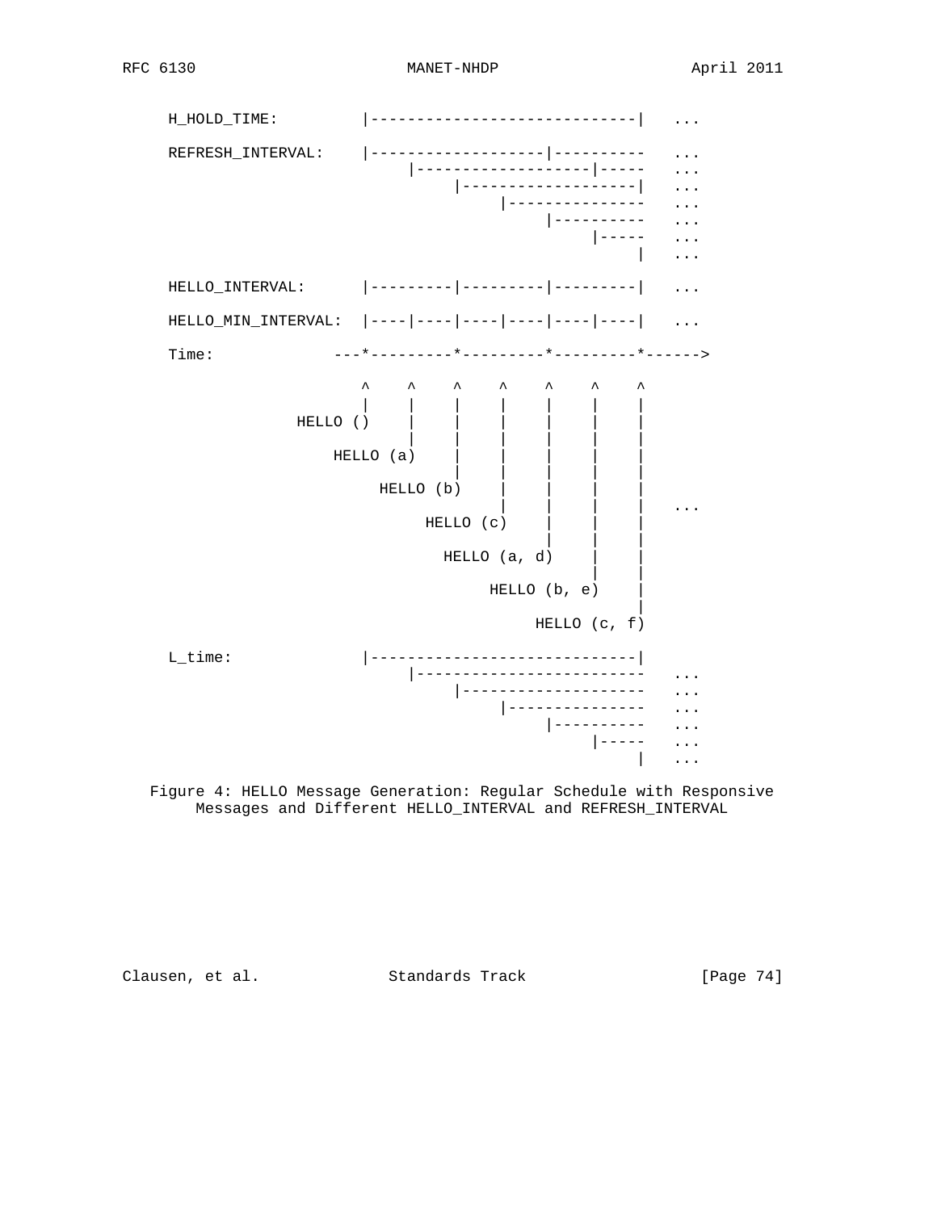```
     H_HOLD_TIME:         |-----------------------------|   ...

     REFRESH_INTERVAL:    |-------------------|----------   ...
                               |-------------------|-----   ...
                                    |-------------------|   ...
                                         |---------------   ...
                                              |----------   ...
                                                   |-----   ...
                                                        |   ...

     HELLO_INTERVAL:      |---------|---------|---------|   ...

     HELLO_MIN_INTERVAL:  |----|----|----|----|----|----|   ...

     Time:             ---*---------*---------*---------*------>

                          ^    ^    ^    ^    ^    ^    ^
                          |    |    |    |    |    |    |
                   HELLO ()    |    |    |    |    |    |
                               |    |    |    |    |    |
                       HELLO (a)    |    |    |    |    |
                                    |    |    |    |    |
                            HELLO (b)    |    |    |    |
                                         |    |    |    |   ...
                                 HELLO (c)    |    |    |
                                              |    |    |
                                   HELLO (a, d)    |    |
                                                   |    |
                                        HELLO (b, e)    |
                                                        |
                                             HELLO (c, f)

     L_time:              |-----------------------------|
                               |------------------------   ...
                                    |-------------------   ...
                                         |--------------   ...
                                              |---------   ...
                                                   |----   ...
                                                        |   ...
```

Figure 4: HELLO Message Generation: Regular Schedule with Responsive Messages and Different HELLO_INTERVAL and REFRESH_INTERVAL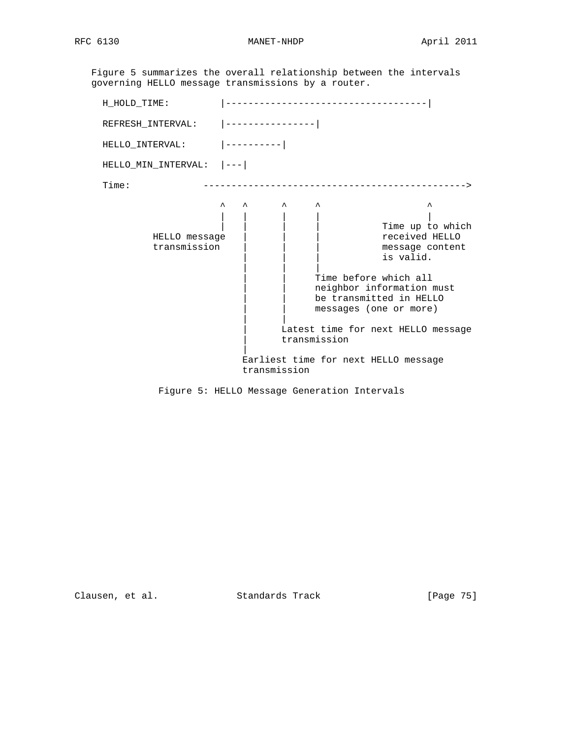Figure 5 summarizes the overall relationship between the intervals governing HELLO message transmissions by a router.

```
   H_HOLD_TIME:         |------------------------------------|

   REFRESH_INTERVAL:    |----------------|

   HELLO_INTERVAL:      |----------|

   HELLO_MIN_INTERVAL:  |---|

   Time:             ----------------------------------------------->

                        ^   ^      ^     ^                  ^
                        |   |      |     |                  |
                        |   |      |     |           Time up to which
            HELLO message   |      |     |           received HELLO
            transmission    |      |     |           message content
                            |      |     |           is valid.
                            |      |     |
                            |      |     Time before which all
                            |      |     neighbor information must
                            |      |     be transmitted in HELLO
                            |      |     messages (one or more)
                            |      |
                            |      Latest time for next HELLO message
                            |      transmission
                            |
                            Earliest time for next HELLO message
                            transmission
```

Figure 5: HELLO Message Generation Intervals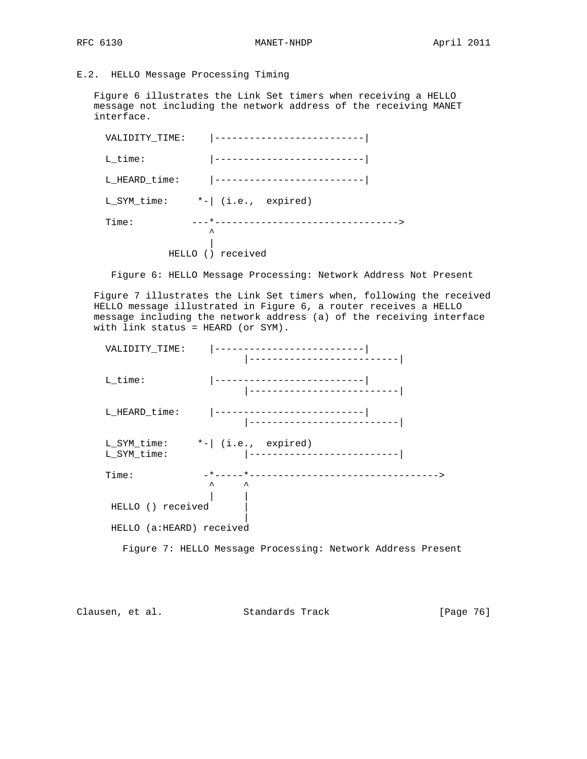### E.2. HELLO Message Processing Timing

Figure 6 illustrates the Link Set timers when receiving a HELLO message not including the network address of the receiving MANET interface.

```
  VALIDITY_TIME:    |--------------------------|

  L_time:           |--------------------------|

  L_HEARD_time:     |--------------------------|

  L_SYM_time:     *-| (i.e.,  expired)

  Time:          ---*-------------------------------->
                    ^
                    |
             HELLO () received
```

Figure 6: HELLO Message Processing: Network Address Not Present

Figure 7 illustrates the Link Set timers when, following the received HELLO message illustrated in Figure 6, a router receives a HELLO message including the network address (a) of the receiving interface with link status = HEARD (or SYM).

```
  VALIDITY_TIME:    |--------------------------|
                          |--------------------------|

  L_time:           |--------------------------|
                          |--------------------------|

  L_HEARD_time:     |--------------------------|
                          |--------------------------|

  L_SYM_time:     *-| (i.e.,  expired)
  L_SYM_time:             |--------------------------|

  Time:            -*-----*-------------------------------->
                    ^     ^
                    |     |
   HELLO () received      |
                          |
   HELLO (a:HEARD) received
```

Figure 7: HELLO Message Processing: Network Address Present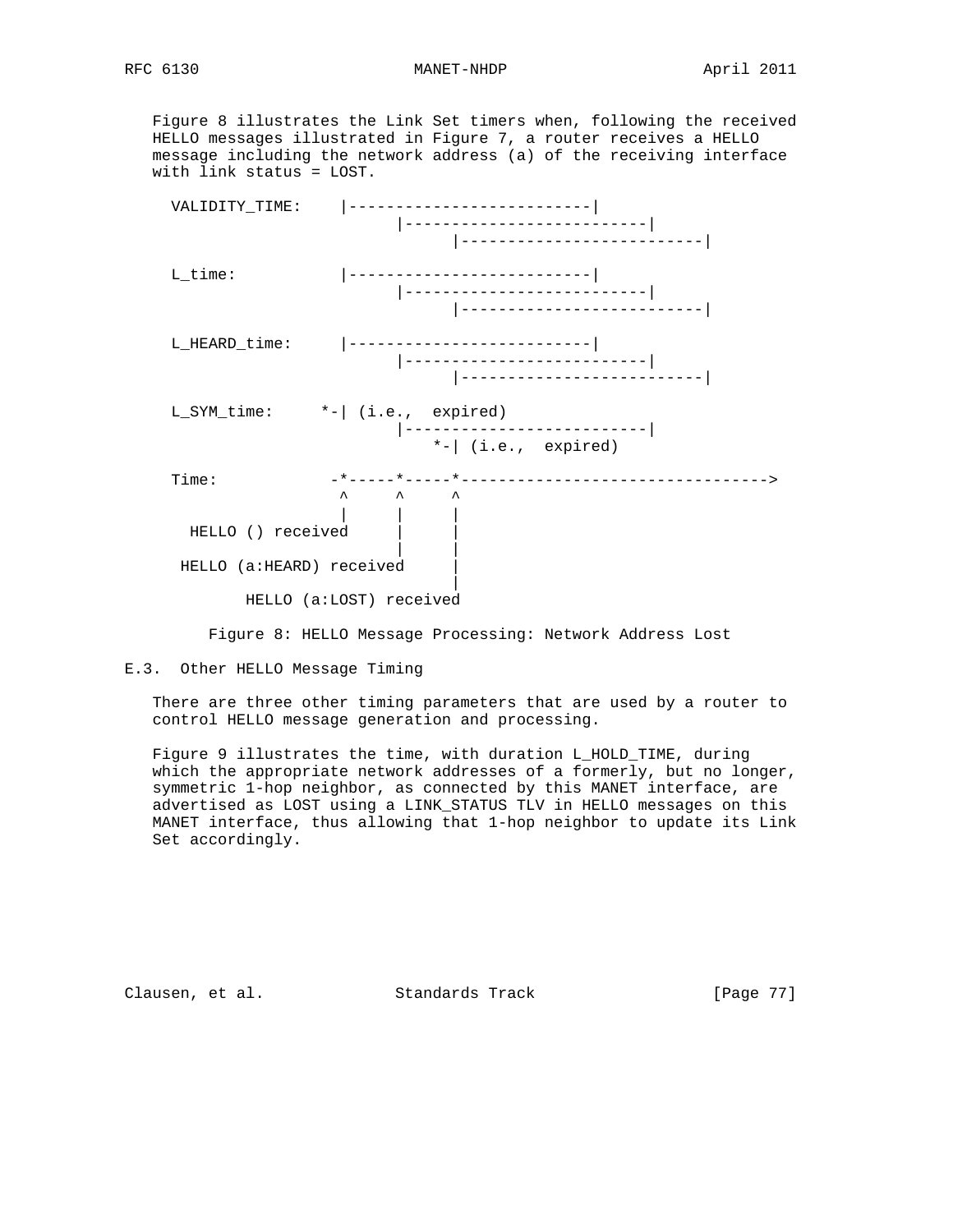Figure 8 illustrates the Link Set timers when, following the received HELLO messages illustrated in Figure 7, a router receives a HELLO message including the network address (a) of the receiving interface with link status = LOST.

```
  VALIDITY_TIME:    |--------------------------|
                          |--------------------------|
                                |-------------------------|

  L_time:           |--------------------------|
                          |--------------------------|
                                |-------------------------|

  L_HEARD_time:     |--------------------------|
                          |--------------------------|
                                |-------------------------|

  L_SYM_time:     *-| (i.e.,  expired)
                          |--------------------------|
                              *-| (i.e.,  expired)

  Time:            -*-----*-----*--------------------------------->
                    ^     ^     ^
                    |     |     |
    HELLO () received     |     |
                          |     |
   HELLO (a:HEARD) received     |
                                |
          HELLO (a:LOST) received
```

Figure 8: HELLO Message Processing: Network Address Lost

## E.3. Other HELLO Message Timing

There are three other timing parameters that are used by a router to control HELLO message generation and processing.

Figure 9 illustrates the time, with duration L_HOLD_TIME, during which the appropriate network addresses of a formerly, but no longer, symmetric 1-hop neighbor, as connected by this MANET interface, are advertised as LOST using a LINK_STATUS TLV in HELLO messages on this MANET interface, thus allowing that 1-hop neighbor to update its Link Set accordingly.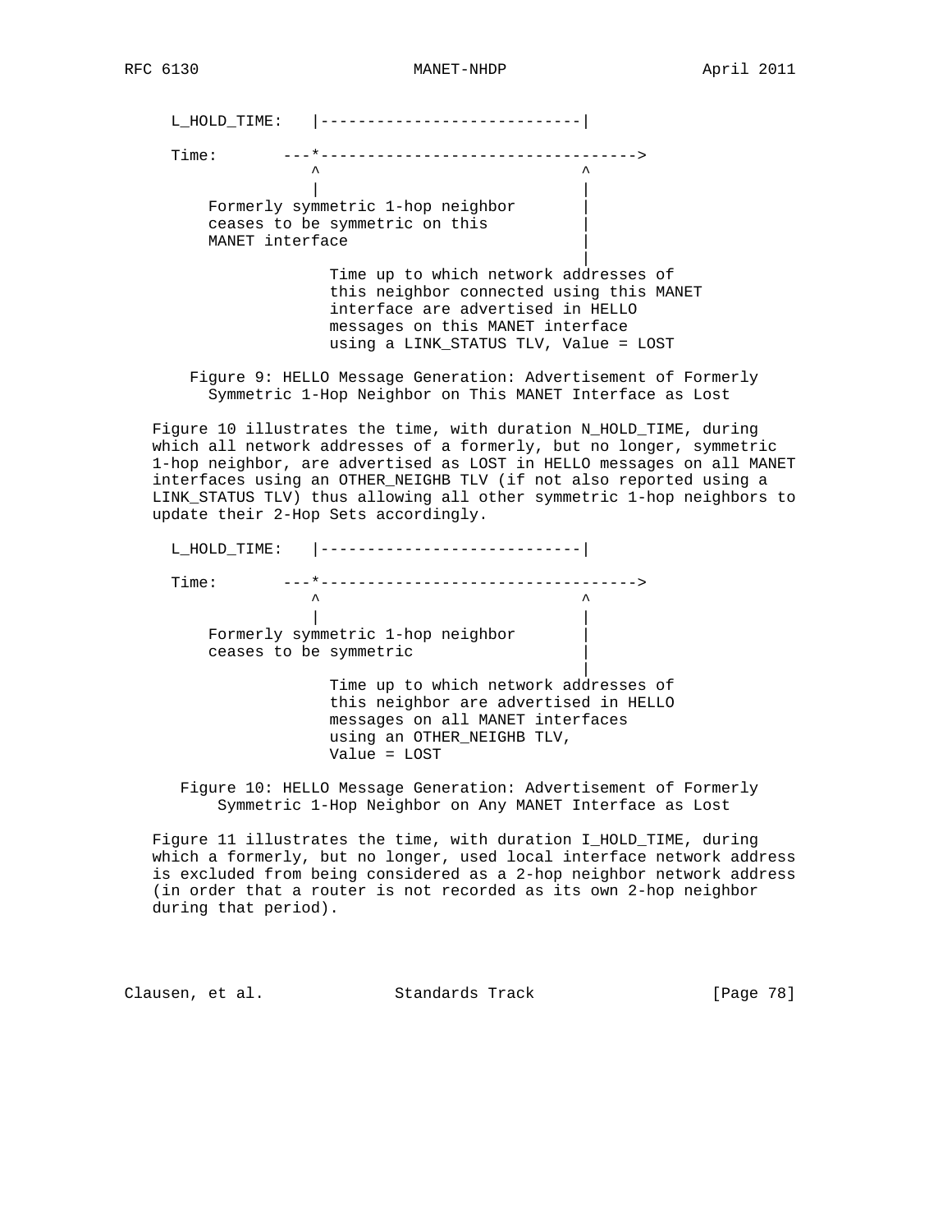```
L_HOLD_TIME:   |----------------------------|

Time:       ---*---------------------------------->
               ^                            ^
               |                            |
    Formerly symmetric 1-hop neighbor       |
    ceases to be symmetric on this          |
    MANET interface                         |
                                            |
                 Time up to which network addresses of
                 this neighbor connected using this MANET
                 interface are advertised in HELLO
                 messages on this MANET interface
                 using a LINK_STATUS TLV, Value = LOST
```

Figure 9: HELLO Message Generation: Advertisement of Formerly Symmetric 1-Hop Neighbor on This MANET Interface as Lost

Figure 10 illustrates the time, with duration N_HOLD_TIME, during which all network addresses of a formerly, but no longer, symmetric 1-hop neighbor, are advertised as LOST in HELLO messages on all MANET interfaces using an OTHER_NEIGHB TLV (if not also reported using a LINK_STATUS TLV) thus allowing all other symmetric 1-hop neighbors to update their 2-Hop Sets accordingly.

```
L_HOLD_TIME:   |----------------------------|

Time:       ---*---------------------------------->
               ^                            ^
               |                            |
    Formerly symmetric 1-hop neighbor       |
    ceases to be symmetric                  |
                                            |
                 Time up to which network addresses of
                 this neighbor are advertised in HELLO
                 messages on all MANET interfaces
                 using an OTHER_NEIGHB TLV,
                 Value = LOST
```

Figure 10: HELLO Message Generation: Advertisement of Formerly Symmetric 1-Hop Neighbor on Any MANET Interface as Lost

Figure 11 illustrates the time, with duration I_HOLD_TIME, during which a formerly, but no longer, used local interface network address is excluded from being considered as a 2-hop neighbor network address (in order that a router is not recorded as its own 2-hop neighbor during that period).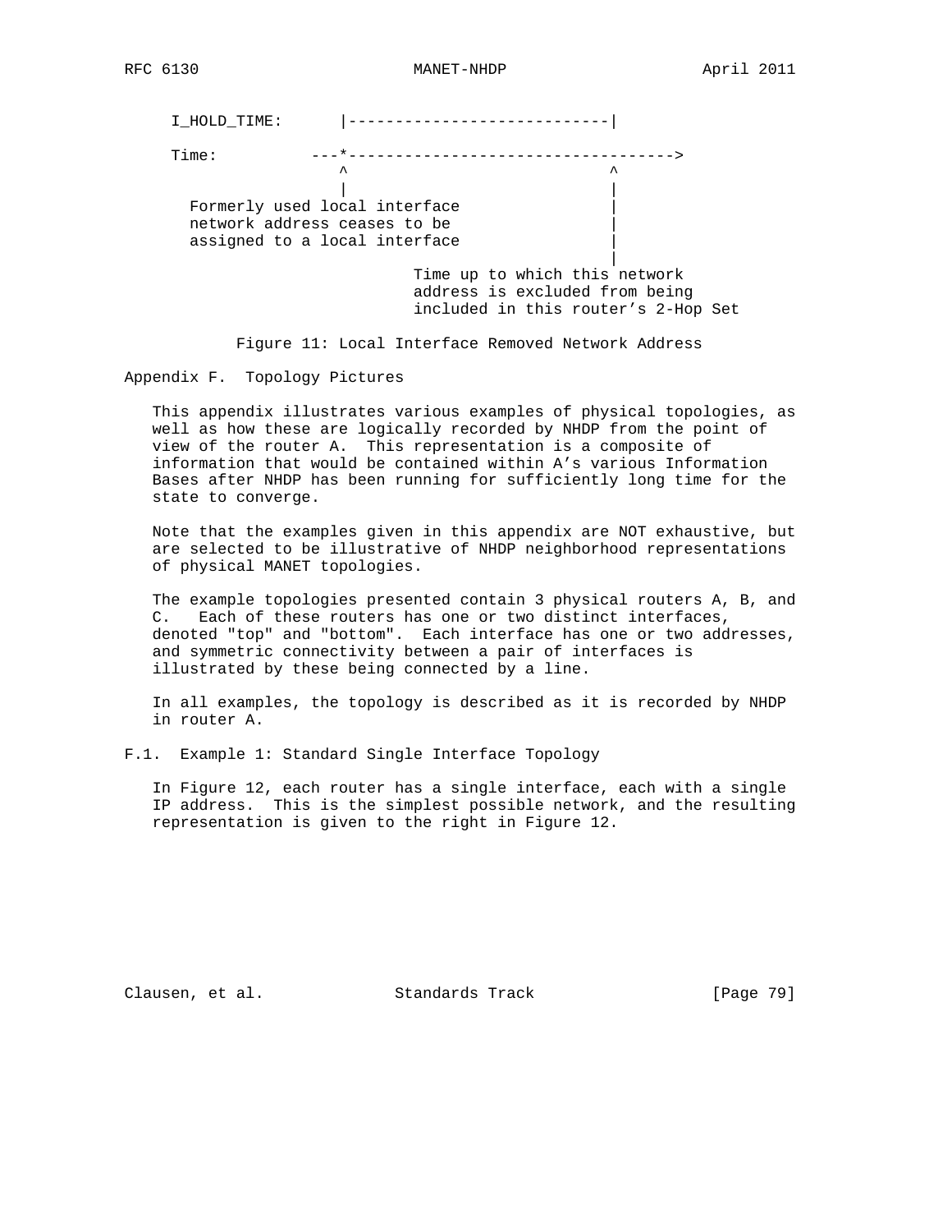```
I_HOLD_TIME:      |----------------------------|

Time:          ---*----------------------------------->
                  ^                            ^
                  |                            |
  Formerly used local interface                |
  network address ceases to be                 |
  assigned to a local interface                |
                                               |
                         Time up to which this network
                         address is excluded from being
                         included in this router's 2-Hop Set
```

Figure 11: Local Interface Removed Network Address

## Appendix F. Topology Pictures

This appendix illustrates various examples of physical topologies, as well as how these are logically recorded by NHDP from the point of view of the router A. This representation is a composite of information that would be contained within A's various Information Bases after NHDP has been running for sufficiently long time for the state to converge.

Note that the examples given in this appendix are NOT exhaustive, but are selected to be illustrative of NHDP neighborhood representations of physical MANET topologies.

The example topologies presented contain 3 physical routers A, B, and C. Each of these routers has one or two distinct interfaces, denoted "top" and "bottom". Each interface has one or two addresses, and symmetric connectivity between a pair of interfaces is illustrated by these being connected by a line.

In all examples, the topology is described as it is recorded by NHDP in router A.

### F.1. Example 1: Standard Single Interface Topology

In Figure 12, each router has a single interface, each with a single IP address. This is the simplest possible network, and the resulting representation is given to the right in Figure 12.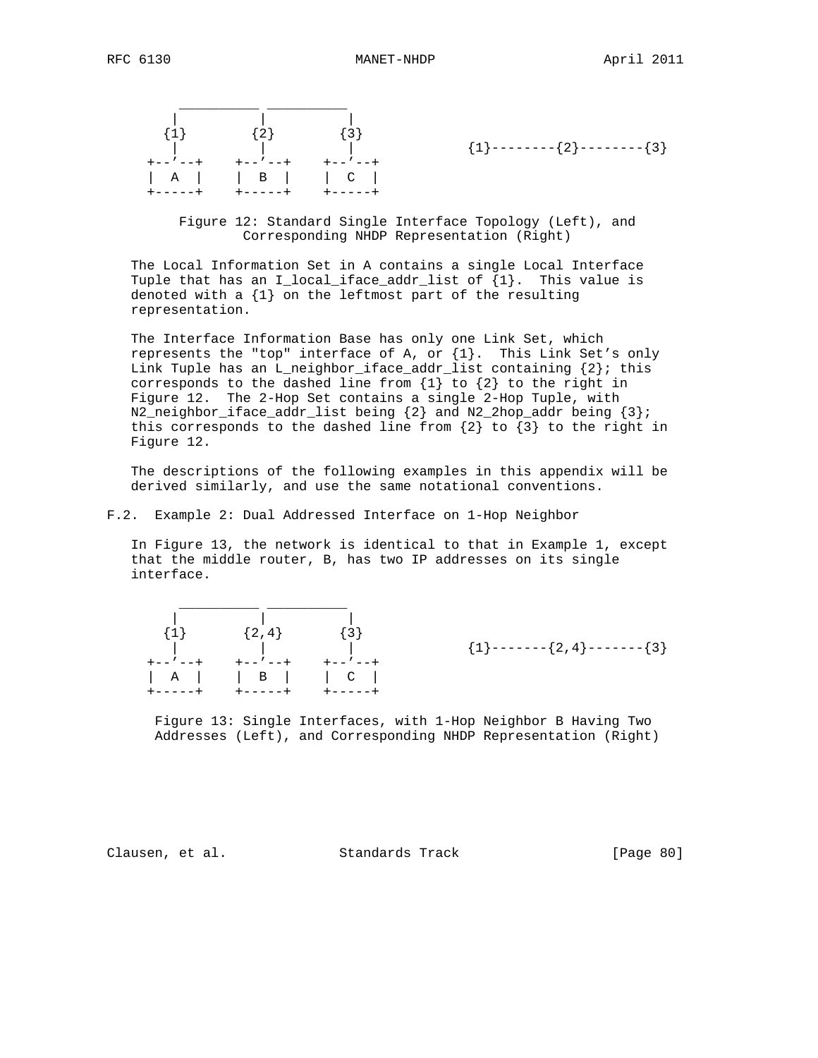```
     __________ __________
    |          |          |
   {1}        {2}        {3}
    |          |          |             {1}--------{2}--------{3}
 +--'--+    +--'--+    +--'--+
 |  A  |    |  B  |    |  C  |
 +-----+    +-----+    +-----+
```

Figure 12: Standard Single Interface Topology (Left), and Corresponding NHDP Representation (Right)

The Local Information Set in A contains a single Local Interface Tuple that has an I_local_iface_addr_list of {1}. This value is denoted with a {1} on the leftmost part of the resulting representation.

The Interface Information Base has only one Link Set, which represents the "top" interface of A, or {1}. This Link Set's only Link Tuple has an L_neighbor_iface_addr_list containing {2}; this corresponds to the dashed line from {1} to {2} to the right in Figure 12. The 2-Hop Set contains a single 2-Hop Tuple, with N2_neighbor_iface_addr_list being {2} and N2_2hop_addr being {3}; this corresponds to the dashed line from {2} to {3} to the right in Figure 12.

The descriptions of the following examples in this appendix will be derived similarly, and use the same notational conventions.

## F.2. Example 2: Dual Addressed Interface on 1-Hop Neighbor

In Figure 13, the network is identical to that in Example 1, except that the middle router, B, has two IP addresses on its single interface.

```
     __________ __________
    |          |          |
   {1}       {2,4}       {3}
    |          |          |             {1}-------{2,4}-------{3}
 +--'--+    +--'--+    +--'--+
 |  A  |    |  B  |    |  C  |
 +-----+    +-----+    +-----+
```

Figure 13: Single Interfaces, with 1-Hop Neighbor B Having Two Addresses (Left), and Corresponding NHDP Representation (Right)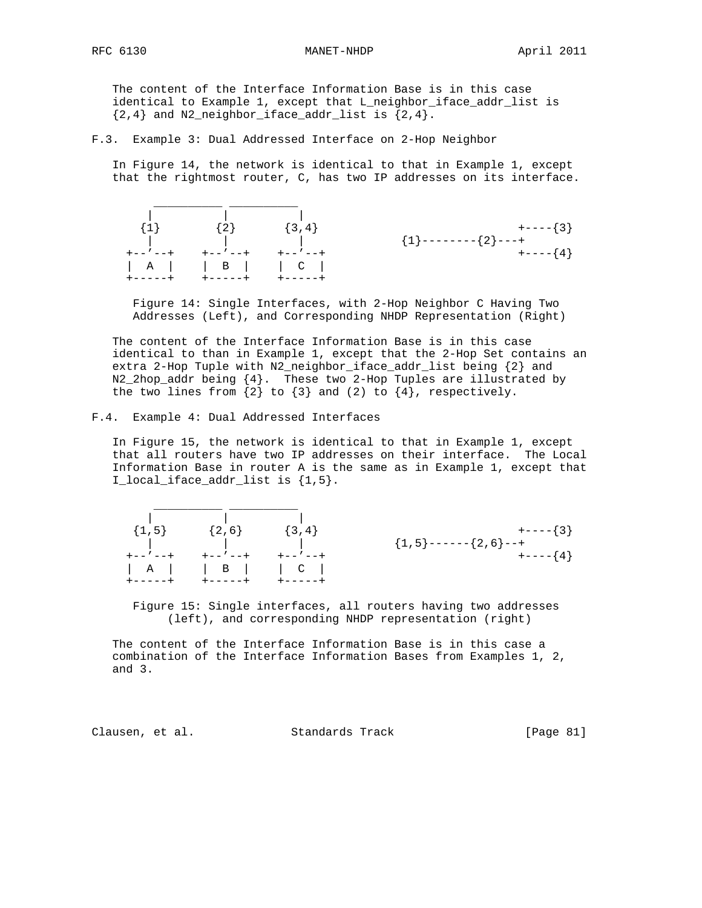The content of the Interface Information Base is in this case identical to Example 1, except that L_neighbor_iface_addr_list is {2,4} and N2_neighbor_iface_addr_list is {2,4}.

### F.3. Example 3: Dual Addressed Interface on 2-Hop Neighbor

In Figure 14, the network is identical to that in Example 1, except that the rightmost router, C, has two IP addresses on its interface.

```
     __________ __________
    |          |          |
   {1}        {2}       {3,4}                                +----{3}
    |          |          |              {1}--------{2}---+
 +--'--+    +--'--+    +--'--+                                +----{4}
 |  A  |    |  B  |    |  C  |
 +-----+    +-----+    +-----+
```

Figure 14: Single Interfaces, with 2-Hop Neighbor C Having Two Addresses (Left), and Corresponding NHDP Representation (Right)

The content of the Interface Information Base is in this case identical to than in Example 1, except that the 2-Hop Set contains an extra 2-Hop Tuple with N2_neighbor_iface_addr_list being {2} and N2_2hop_addr being {4}. These two 2-Hop Tuples are illustrated by the two lines from {2} to {3} and (2) to {4}, respectively.

### F.4. Example 4: Dual Addressed Interfaces

In Figure 15, the network is identical to that in Example 1, except that all routers have two IP addresses on their interface. The Local Information Base in router A is the same as in Example 1, except that I_local_iface_addr_list is {1,5}.

```
     __________ __________
    |          |          |
  {1,5}      {2,6}      {3,4}                                +----{3}
    |          |          |              {1,5}------{2,6}--+
 +--'--+    +--'--+    +--'--+                                +----{4}
 |  A  |    |  B  |    |  C  |
 +-----+    +-----+    +-----+
```

Figure 15: Single interfaces, all routers having two addresses (left), and corresponding NHDP representation (right)

The content of the Interface Information Base is in this case a combination of the Interface Information Bases from Examples 1, 2, and 3.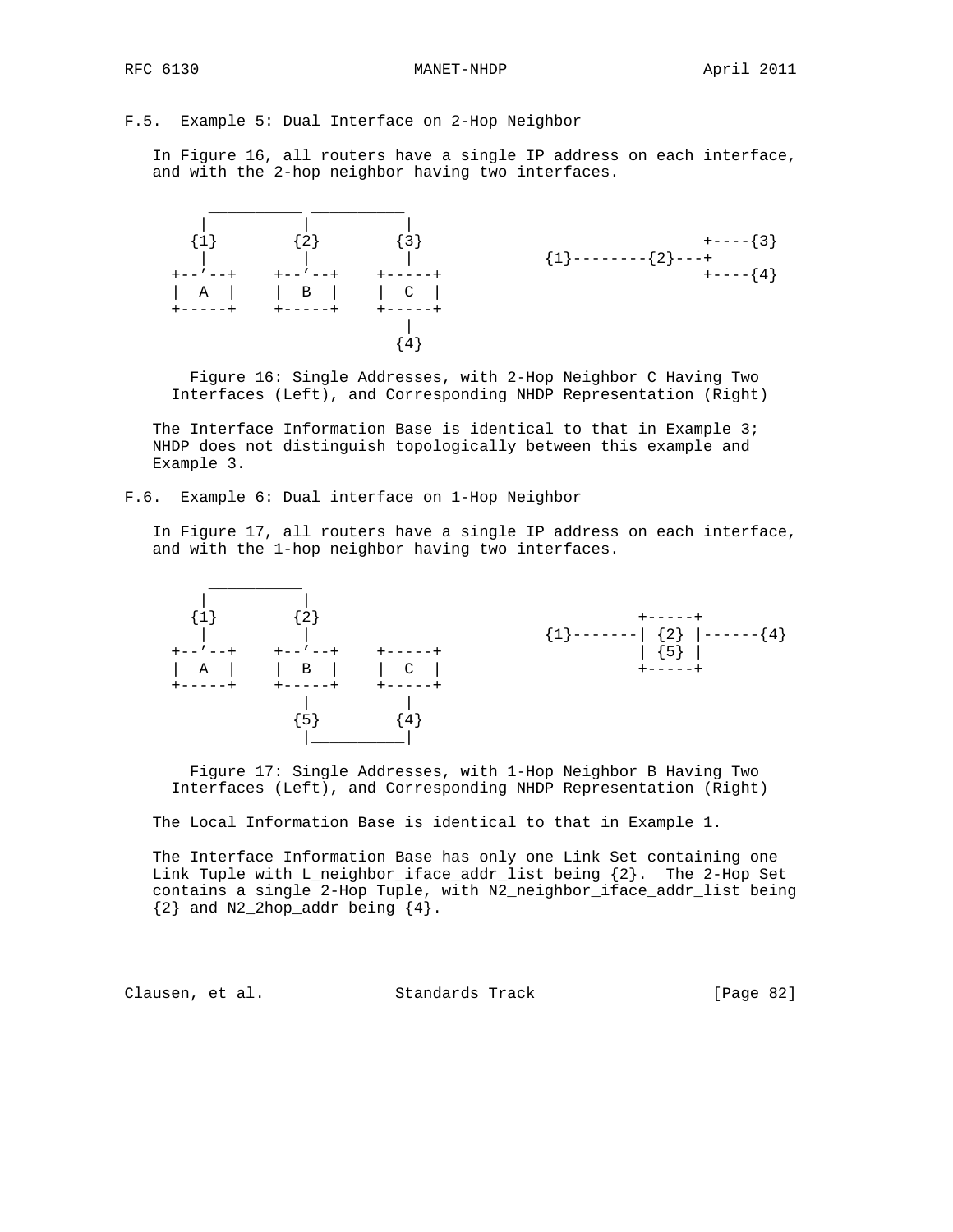### F.5. Example 5: Dual Interface on 2-Hop Neighbor

In Figure 16, all routers have a single IP address on each interface, and with the 2-hop neighbor having two interfaces.

```
      __________ __________
     |          |          |
    {1}        {2}        {3}                      +----{3}
     |          |          |           {1}--------{2}---+
  +--'--+    +--'--+    +-----+                         +----{4}
  |  A  |    |  B  |    |  C  |
  +-----+    +-----+    +-----+
                           |
                          {4}
```

Figure 16: Single Addresses, with 2-Hop Neighbor C Having Two Interfaces (Left), and Corresponding NHDP Representation (Right)

The Interface Information Base is identical to that in Example 3; NHDP does not distinguish topologically between this example and Example 3.

### F.6. Example 6: Dual interface on 1-Hop Neighbor

In Figure 17, all routers have a single IP address on each interface, and with the 1-hop neighbor having two interfaces.

```
      __________
     |          |
    {1}        {2}                             +-----+
     |          |                  {1}-------| {2} |------{4}
  +--'--+    +--'--+    +-----+               | {5} |
  |  A  |    |  B  |    |  C  |               +-----+
  +-----+    +-----+    +-----+
                |          |
               {5}        {4}
                |__________|
```

Figure 17: Single Addresses, with 1-Hop Neighbor B Having Two Interfaces (Left), and Corresponding NHDP Representation (Right)

The Local Information Base is identical to that in Example 1.

The Interface Information Base has only one Link Set containing one Link Tuple with L_neighbor_iface_addr_list being {2}. The 2-Hop Set contains a single 2-Hop Tuple, with N2_neighbor_iface_addr_list being {2} and N2_2hop_addr being {4}.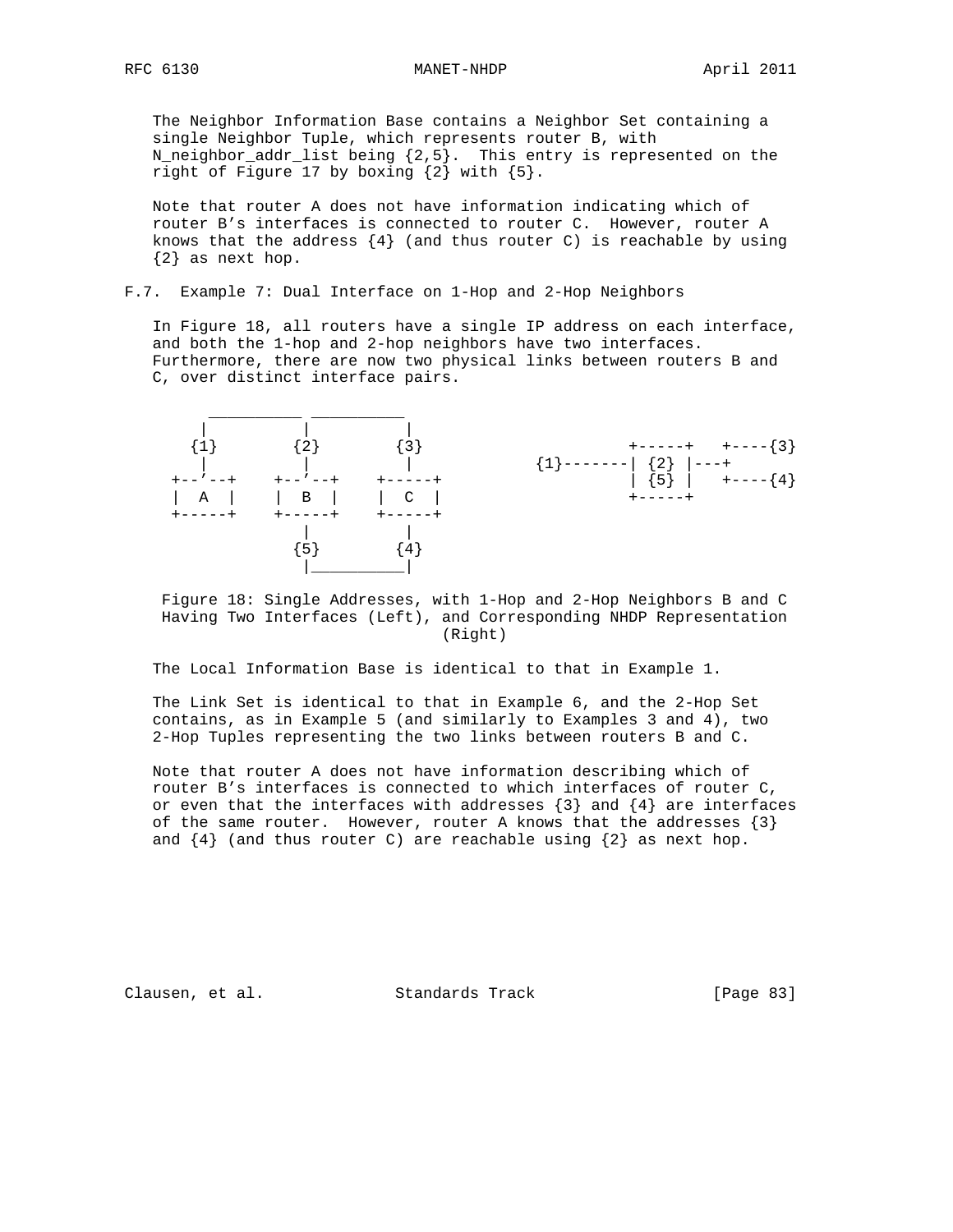The Neighbor Information Base contains a Neighbor Set containing a single Neighbor Tuple, which represents router B, with N_neighbor_addr_list being {2,5}. This entry is represented on the right of Figure 17 by boxing {2} with {5}.

Note that router A does not have information indicating which of router B's interfaces is connected to router C. However, router A knows that the address {4} (and thus router C) is reachable by using {2} as next hop.

### F.7. Example 7: Dual Interface on 1-Hop and 2-Hop Neighbors

In Figure 18, all routers have a single IP address on each interface, and both the 1-hop and 2-hop neighbors have two interfaces. Furthermore, there are now two physical links between routers B and C, over distinct interface pairs.

```
     __________ __________
    |          |          |
   {1}        {2}        {3}                 +-----+   +----{3}
    |          |          |          {1}-------| {2} |---+
 +--'--+    +--'--+    +-----+                 | {5} |   +----{4}
 |  A  |    |  B  |    |  C  |                 +-----+
 +-----+    +-----+    +-----+
               |          |
              {5}        {4}
               |__________|
```

Figure 18: Single Addresses, with 1-Hop and 2-Hop Neighbors B and C Having Two Interfaces (Left), and Corresponding NHDP Representation (Right)

The Local Information Base is identical to that in Example 1.

The Link Set is identical to that in Example 6, and the 2-Hop Set contains, as in Example 5 (and similarly to Examples 3 and 4), two 2-Hop Tuples representing the two links between routers B and C.

Note that router A does not have information describing which of router B's interfaces is connected to which interfaces of router C, or even that the interfaces with addresses {3} and {4} are interfaces of the same router. However, router A knows that the addresses {3} and {4} (and thus router C) are reachable using {2} as next hop.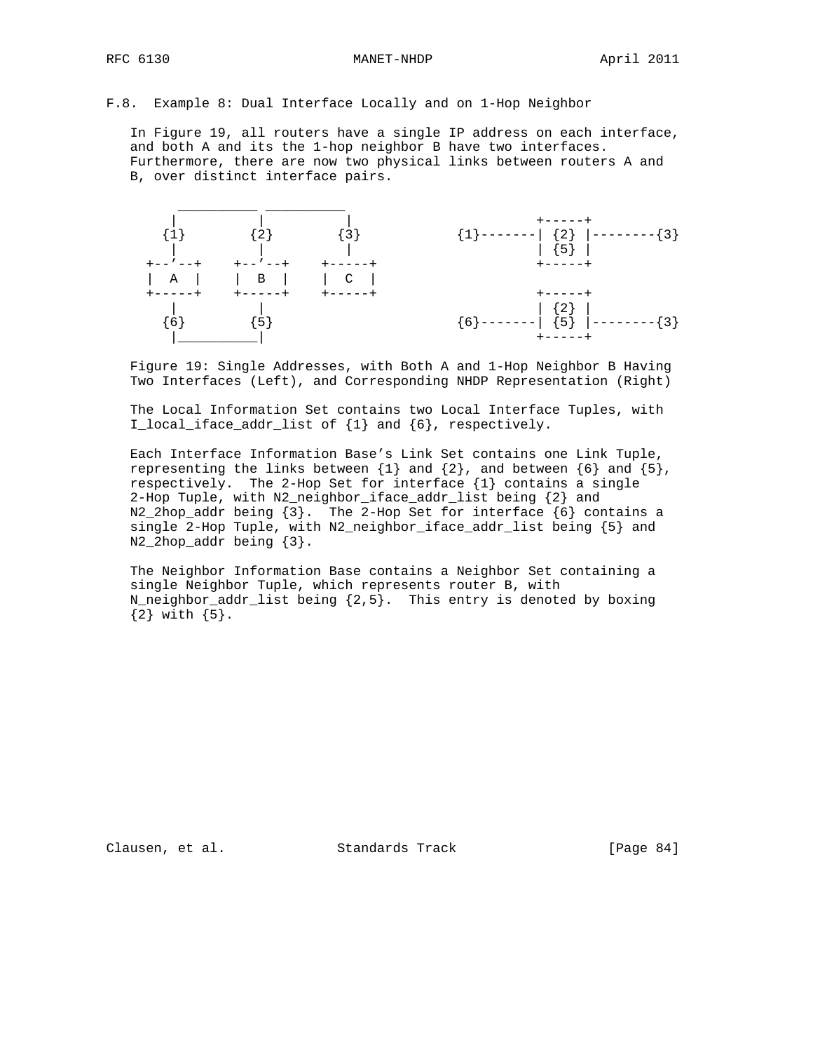### F.8. Example 8: Dual Interface Locally and on 1-Hop Neighbor

In Figure 19, all routers have a single IP address on each interface, and both A and its the 1-hop neighbor B have two interfaces. Furthermore, there are now two physical links between routers A and B, over distinct interface pairs.

```
     __________ __________
    |          |          |                    +-----+
   {1}        {2}        {3}         {1}-------| {2} |--------{3}
    |          |          |                    | {5} |
 +--'--+    +--'--+    +-----+                 +-----+
 |  A  |    |  B  |    |  C  |
 +-----+    +-----+    +-----+                 +-----+
    |          |                               | {2} |
   {6}        {5}                    {6}-------| {5} |--------{3}
    |__________|                               +-----+
```

Figure 19: Single Addresses, with Both A and 1-Hop Neighbor B Having Two Interfaces (Left), and Corresponding NHDP Representation (Right)

The Local Information Set contains two Local Interface Tuples, with I_local_iface_addr_list of {1} and {6}, respectively.

Each Interface Information Base's Link Set contains one Link Tuple, representing the links between {1} and {2}, and between {6} and {5}, respectively. The 2-Hop Set for interface {1} contains a single 2-Hop Tuple, with N2_neighbor_iface_addr_list being {2} and N2_2hop_addr being {3}. The 2-Hop Set for interface {6} contains a single 2-Hop Tuple, with N2_neighbor_iface_addr_list being {5} and N2_2hop_addr being {3}.

The Neighbor Information Base contains a Neighbor Set containing a single Neighbor Tuple, which represents router B, with N_neighbor_addr_list being {2,5}. This entry is denoted by boxing {2} with {5}.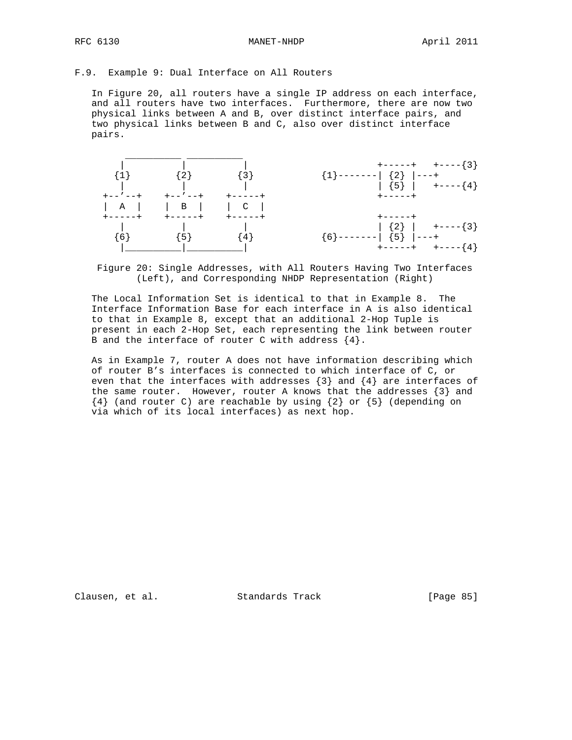## F.9. Example 9: Dual Interface on All Routers

In Figure 20, all routers have a single IP address on each interface, and all routers have two interfaces. Furthermore, there are now two physical links between A and B, over distinct interface pairs, and two physical links between B and C, also over distinct interface pairs.

```
  ___________ ___________
 |           |           |                   +-----+   +----{3}
{1}         {2}         {3}         {1}-------| {2} |---+
 |           |           |                   | {5} |   +----{4}
+--'--+    +--'--+    +-----+                +-----+
|  A  |    |  B  |    |  C  |
+-----+    +-----+    +-----+                +-----+
 |           |           |                   | {2} |   +----{3}
{6}         {5}         {4}         {6}-------| {5} |---+
 |___________|___________|                   +-----+   +----{4}
```

Figure 20: Single Addresses, with All Routers Having Two Interfaces (Left), and Corresponding NHDP Representation (Right)

The Local Information Set is identical to that in Example 8. The Interface Information Base for each interface in A is also identical to that in Example 8, except that an additional 2-Hop Tuple is present in each 2-Hop Set, each representing the link between router B and the interface of router C with address {4}.

As in Example 7, router A does not have information describing which of router B's interfaces is connected to which interface of C, or even that the interfaces with addresses {3} and {4} are interfaces of the same router. However, router A knows that the addresses {3} and {4} (and router C) are reachable by using {2} or {5} (depending on via which of its local interfaces) as next hop.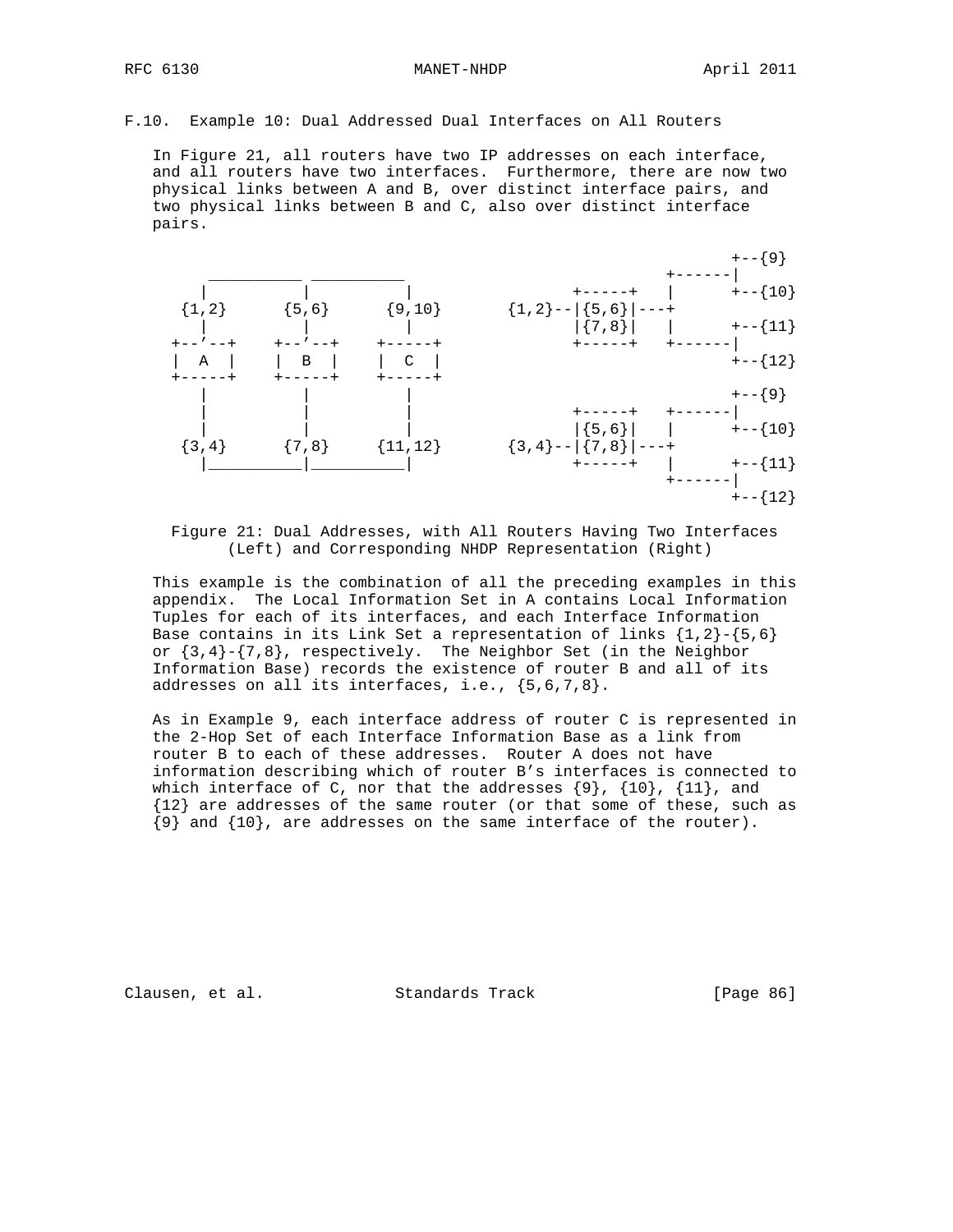## F.10. Example 10: Dual Addressed Dual Interfaces on All Routers

In Figure 21, all routers have two IP addresses on each interface, and all routers have two interfaces. Furthermore, there are now two physical links between A and B, over distinct interface pairs, and two physical links between B and C, also over distinct interface pairs.

```
                                                                +--{9}
      ___________ ___________                          +------|
     |           |           |             +-----+    |       +--{10}
   {1,2}       {5,6}       {9,10}     {1,2}--|{5,6}|---+
     |           |           |             |{7,8}|    |       +--{11}
  +--'--+     +--'--+     +-----+          +-----+    +------|
  |  A  |     |  B  |     |  C  |                             +--{12}
  +-----+     +-----+     +-----+
     |           |           |                                +--{9}
     |           |           |             +-----+    +------|
     |           |           |             |{5,6}|    |       +--{10}
   {3,4}       {7,8}      {11,12}     {3,4}--|{7,8}|---+
     |___________|___________|             +-----+    |       +--{11}
                                                       +------|
                                                              +--{12}
```

Figure 21: Dual Addresses, with All Routers Having Two Interfaces (Left) and Corresponding NHDP Representation (Right)

This example is the combination of all the preceding examples in this appendix. The Local Information Set in A contains Local Information Tuples for each of its interfaces, and each Interface Information Base contains in its Link Set a representation of links {1,2}-{5,6} or {3,4}-{7,8}, respectively. The Neighbor Set (in the Neighbor Information Base) records the existence of router B and all of its addresses on all its interfaces, i.e., {5,6,7,8}.

As in Example 9, each interface address of router C is represented in the 2-Hop Set of each Interface Information Base as a link from router B to each of these addresses. Router A does not have information describing which of router B's interfaces is connected to which interface of C, nor that the addresses {9}, {10}, {11}, and {12} are addresses of the same router (or that some of these, such as {9} and {10}, are addresses on the same interface of the router).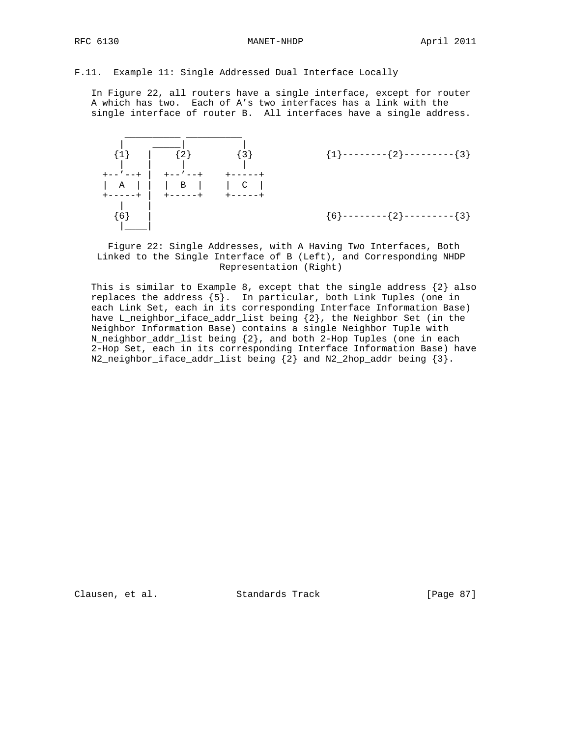## F.11. Example 11: Single Addressed Dual Interface Locally

In Figure 22, all routers have a single interface, except for router A which has two. Each of A's two interfaces has a link with the single interface of router B. All interfaces have a single address.

```
     ___________ ___________
    |      _____|           |
   {1}   |    {2}          {3}          {1}--------{2}---------{3}
    |    |     |            |
 +--'--+ |  +--'--+     +-----+
 |  A  | |  |  B  |     |  C  |
 +-----+ |  +-----+     +-----+
    |    |
   {6}   |                              {6}--------{2}---------{3}
    |____|
```

Figure 22: Single Addresses, with A Having Two Interfaces, Both Linked to the Single Interface of B (Left), and Corresponding NHDP Representation (Right)

This is similar to Example 8, except that the single address {2} also replaces the address {5}. In particular, both Link Tuples (one in each Link Set, each in its corresponding Interface Information Base) have L_neighbor_iface_addr_list being {2}, the Neighbor Set (in the Neighbor Information Base) contains a single Neighbor Tuple with N_neighbor_addr_list being {2}, and both 2-Hop Tuples (one in each 2-Hop Set, each in its corresponding Interface Information Base) have N2_neighbor_iface_addr_list being {2} and N2_2hop_addr being {3}.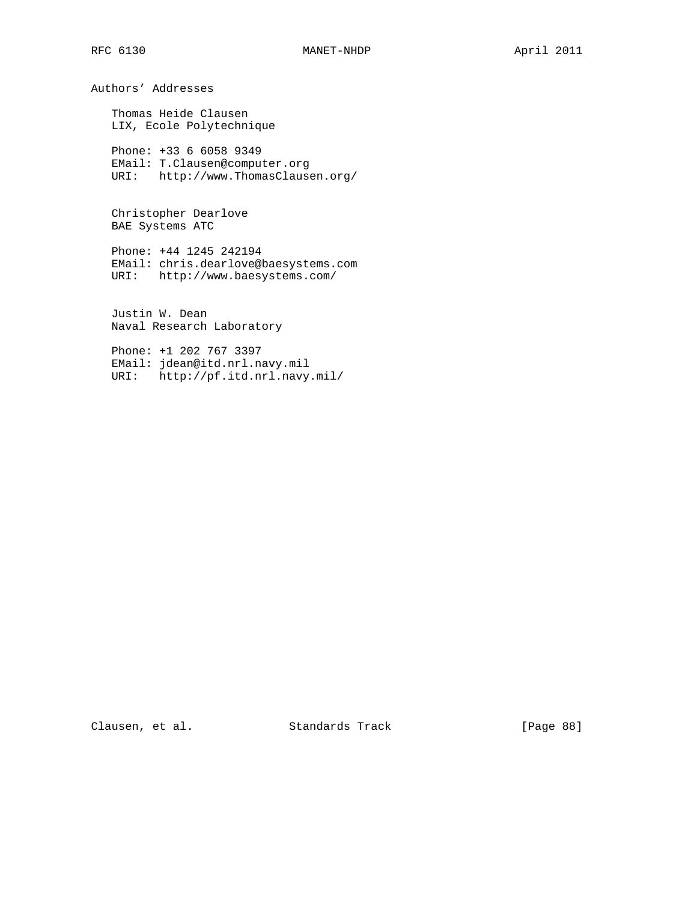## Authors' Addresses

Thomas Heide Clausen
LIX, Ecole Polytechnique

Phone: +33 6 6058 9349
EMail: T.Clausen@computer.org
URI:   http://www.ThomasClausen.org/

Christopher Dearlove
BAE Systems ATC

Phone: +44 1245 242194
EMail: chris.dearlove@baesystems.com
URI:   http://www.baesystems.com/

Justin W. Dean
Naval Research Laboratory

Phone: +1 202 767 3397
EMail: jdean@itd.nrl.navy.mil
URI:   http://pf.itd.nrl.navy.mil/